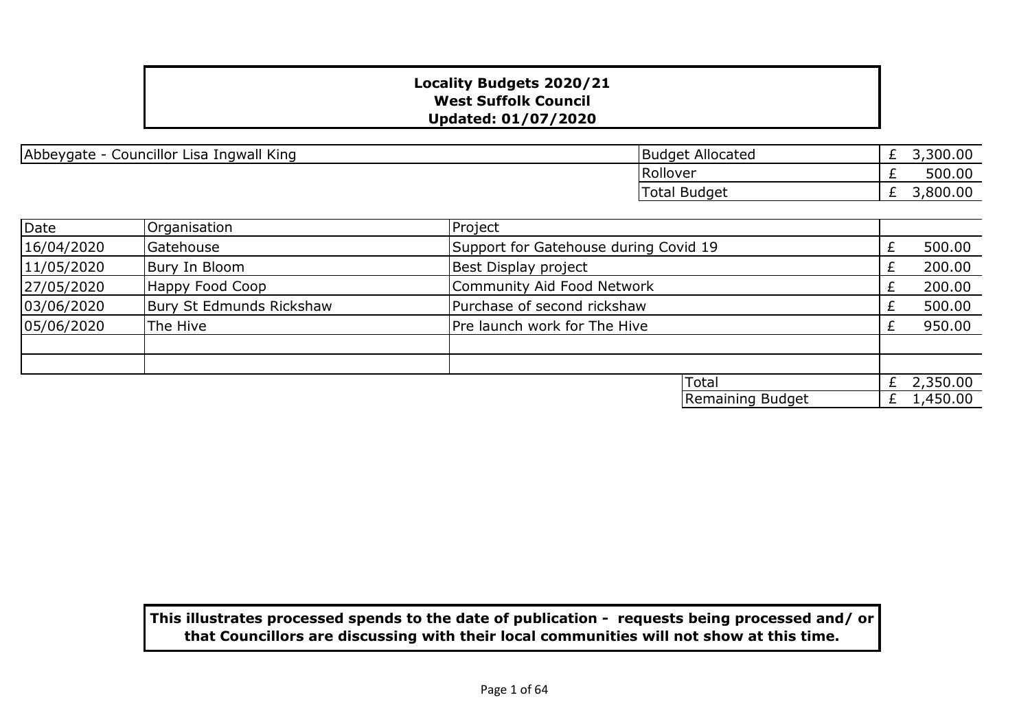**Locality Budgets 2020/21**
**West Suffolk Council**
**Updated: 01/07/2020**

| Abbeygate - Councillor Lisa Ingwall King | Budget Allocated | £ 3,300.00 |
|---|---|---|
| | Rollover | £ 500.00 |
| | Total Budget | £ 3,800.00 |

| Date | Organisation | Project | |
|---|---|---|---|
| 16/04/2020 | Gatehouse | Support for Gatehouse during Covid 19 | £ 500.00 |
| 11/05/2020 | Bury In Bloom | Best Display project | £ 200.00 |
| 27/05/2020 | Happy Food Coop | Community Aid Food Network | £ 200.00 |
| 03/06/2020 | Bury St Edmunds Rickshaw | Purchase of second rickshaw | £ 500.00 |
| 05/06/2020 | The Hive | Pre launch work for The Hive | £ 950.00 |
| | | | |
| | | | |
| | | Total | £ 2,350.00 |
| | | Remaining Budget | £ 1,450.00 |

**This illustrates processed spends to the date of publication - requests being processed and/ or that Councillors are discussing with their local communities will not show at this time.**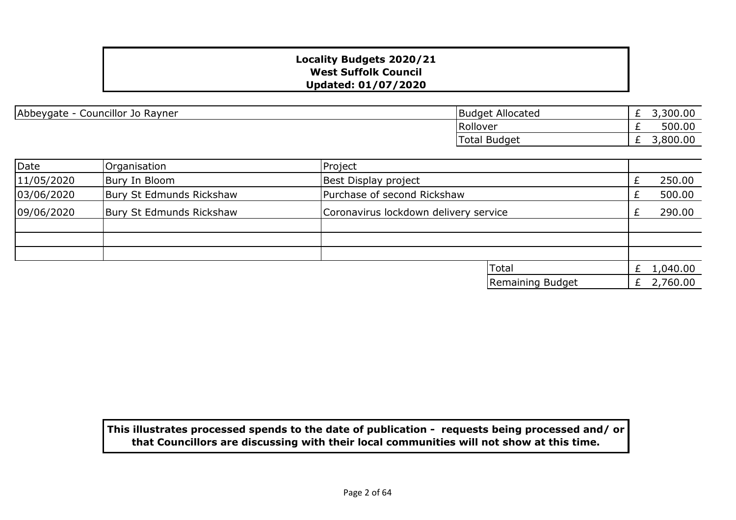**Locality Budgets 2020/21**
**West Suffolk Council**
**Updated: 01/07/2020**

| Abbeygate - Councillor Jo Rayner | | |
|---|---|---|
| | Budget Allocated | £ 3,300.00 |
| | Rollover | £ 500.00 |
| | Total Budget | £ 3,800.00 |

| Date | Organisation | Project | |
|---|---|---|---|
| 11/05/2020 | Bury In Bloom | Best Display project | £ 250.00 |
| 03/06/2020 | Bury St Edmunds Rickshaw | Purchase of second Rickshaw | £ 500.00 |
| 09/06/2020 | Bury St Edmunds Rickshaw | Coronavirus lockdown delivery service | £ 290.00 |
| | | | |
| | | | |
| | | | |
| | | Total | £ 1,040.00 |
| | | Remaining Budget | £ 2,760.00 |

**This illustrates processed spends to the date of publication - requests being processed and/ or that Councillors are discussing with their local communities will not show at this time.**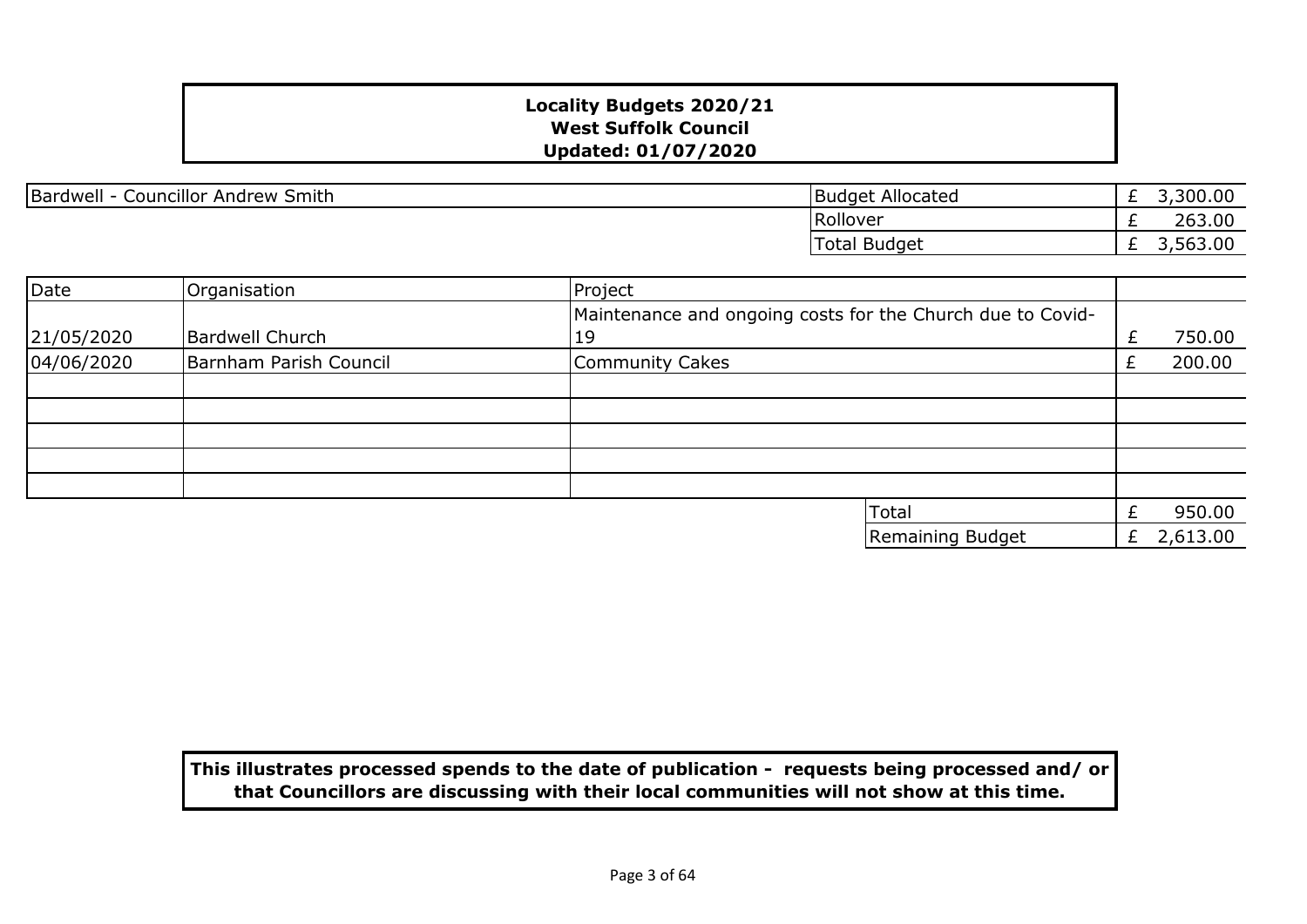**Locality Budgets 2020/21**
**West Suffolk Council**
**Updated: 01/07/2020**

| Bardwell - Councillor Andrew Smith | Budget Allocated | £ 3,300.00 |
|---|---|---|
| | Rollover | £ 263.00 |
| | Total Budget | £ 3,563.00 |

| Date | Organisation | Project | |
|---|---|---|---|
| 21/05/2020 | Bardwell Church | Maintenance and ongoing costs for the Church due to Covid-19 | £ 750.00 |
| 04/06/2020 | Barnham Parish Council | Community Cakes | £ 200.00 |
| | | | |
| | | | |
| | | | |
| | | | |
| | | | |
| | | Total | £ 950.00 |
| | | Remaining Budget | £ 2,613.00 |

**This illustrates processed spends to the date of publication - requests being processed and/ or that Councillors are discussing with their local communities will not show at this time.**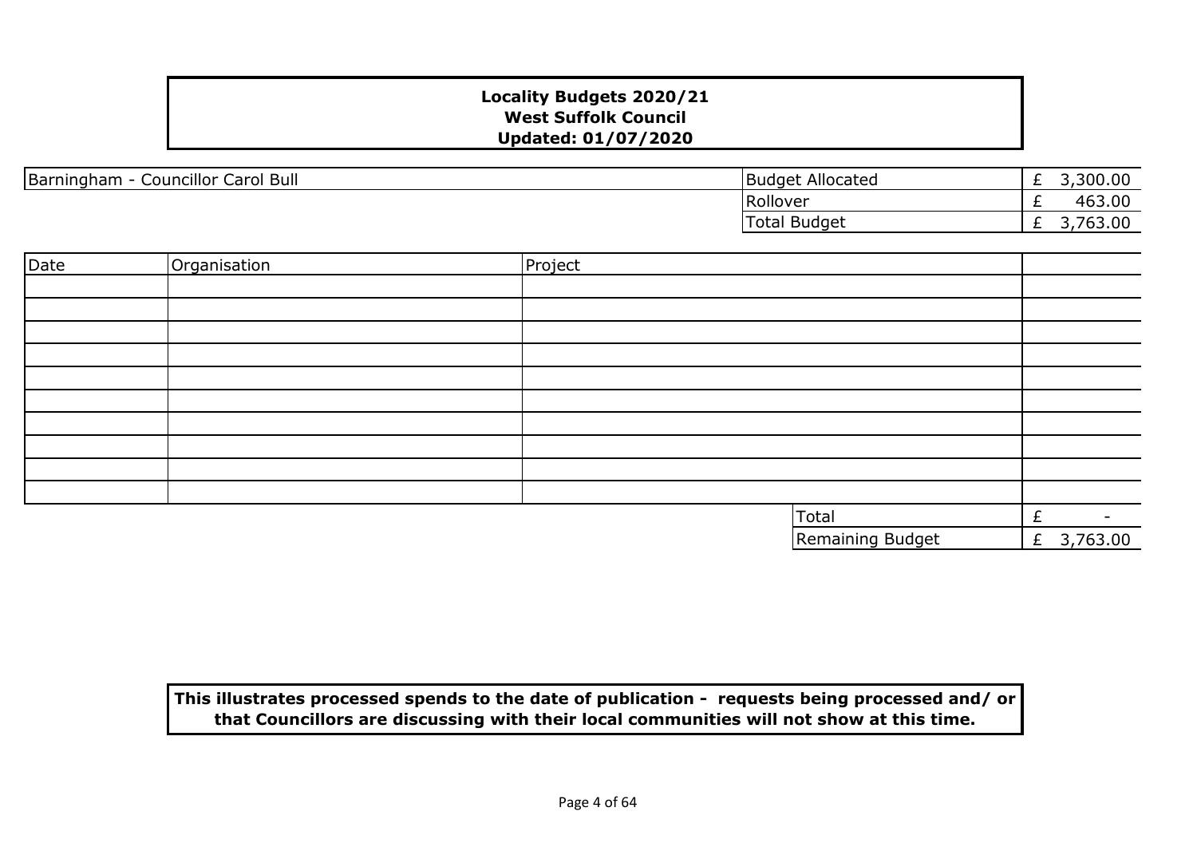**Locality Budgets 2020/21**
**West Suffolk Council**
**Updated: 01/07/2020**

| Barningham - Councillor Carol Bull | Budget Allocated | £ 3,300.00 |
|---|---|---|
| | Rollover | £ 463.00 |
| | Total Budget | £ 3,763.00 |

| Date | Organisation | Project | |
|---|---|---|---|
| | | | |
| | | | |
| | | | |
| | | | |
| | | | |
| | | | |
| | | | |
| | | | |
| | | | |
| | | | |
| | | Total | £ - |
| | | Remaining Budget | £ 3,763.00 |

**This illustrates processed spends to the date of publication - requests being processed and/ or that Councillors are discussing with their local communities will not show at this time.**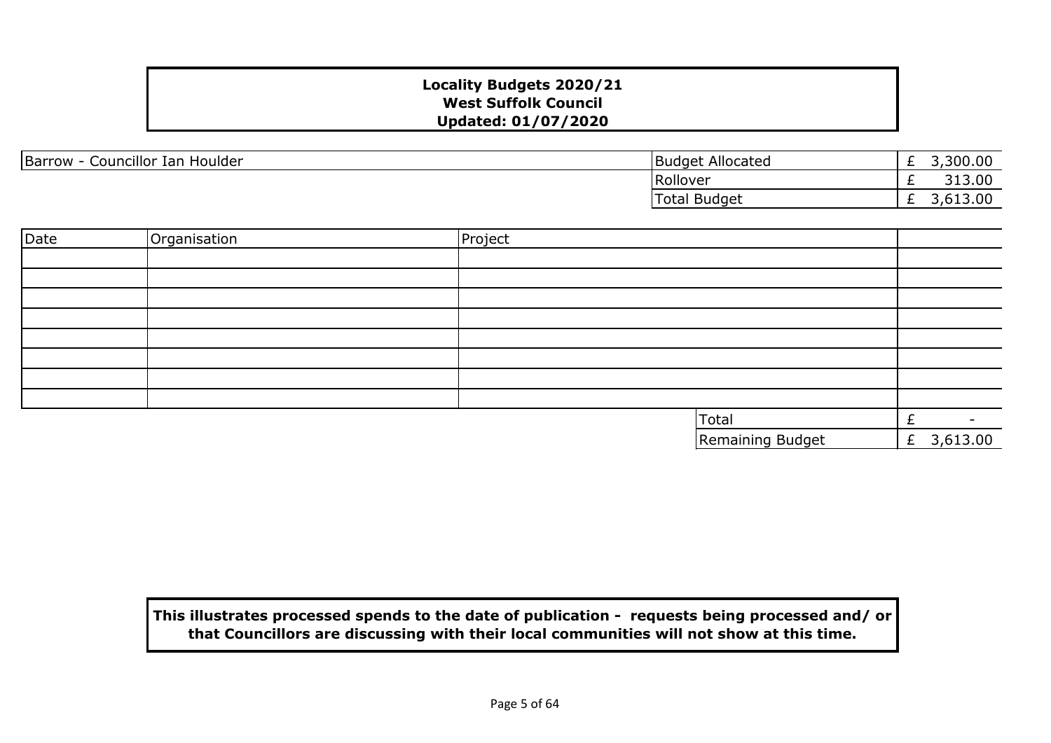**Locality Budgets 2020/21**
**West Suffolk Council**
**Updated: 01/07/2020**

Barrow - Councillor Ian Houlder

| | |
|---|---|
| Budget Allocated | £ 3,300.00 |
| Rollover | £ 313.00 |
| Total Budget | £ 3,613.00 |

| Date | Organisation | Project | |
|---|---|---|---|
| | | | |
| | | | |
| | | | |
| | | | |
| | | | |
| | | | |
| | | | |
| | | | |
| | | Total | £ - |
| | | Remaining Budget | £ 3,613.00 |

**This illustrates processed spends to the date of publication - requests being processed and/ or that Councillors are discussing with their local communities will not show at this time.**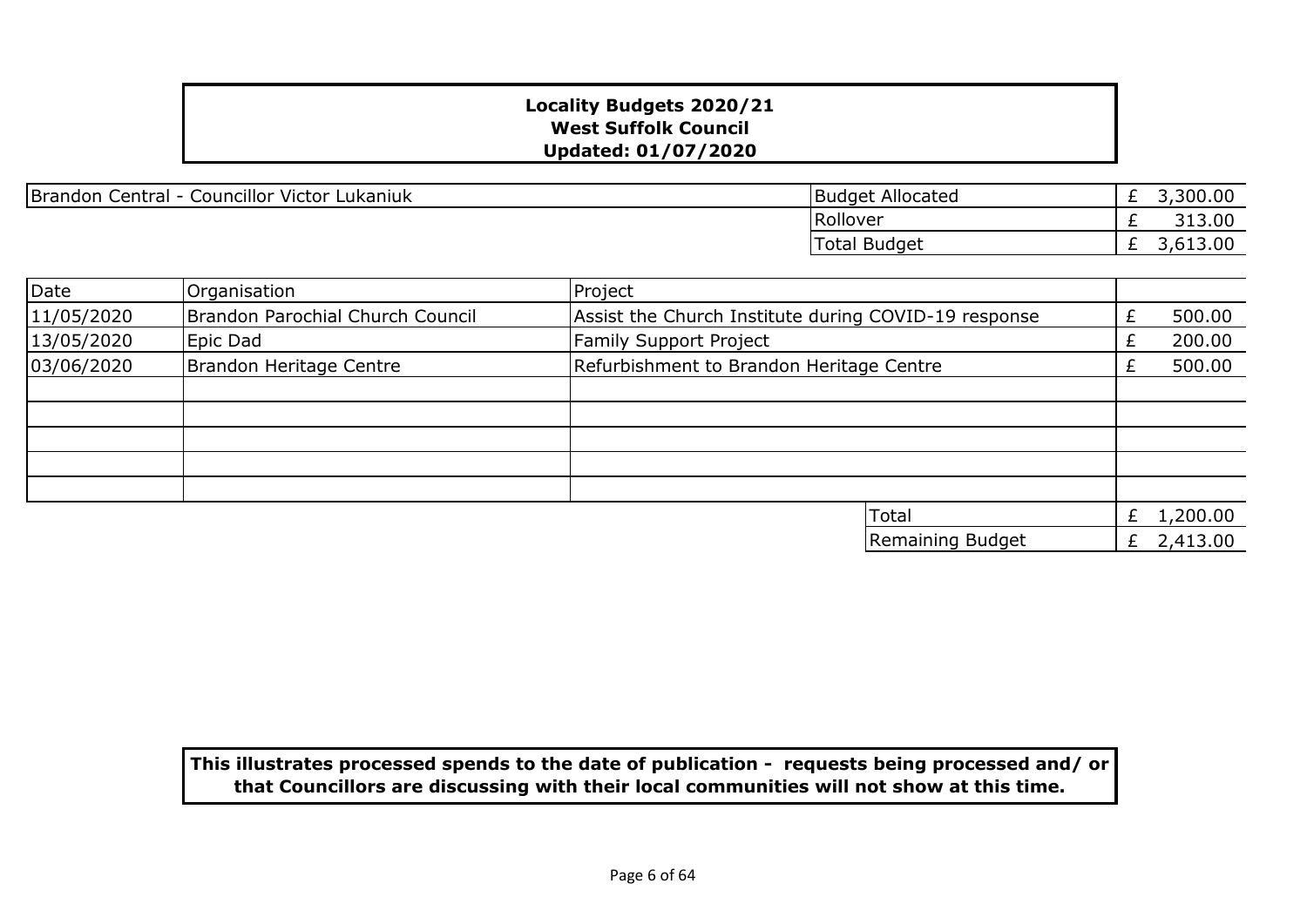**Locality Budgets 2020/21**
**West Suffolk Council**
**Updated: 01/07/2020**

| Brandon Central - Councillor Victor Lukaniuk | |
|---|---|
| Budget Allocated | £ 3,300.00 |
| Rollover | £ 313.00 |
| Total Budget | £ 3,613.00 |

| Date | Organisation | Project | |
|---|---|---|---|
| 11/05/2020 | Brandon Parochial Church Council | Assist the Church Institute during COVID-19 response | £ 500.00 |
| 13/05/2020 | Epic Dad | Family Support Project | £ 200.00 |
| 03/06/2020 | Brandon Heritage Centre | Refurbishment to Brandon Heritage Centre | £ 500.00 |
| | | | |
| | | | |
| | | | |
| | | | |
| | | | |
| | | Total | £ 1,200.00 |
| | | Remaining Budget | £ 2,413.00 |

**This illustrates processed spends to the date of publication - requests being processed and/ or that Councillors are discussing with their local communities will not show at this time.**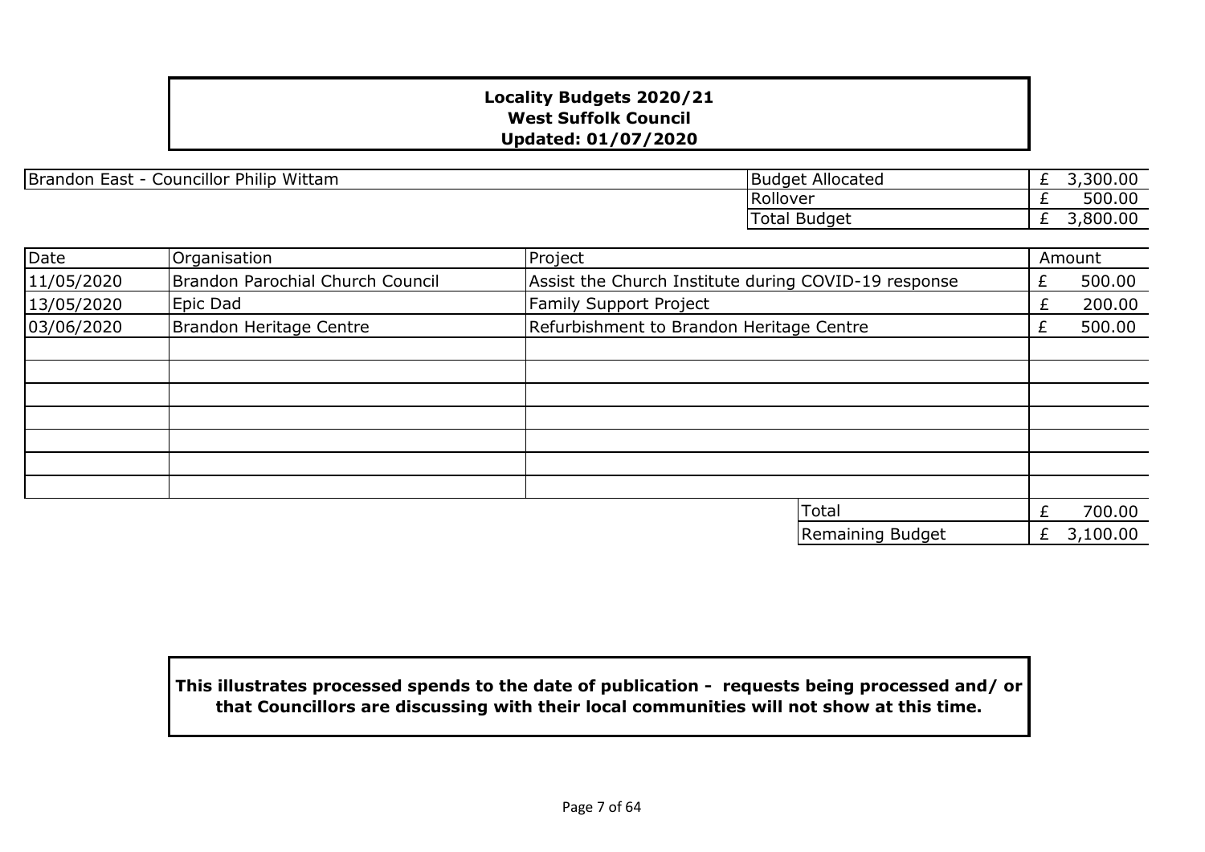**Locality Budgets 2020/21**
**West Suffolk Council**
**Updated: 01/07/2020**

Brandon East - Councillor Philip Wittam

| | |
|---|---|
| Budget Allocated | £ 3,300.00 |
| Rollover | £ 500.00 |
| Total Budget | £ 3,800.00 |

| Date | Organisation | Project | Amount |
|---|---|---|---|
| 11/05/2020 | Brandon Parochial Church Council | Assist the Church Institute during COVID-19 response | £ 500.00 |
| 13/05/2020 | Epic Dad | Family Support Project | £ 200.00 |
| 03/06/2020 | Brandon Heritage Centre | Refurbishment to Brandon Heritage Centre | £ 500.00 |
| | | | |
| | | | |
| | | | |
| | | | |
| | | | |
| | | | |
| | | | |
| | | Total | £ 700.00 |
| | | Remaining Budget | £ 3,100.00 |

**This illustrates processed spends to the date of publication - requests being processed and/ or that Councillors are discussing with their local communities will not show at this time.**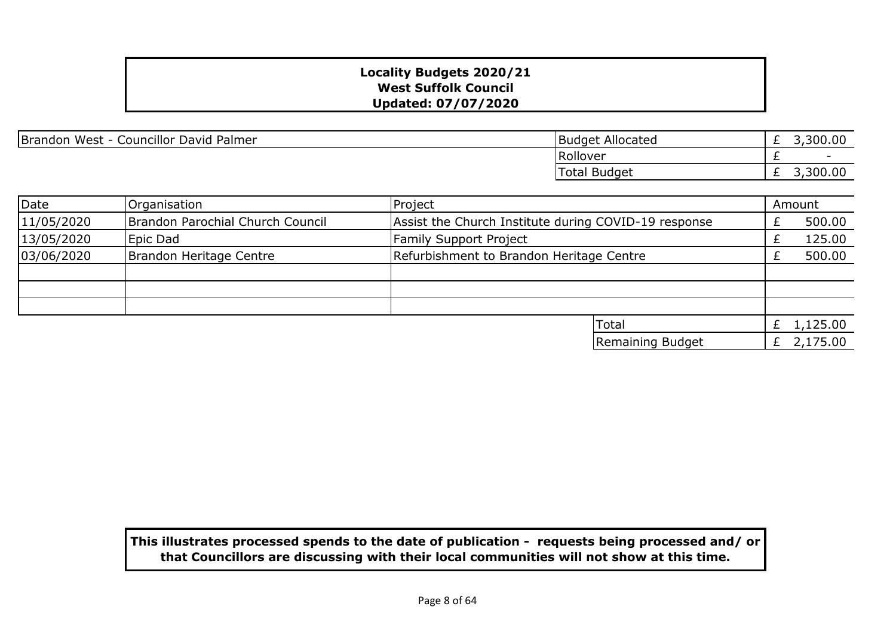# Locality Budgets 2020/21
## West Suffolk Council
### Updated: 07/07/2020

| Brandon West - Councillor David Palmer | | |
|---|---|---|
| | Budget Allocated | £ 3,300.00 |
| | Rollover | £ - |
| | Total Budget | £ 3,300.00 |

| Date | Organisation | Project | Amount |
|---|---|---|---|
| 11/05/2020 | Brandon Parochial Church Council | Assist the Church Institute during COVID-19 response | £ 500.00 |
| 13/05/2020 | Epic Dad | Family Support Project | £ 125.00 |
| 03/06/2020 | Brandon Heritage Centre | Refurbishment to Brandon Heritage Centre | £ 500.00 |
| | | | |
| | | | |
| | | | |
| | | Total | £ 1,125.00 |
| | | Remaining Budget | £ 2,175.00 |

**This illustrates processed spends to the date of publication - requests being processed and/ or that Councillors are discussing with their local communities will not show at this time.**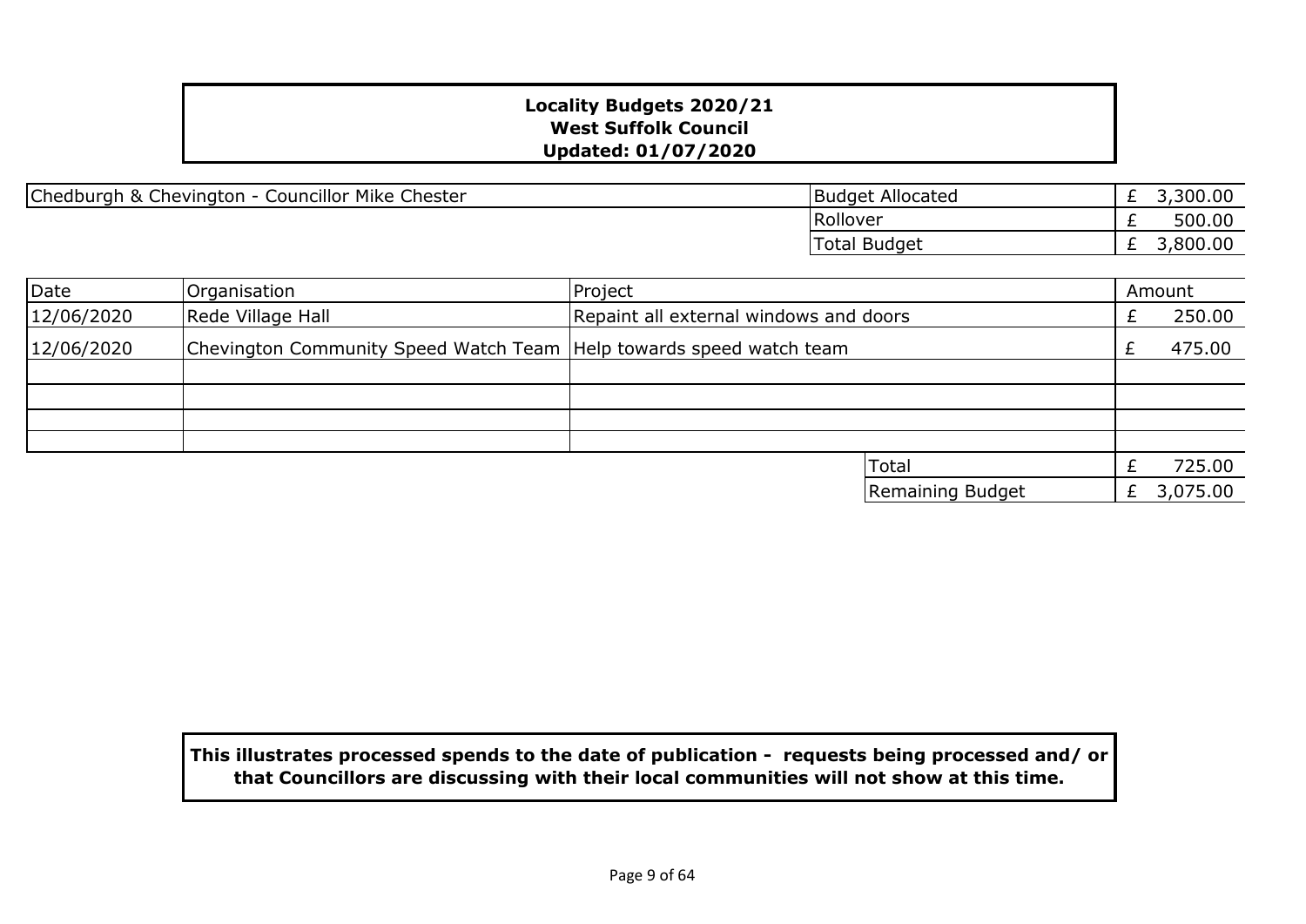**Locality Budgets 2020/21**
**West Suffolk Council**
**Updated: 01/07/2020**

| Chedburgh & Chevington - Councillor Mike Chester | Budget Allocated | £ 3,300.00 |
|---|---|---|
| | Rollover | £ 500.00 |
| | Total Budget | £ 3,800.00 |

| Date | Organisation | Project | Amount |
|---|---|---|---|
| 12/06/2020 | Rede Village Hall | Repaint all external windows and doors | £ 250.00 |
| 12/06/2020 | Chevington Community Speed Watch Team | Help towards speed watch team | £ 475.00 |
| | | | |
| | | | |
| | | | |
| | | | |
| | | Total | £ 725.00 |
| | | Remaining Budget | £ 3,075.00 |

**This illustrates processed spends to the date of publication - requests being processed and/ or that Councillors are discussing with their local communities will not show at this time.**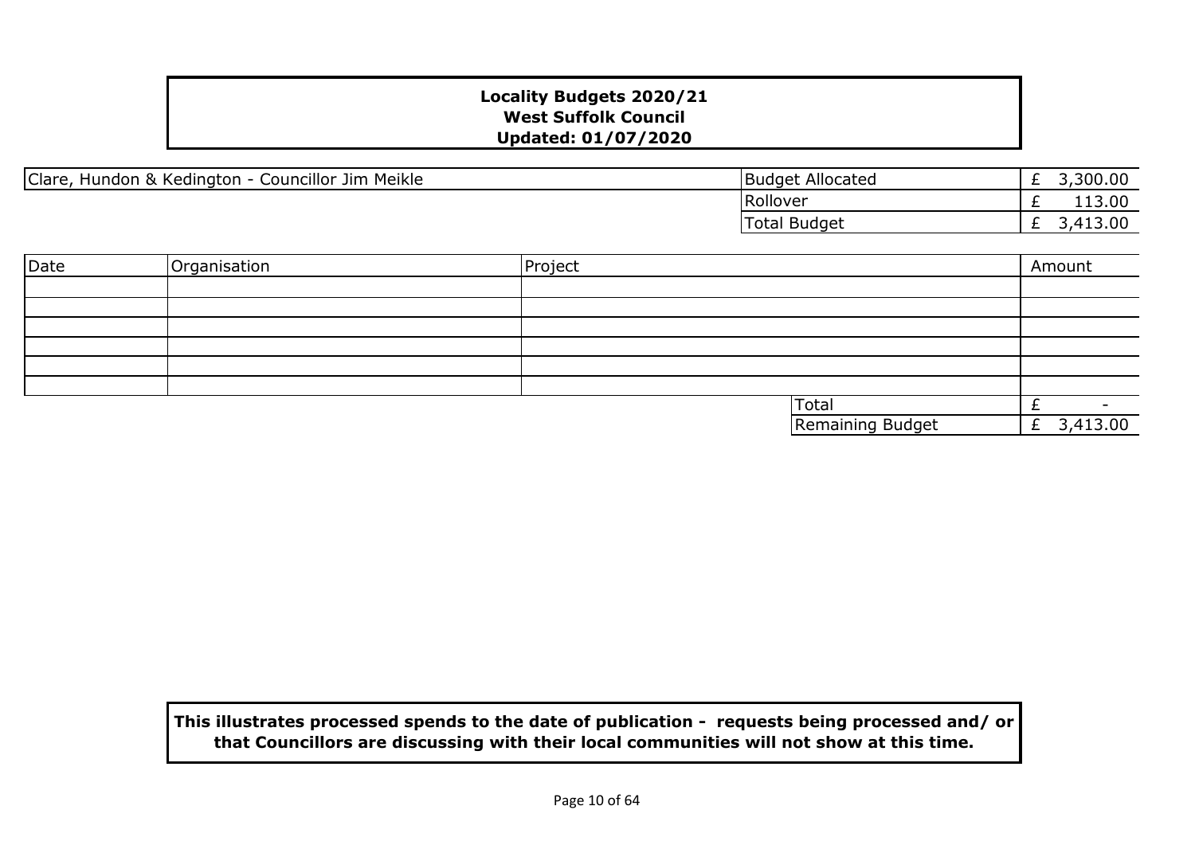**Locality Budgets 2020/21**
**West Suffolk Council**
**Updated: 01/07/2020**

| Clare, Hundon & Kedington - Councillor Jim Meikle | Budget Allocated | £ 3,300.00 |
|---|---|---|
| | Rollover | £ 113.00 |
| | Total Budget | £ 3,413.00 |

| Date | Organisation | Project | | Amount |
|---|---|---|---|---|
| | | | | |
| | | | | |
| | | | | |
| | | | | |
| | | | | |
| | | | | |
| | | | Total | £ - |
| | | | Remaining Budget | £ 3,413.00 |

**This illustrates processed spends to the date of publication - requests being processed and/ or that Councillors are discussing with their local communities will not show at this time.**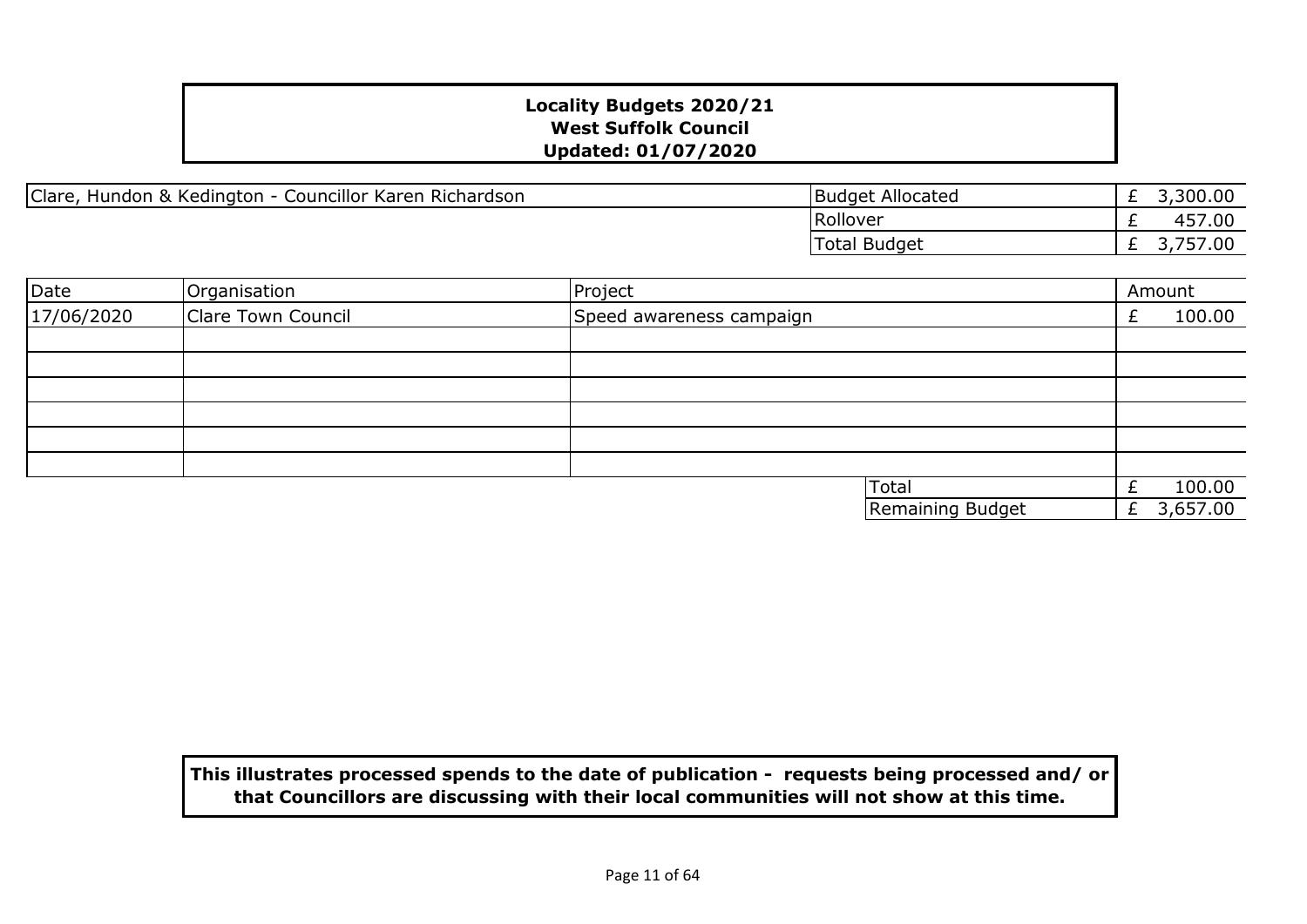**Locality Budgets 2020/21**
**West Suffolk Council**
**Updated: 01/07/2020**

| Clare, Hundon & Kedington - Councillor Karen Richardson | | |
|---|---|---|
| | Budget Allocated | £ 3,300.00 |
| | Rollover | £ 457.00 |
| | Total Budget | £ 3,757.00 |

| Date | Organisation | Project | Amount |
|---|---|---|---|
| 17/06/2020 | Clare Town Council | Speed awareness campaign | £ 100.00 |
| | | | |
| | | | |
| | | | |
| | | | |
| | | | |
| | | | |
| | | Total | £ 100.00 |
| | | Remaining Budget | £ 3,657.00 |

**This illustrates processed spends to the date of publication - requests being processed and/ or that Councillors are discussing with their local communities will not show at this time.**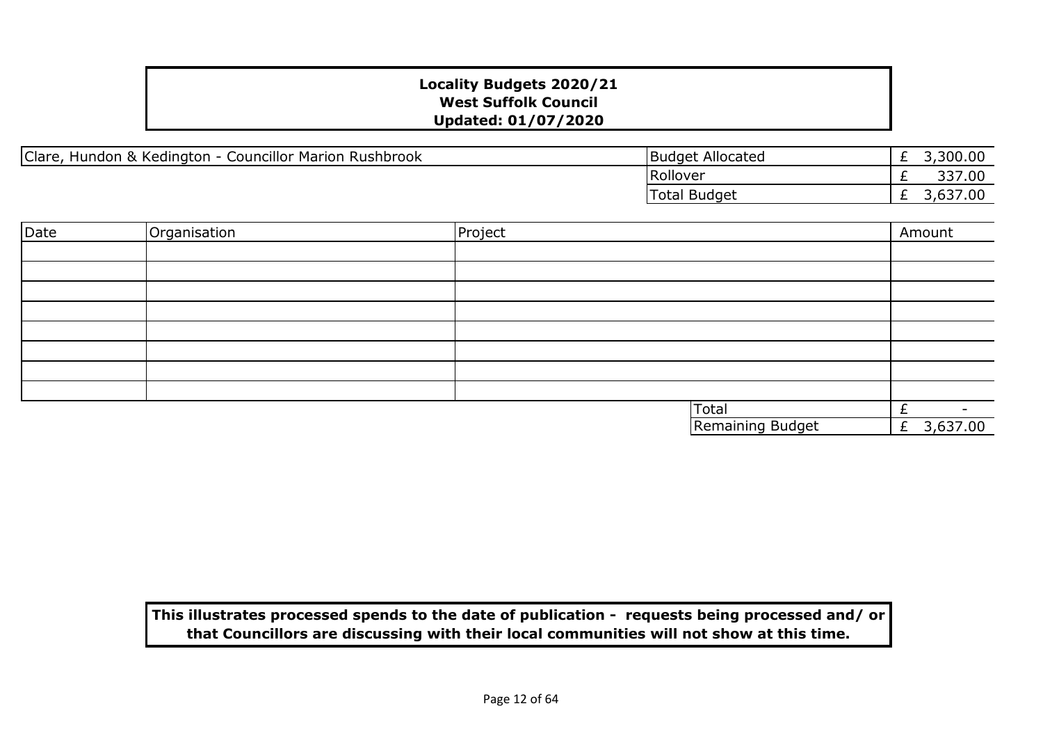**Locality Budgets 2020/21**
**West Suffolk Council**
**Updated: 01/07/2020**

| Clare, Hundon & Kedington - Councillor Marion Rushbrook | Budget Allocated | £ 3,300.00 |
|---|---|---|
| | Rollover | £ 337.00 |
| | Total Budget | £ 3,637.00 |

| Date | Organisation | Project | Amount |
|---|---|---|---|
| | | | |
| | | | |
| | | | |
| | | | |
| | | | |
| | | | |
| | | | |
| | | | |
| | | Total | £ - |
| | | Remaining Budget | £ 3,637.00 |

**This illustrates processed spends to the date of publication - requests being processed and/ or that Councillors are discussing with their local communities will not show at this time.**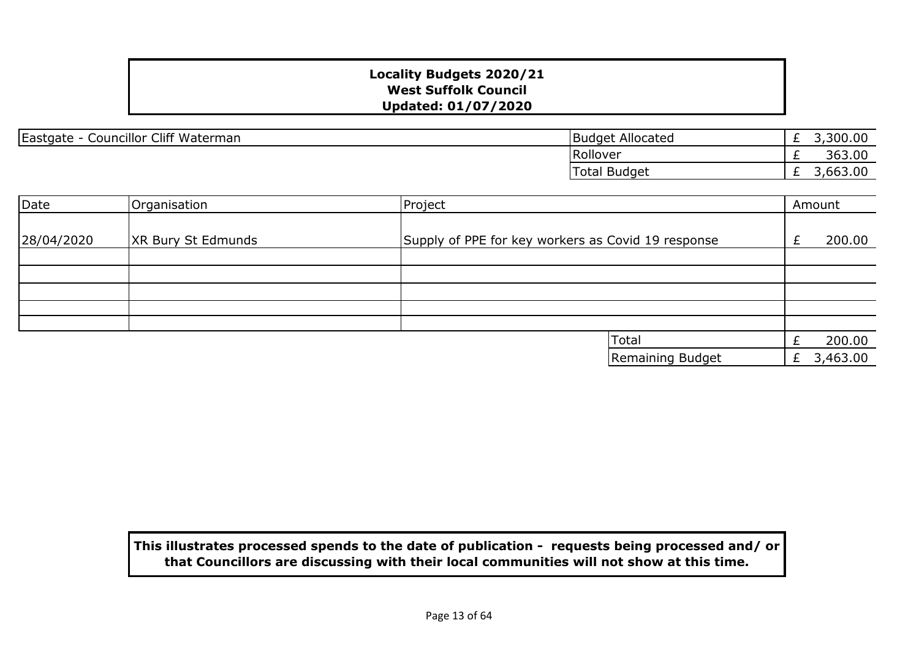**Locality Budgets 2020/21**
**West Suffolk Council**
**Updated: 01/07/2020**

| Eastgate - Councillor Cliff Waterman | | |
|---|---|---|
| | Budget Allocated | £ 3,300.00 |
| | Rollover | £ 363.00 |
| | Total Budget | £ 3,663.00 |

| Date | Organisation | Project | Amount |
|---|---|---|---|
| 28/04/2020 | XR Bury St Edmunds | Supply of PPE for key workers as Covid 19 response | £ 200.00 |
| | | | |
| | | | |
| | | | |
| | | | |
| | | | |
| | | Total | £ 200.00 |
| | | Remaining Budget | £ 3,463.00 |

**This illustrates processed spends to the date of publication - requests being processed and/ or that Councillors are discussing with their local communities will not show at this time.**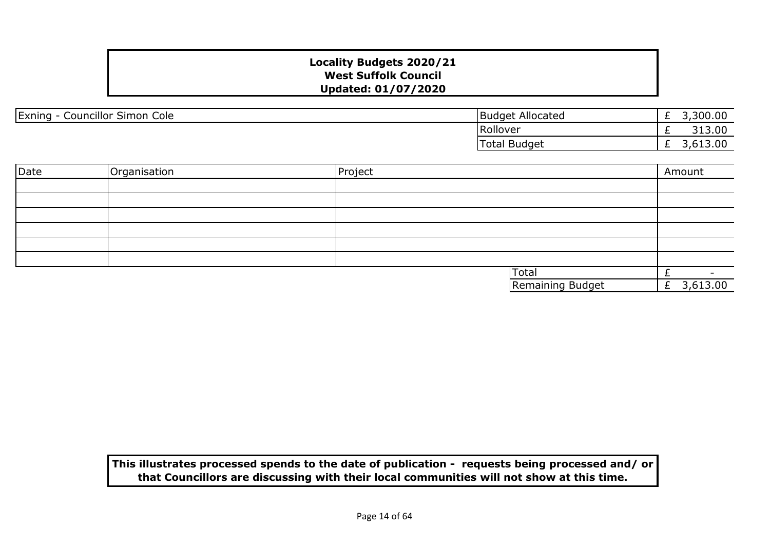**Locality Budgets 2020/21**
**West Suffolk Council**
**Updated: 01/07/2020**

| Exning - Councillor Simon Cole | Budget Allocated | £ 3,300.00 |
|---|---|---|
| | Rollover | £ 313.00 |
| | Total Budget | £ 3,613.00 |

| Date | Organisation | Project | Amount |
|---|---|---|---|
| | | | |
| | | | |
| | | | |
| | | | |
| | | | |
| | | | |
| | | Total | £ - |
| | | Remaining Budget | £ 3,613.00 |

**This illustrates processed spends to the date of publication - requests being processed and/ or that Councillors are discussing with their local communities will not show at this time.**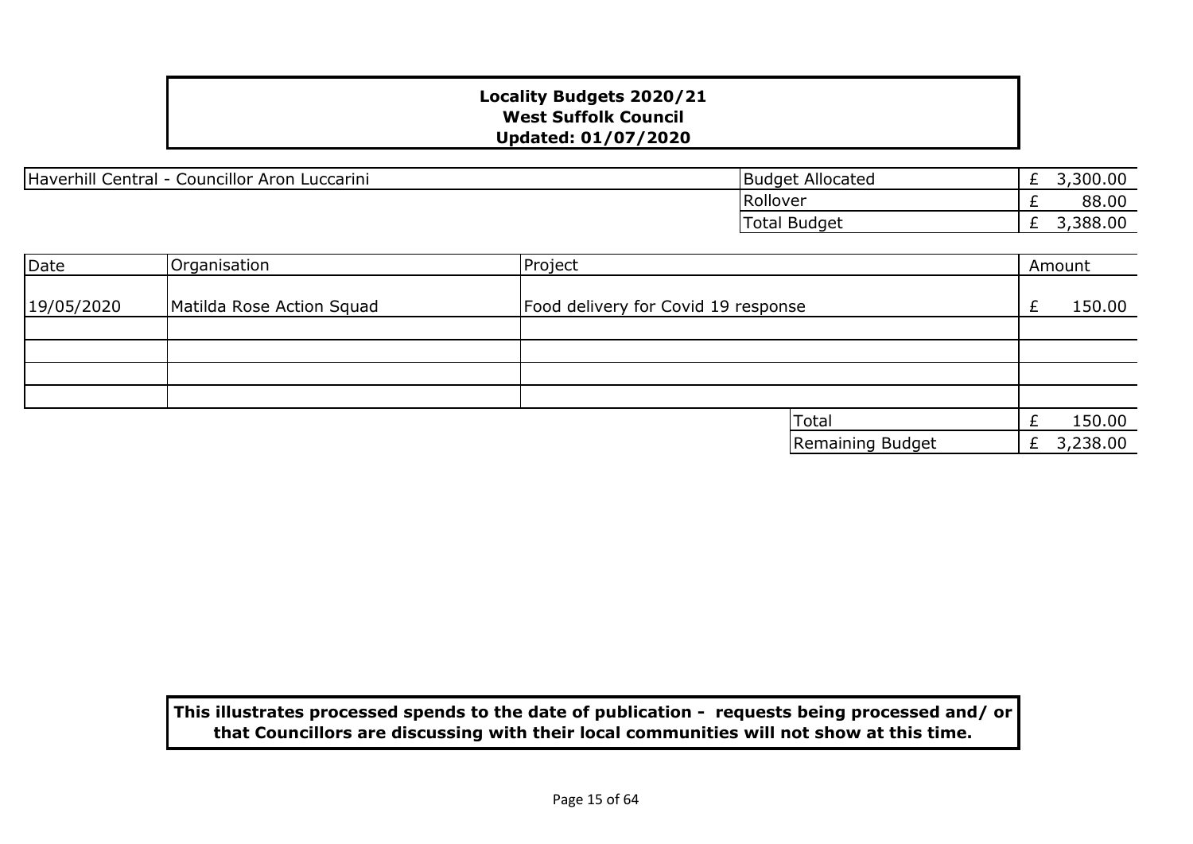**Locality Budgets 2020/21**
**West Suffolk Council**
**Updated: 01/07/2020**

| Haverhill Central - Councillor Aron Luccarini | | |
|---|---|---|
| | Budget Allocated | £ 3,300.00 |
| | Rollover | £ 88.00 |
| | Total Budget | £ 3,388.00 |

| Date | Organisation | Project | Amount |
|---|---|---|---|
| 19/05/2020 | Matilda Rose Action Squad | Food delivery for Covid 19 response | £ 150.00 |
| | | | |
| | | | |
| | | | |
| | | | |
| | | Total | £ 150.00 |
| | | Remaining Budget | £ 3,238.00 |

**This illustrates processed spends to the date of publication - requests being processed and/ or that Councillors are discussing with their local communities will not show at this time.**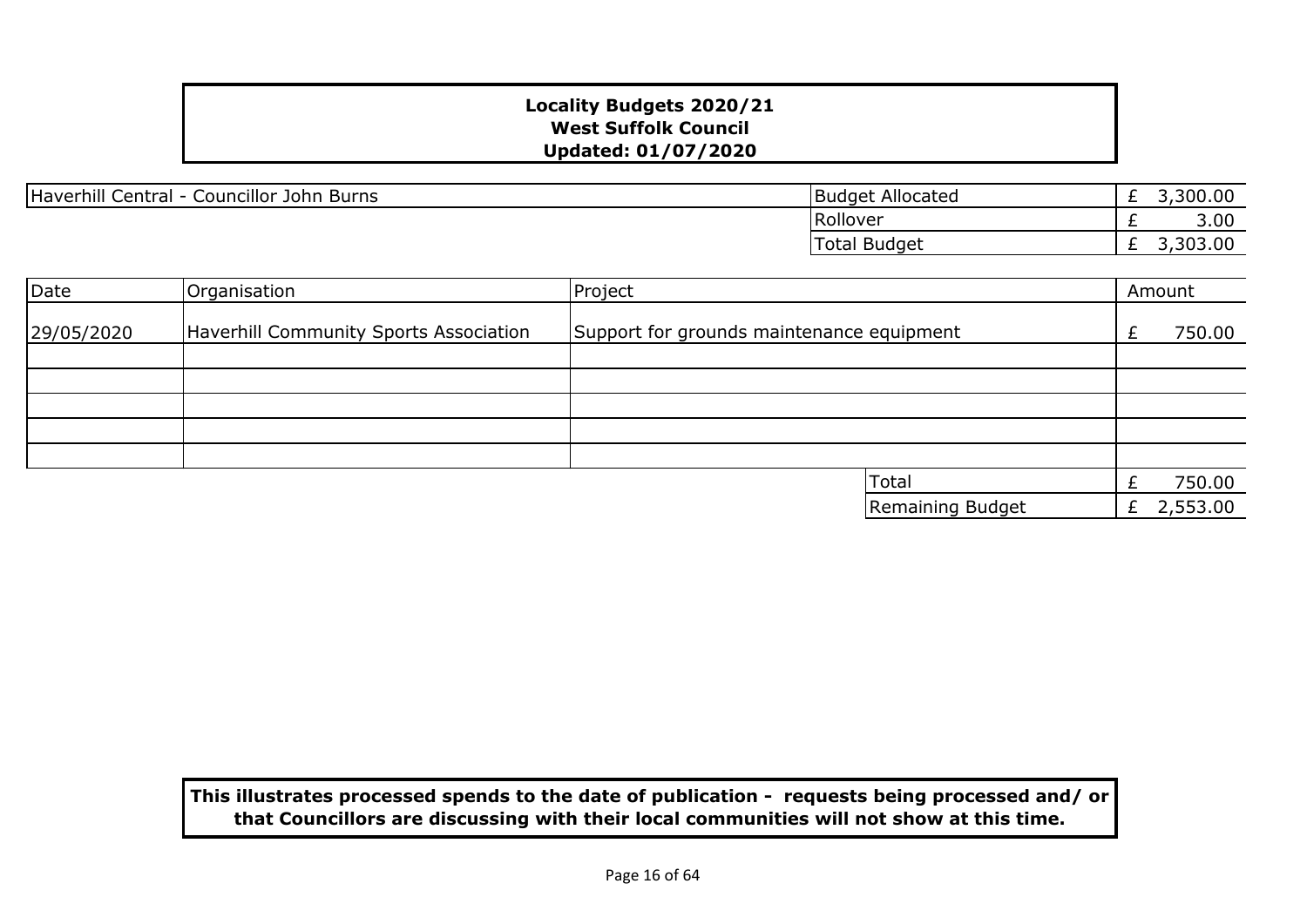**Locality Budgets 2020/21**
**West Suffolk Council**
**Updated: 01/07/2020**

Haverhill Central - Councillor John Burns

| | |
|---|---|
| Budget Allocated | £ 3,300.00 |
| Rollover | £ 3.00 |
| Total Budget | £ 3,303.00 |

| Date | Organisation | Project | Amount |
|---|---|---|---|
| 29/05/2020 | Haverhill Community Sports Association | Support for grounds maintenance equipment | £ 750.00 |
| | | | |
| | | | |
| | | | |
| | | | |
| | | | |
| | | Total | £ 750.00 |
| | | Remaining Budget | £ 2,553.00 |

**This illustrates processed spends to the date of publication - requests being processed and/ or that Councillors are discussing with their local communities will not show at this time.**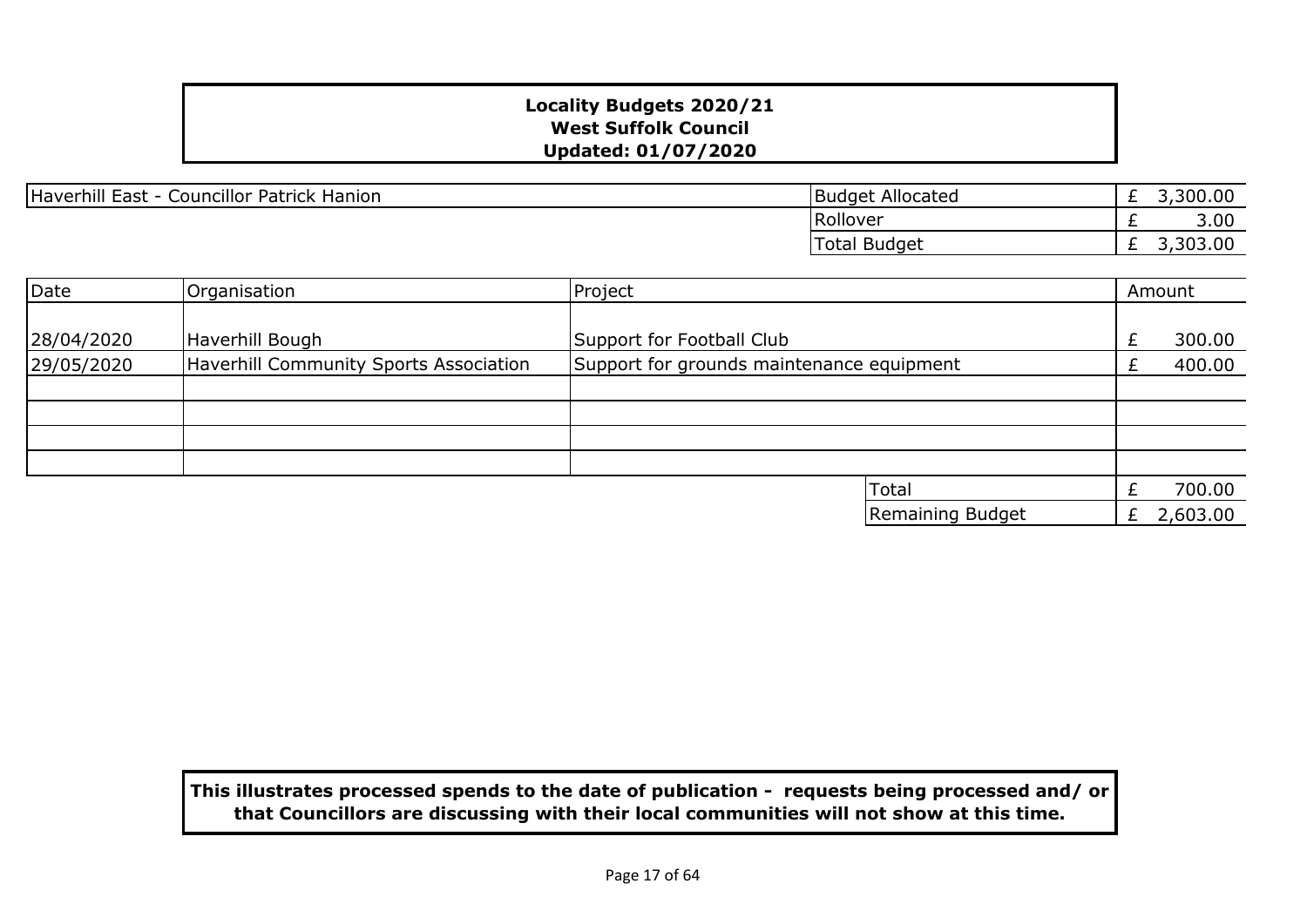**Locality Budgets 2020/21**
**West Suffolk Council**
**Updated: 01/07/2020**

| Haverhill East - Councillor Patrick Hanion | | |
|---|---|---|
| | Budget Allocated | £ 3,300.00 |
| | Rollover | £ 3.00 |
| | Total Budget | £ 3,303.00 |

| Date | Organisation | Project | Amount |
|---|---|---|---|
| 28/04/2020 | Haverhill Bough | Support for Football Club | £ 300.00 |
| 29/05/2020 | Haverhill Community Sports Association | Support for grounds maintenance equipment | £ 400.00 |
| | | | |
| | | | |
| | | | |
| | | | |
| | | Total | £ 700.00 |
| | | Remaining Budget | £ 2,603.00 |

**This illustrates processed spends to the date of publication - requests being processed and/ or that Councillors are discussing with their local communities will not show at this time.**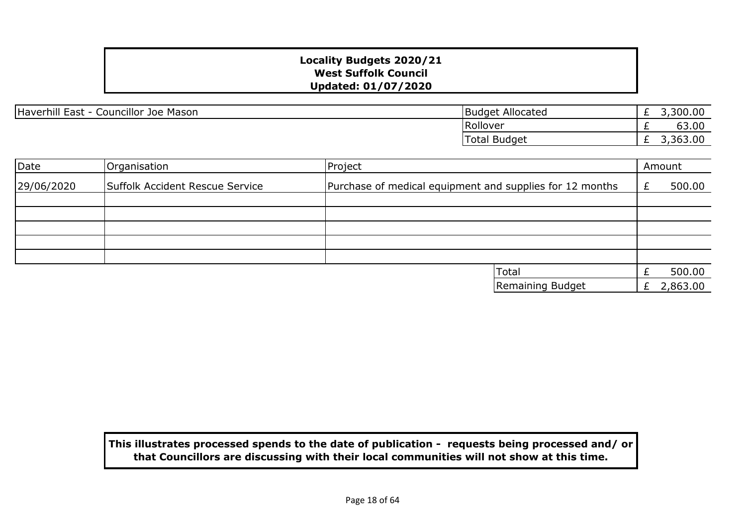**Locality Budgets 2020/21**
**West Suffolk Council**
**Updated: 01/07/2020**

| Haverhill East - Councillor Joe Mason | | |
|---|---|---|
| | Budget Allocated | £ 3,300.00 |
| | Rollover | £ 63.00 |
| | Total Budget | £ 3,363.00 |

| Date | Organisation | Project | Amount |
|---|---|---|---|
| 29/06/2020 | Suffolk Accident Rescue Service | Purchase of medical equipment and supplies for 12 months | £ 500.00 |
| | | | |
| | | | |
| | | | |
| | | | |
| | | | |
| | | Total | £ 500.00 |
| | | Remaining Budget | £ 2,863.00 |

**This illustrates processed spends to the date of publication - requests being processed and/ or that Councillors are discussing with their local communities will not show at this time.**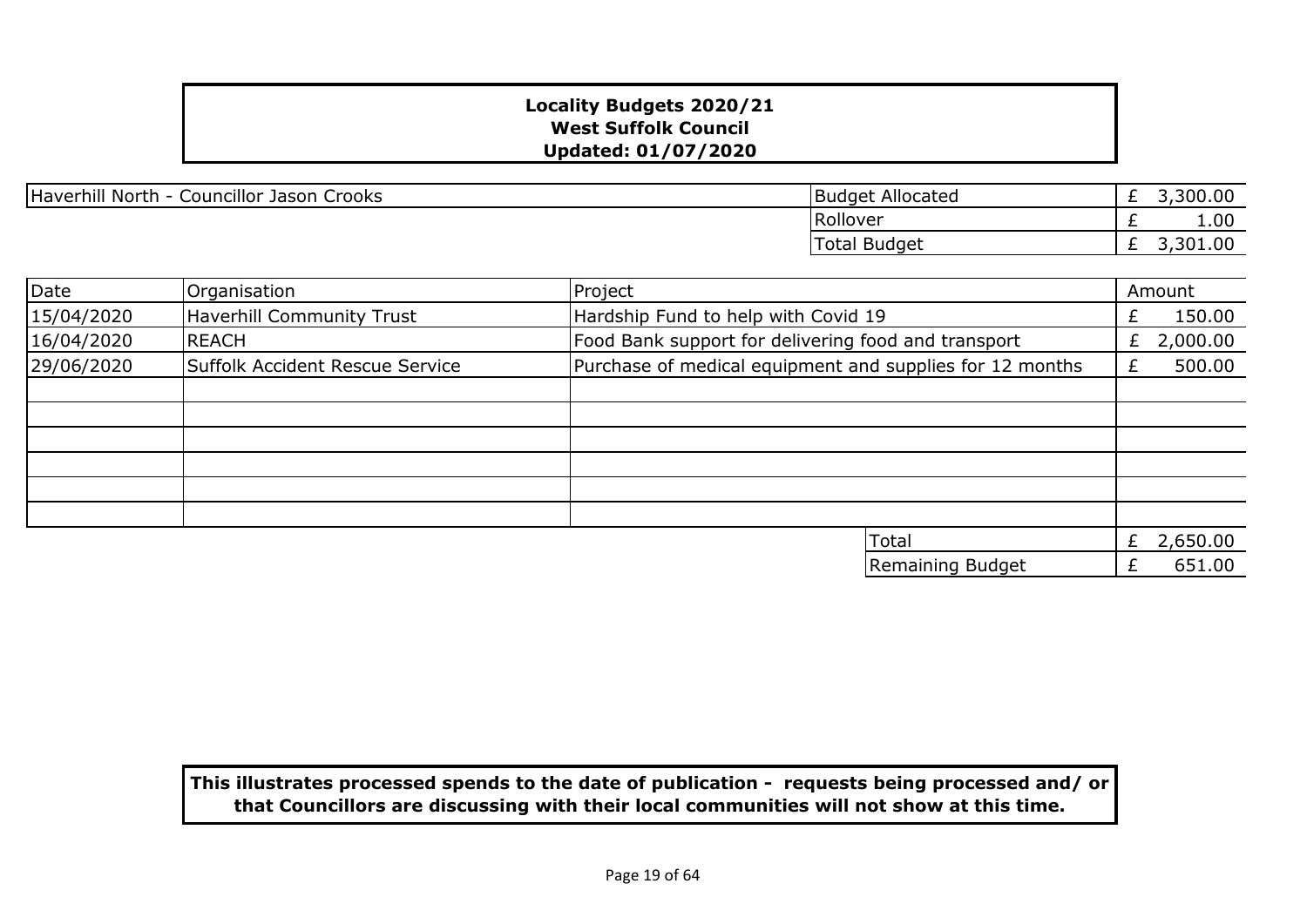**Locality Budgets 2020/21**
**West Suffolk Council**
**Updated: 01/07/2020**

| Haverhill North - Councillor Jason Crooks | | |
|---|---|---|
| | Budget Allocated | £ 3,300.00 |
| | Rollover | £ 1.00 |
| | Total Budget | £ 3,301.00 |

| Date | Organisation | Project | Amount |
|---|---|---|---|
| 15/04/2020 | Haverhill Community Trust | Hardship Fund to help with Covid 19 | £ 150.00 |
| 16/04/2020 | REACH | Food Bank support for delivering food and transport | £ 2,000.00 |
| 29/06/2020 | Suffolk Accident Rescue Service | Purchase of medical equipment and supplies for 12 months | £ 500.00 |
| | | | |
| | | | |
| | | | |
| | | | |
| | | | |
| | | | |
| | | Total | £ 2,650.00 |
| | | Remaining Budget | £ 651.00 |

**This illustrates processed spends to the date of publication - requests being processed and/ or that Councillors are discussing with their local communities will not show at this time.**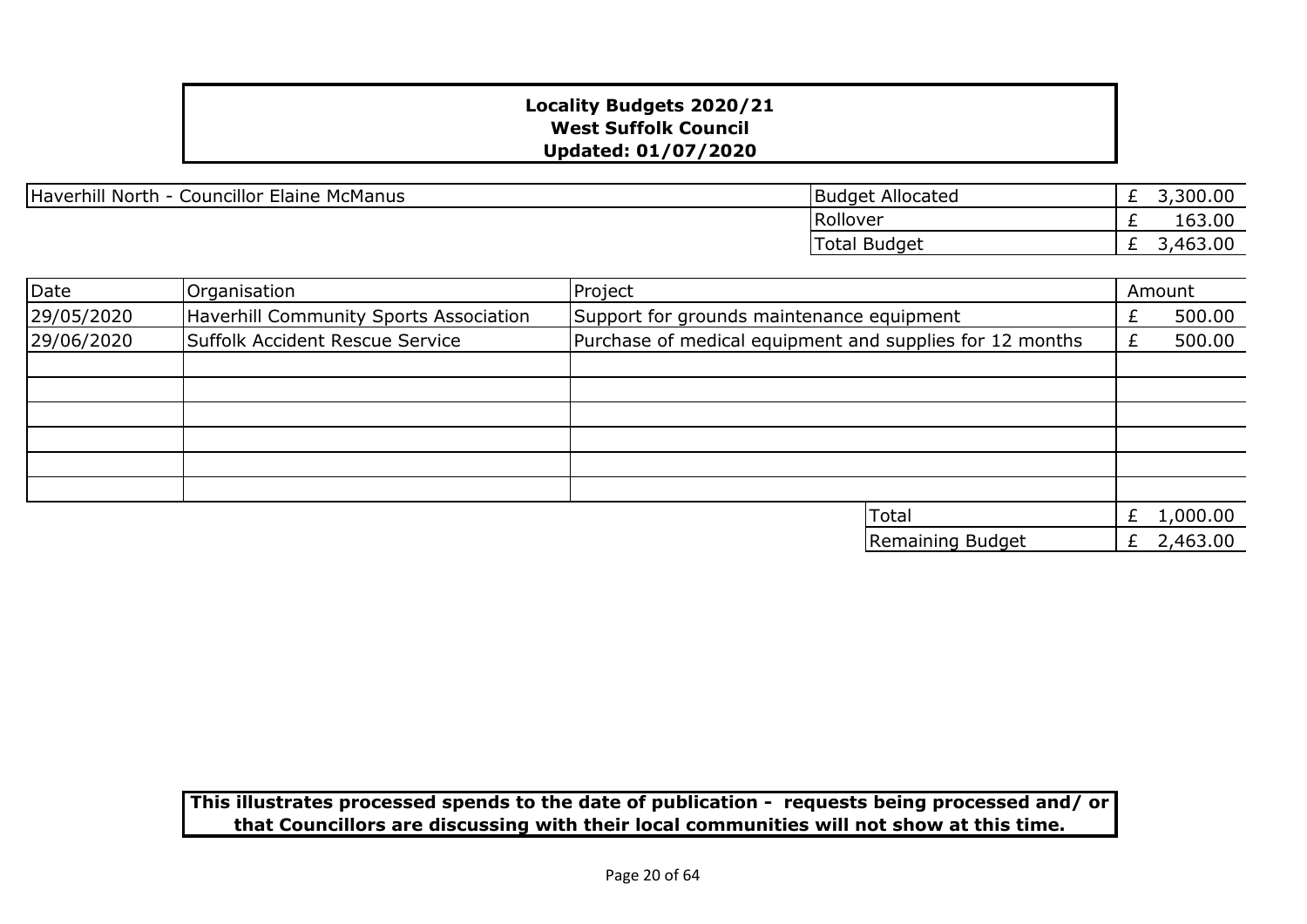**Locality Budgets 2020/21**
**West Suffolk Council**
**Updated: 01/07/2020**

| Haverhill North - Councillor Elaine McManus | | |
|---|---|---|
| | Budget Allocated | £ 3,300.00 |
| | Rollover | £ 163.00 |
| | Total Budget | £ 3,463.00 |

| Date | Organisation | Project | Amount |
|---|---|---|---|
| 29/05/2020 | Haverhill Community Sports Association | Support for grounds maintenance equipment | £ 500.00 |
| 29/06/2020 | Suffolk Accident Rescue Service | Purchase of medical equipment and supplies for 12 months | £ 500.00 |
| | | | |
| | | | |
| | | | |
| | | | |
| | | | |
| | | | |
| | | Total | £ 1,000.00 |
| | | Remaining Budget | £ 2,463.00 |

**This illustrates processed spends to the date of publication - requests being processed and/ or that Councillors are discussing with their local communities will not show at this time.**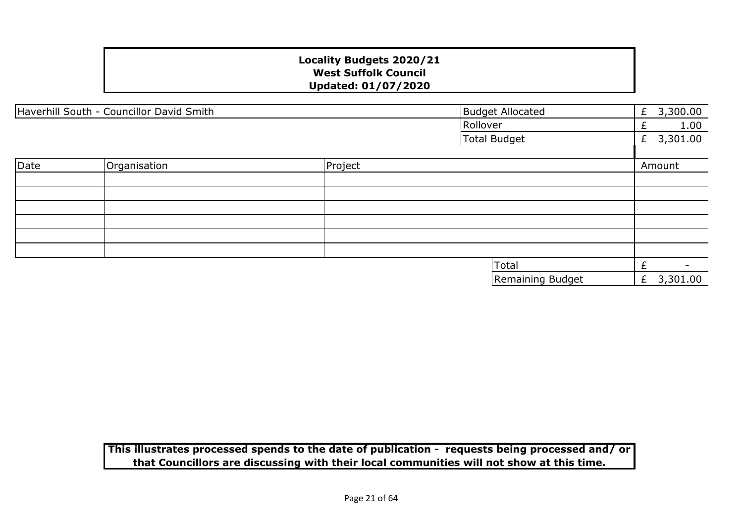**Locality Budgets 2020/21**
**West Suffolk Council**
**Updated: 01/07/2020**

| Haverhill South - Councillor David Smith | | Budget Allocated | £ 3,300.00 |
|---|---|---|---|
| | | Rollover | £ 1.00 |
| | | Total Budget | £ 3,301.00 |

| Date | Organisation | Project | Amount |
|---|---|---|---|
| | | | |
| | | | |
| | | | |
| | | | |
| | | | |
| | | | |
| | | Total | £ - |
| | | Remaining Budget | £ 3,301.00 |

**This illustrates processed spends to the date of publication - requests being processed and/ or that Councillors are discussing with their local communities will not show at this time.**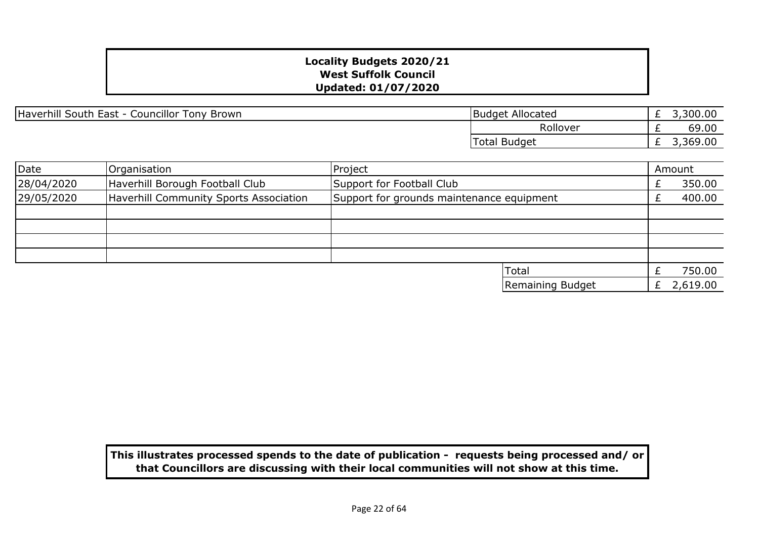# Locality Budgets 2020/21
## West Suffolk Council
### Updated: 01/07/2020

| Haverhill South East - Councillor Tony Brown | | |
|---|---|---|
| | Budget Allocated | £ 3,300.00 |
| | Rollover | £ 69.00 |
| | Total Budget | £ 3,369.00 |

| Date | Organisation | Project | Amount |
|---|---|---|---|
| 28/04/2020 | Haverhill Borough Football Club | Support for Football Club | £ 350.00 |
| 29/05/2020 | Haverhill Community Sports Association | Support for grounds maintenance equipment | £ 400.00 |
| | | | |
| | | | |
| | | | |
| | | | |
| | | Total | £ 750.00 |
| | | Remaining Budget | £ 2,619.00 |

**This illustrates processed spends to the date of publication - requests being processed and/ or that Councillors are discussing with their local communities will not show at this time.**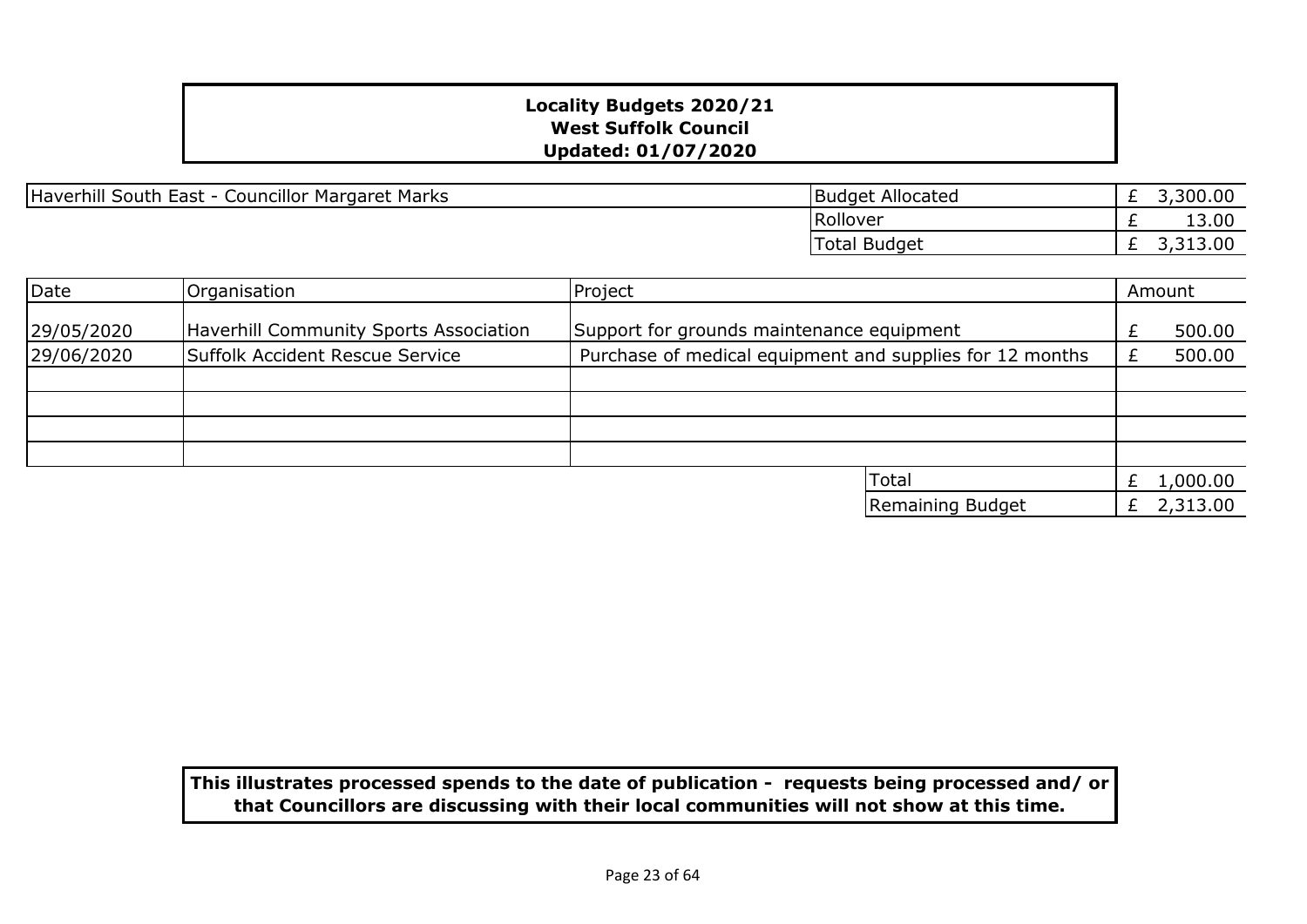**Locality Budgets 2020/21**
**West Suffolk Council**
**Updated: 01/07/2020**

| Haverhill South East - Councillor Margaret Marks | | |
|---|---|---|
| | Budget Allocated | £ 3,300.00 |
| | Rollover | £ 13.00 |
| | Total Budget | £ 3,313.00 |

| Date | Organisation | Project | Amount |
|---|---|---|---|
| 29/05/2020 | Haverhill Community Sports Association | Support for grounds maintenance equipment | £ 500.00 |
| 29/06/2020 | Suffolk Accident Rescue Service | Purchase of medical equipment and supplies for 12 months | £ 500.00 |
| | | | |
| | | | |
| | | | |
| | | | |
| | | Total | £ 1,000.00 |
| | | Remaining Budget | £ 2,313.00 |

**This illustrates processed spends to the date of publication - requests being processed and/ or that Councillors are discussing with their local communities will not show at this time.**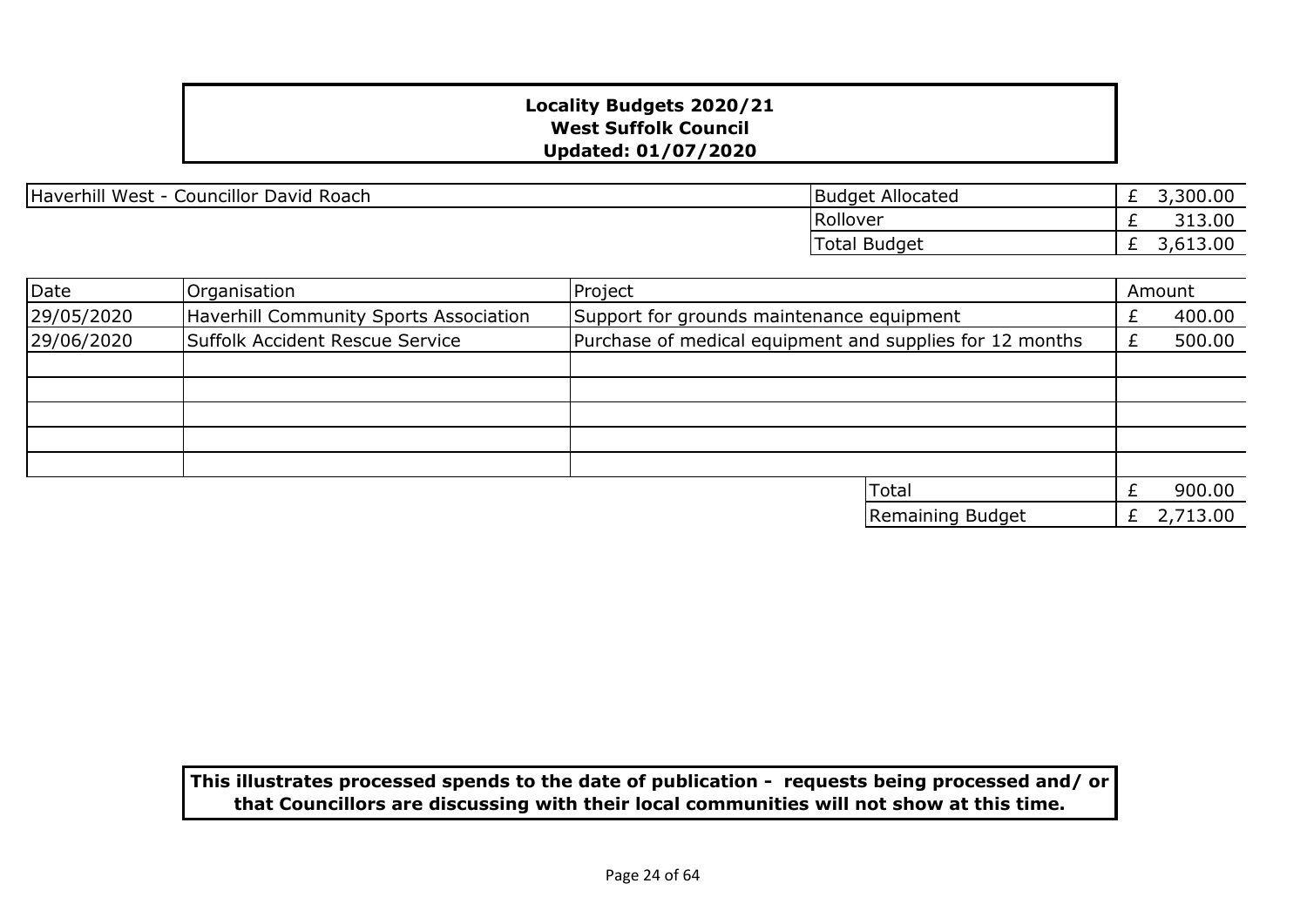**Locality Budgets 2020/21**
**West Suffolk Council**
**Updated: 01/07/2020**

| Haverhill West - Councillor David Roach | | |
|---|---|---|
| | Budget Allocated | £ 3,300.00 |
| | Rollover | £ 313.00 |
| | Total Budget | £ 3,613.00 |

| Date | Organisation | Project | Amount |
|---|---|---|---|
| 29/05/2020 | Haverhill Community Sports Association | Support for grounds maintenance equipment | £ 400.00 |
| 29/06/2020 | Suffolk Accident Rescue Service | Purchase of medical equipment and supplies for 12 months | £ 500.00 |
| | | | |
| | | | |
| | | | |
| | | | |
| | | | |
| | | Total | £ 900.00 |
| | | Remaining Budget | £ 2,713.00 |

**This illustrates processed spends to the date of publication - requests being processed and/ or that Councillors are discussing with their local communities will not show at this time.**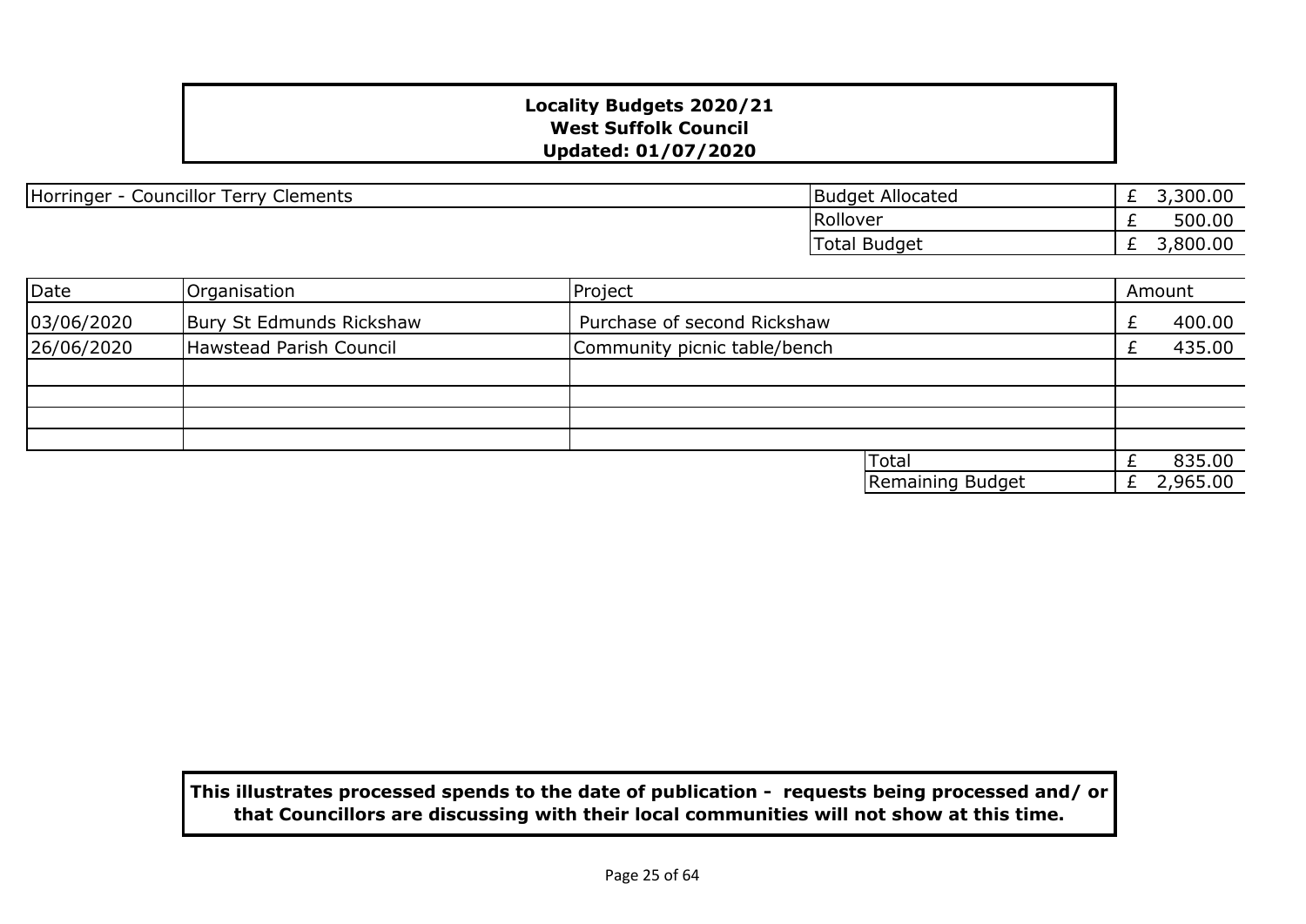**Locality Budgets 2020/21**
**West Suffolk Council**
**Updated: 01/07/2020**

| Horringer - Councillor Terry Clements | | |
|---|---|---|
| | Budget Allocated | £ 3,300.00 |
| | Rollover | £ 500.00 |
| | Total Budget | £ 3,800.00 |

| Date | Organisation | Project | Amount |
|---|---|---|---|
| 03/06/2020 | Bury St Edmunds Rickshaw | Purchase of second Rickshaw | £ 400.00 |
| 26/06/2020 | Hawstead Parish Council | Community picnic table/bench | £ 435.00 |
| | | | |
| | | | |
| | | | |
| | | | |
| | | Total | £ 835.00 |
| | | Remaining Budget | £ 2,965.00 |

**This illustrates processed spends to the date of publication - requests being processed and/ or that Councillors are discussing with their local communities will not show at this time.**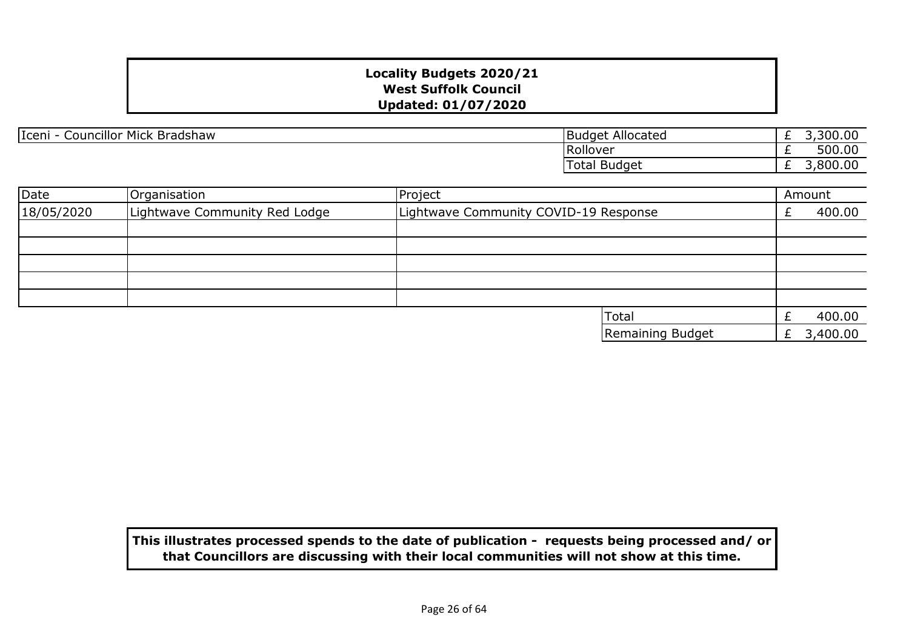**Locality Budgets 2020/21**
**West Suffolk Council**
**Updated: 01/07/2020**

Iceni - Councillor Mick Bradshaw

| | |
|---|---|
| Budget Allocated | £ 3,300.00 |
| Rollover | £ 500.00 |
| Total Budget | £ 3,800.00 |

| Date | Organisation | Project | Amount |
|---|---|---|---|
| 18/05/2020 | Lightwave Community Red Lodge | Lightwave Community COVID-19 Response | £ 400.00 |
| | | | |
| | | | |
| | | | |
| | | | |
| | | | |
| | | Total | £ 400.00 |
| | | Remaining Budget | £ 3,400.00 |

**This illustrates processed spends to the date of publication - requests being processed and/ or that Councillors are discussing with their local communities will not show at this time.**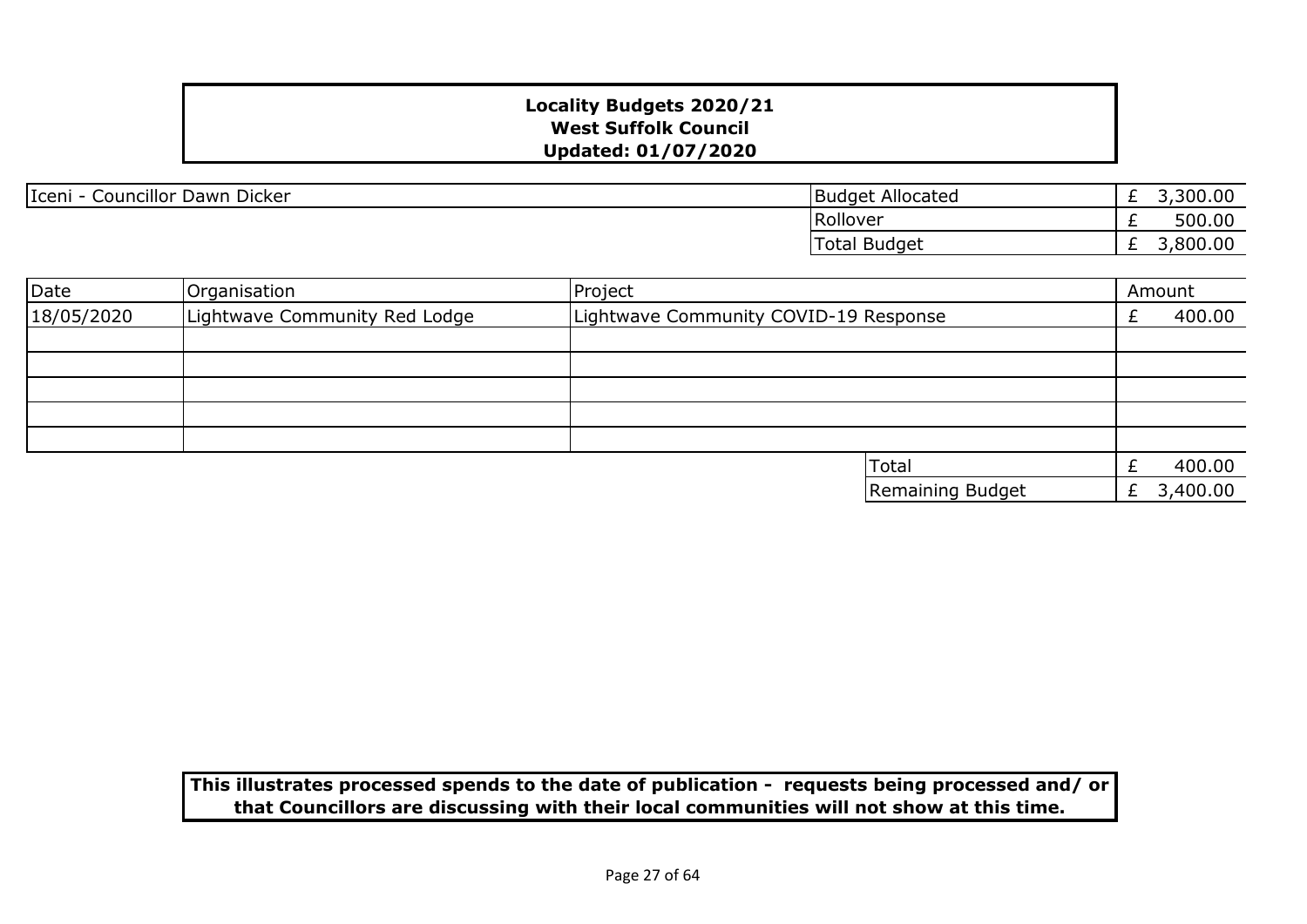**Locality Budgets 2020/21**
**West Suffolk Council**
**Updated: 01/07/2020**

| Iceni - Councillor Dawn Dicker | | |
|---|---|---|
| | Budget Allocated | £ 3,300.00 |
| | Rollover | £ 500.00 |
| | Total Budget | £ 3,800.00 |

| Date | Organisation | Project | Amount |
|---|---|---|---|
| 18/05/2020 | Lightwave Community Red Lodge | Lightwave Community COVID-19 Response | £ 400.00 |
| | | | |
| | | | |
| | | | |
| | | | |
| | | | |
| | | Total | £ 400.00 |
| | | Remaining Budget | £ 3,400.00 |

**This illustrates processed spends to the date of publication - requests being processed and/ or that Councillors are discussing with their local communities will not show at this time.**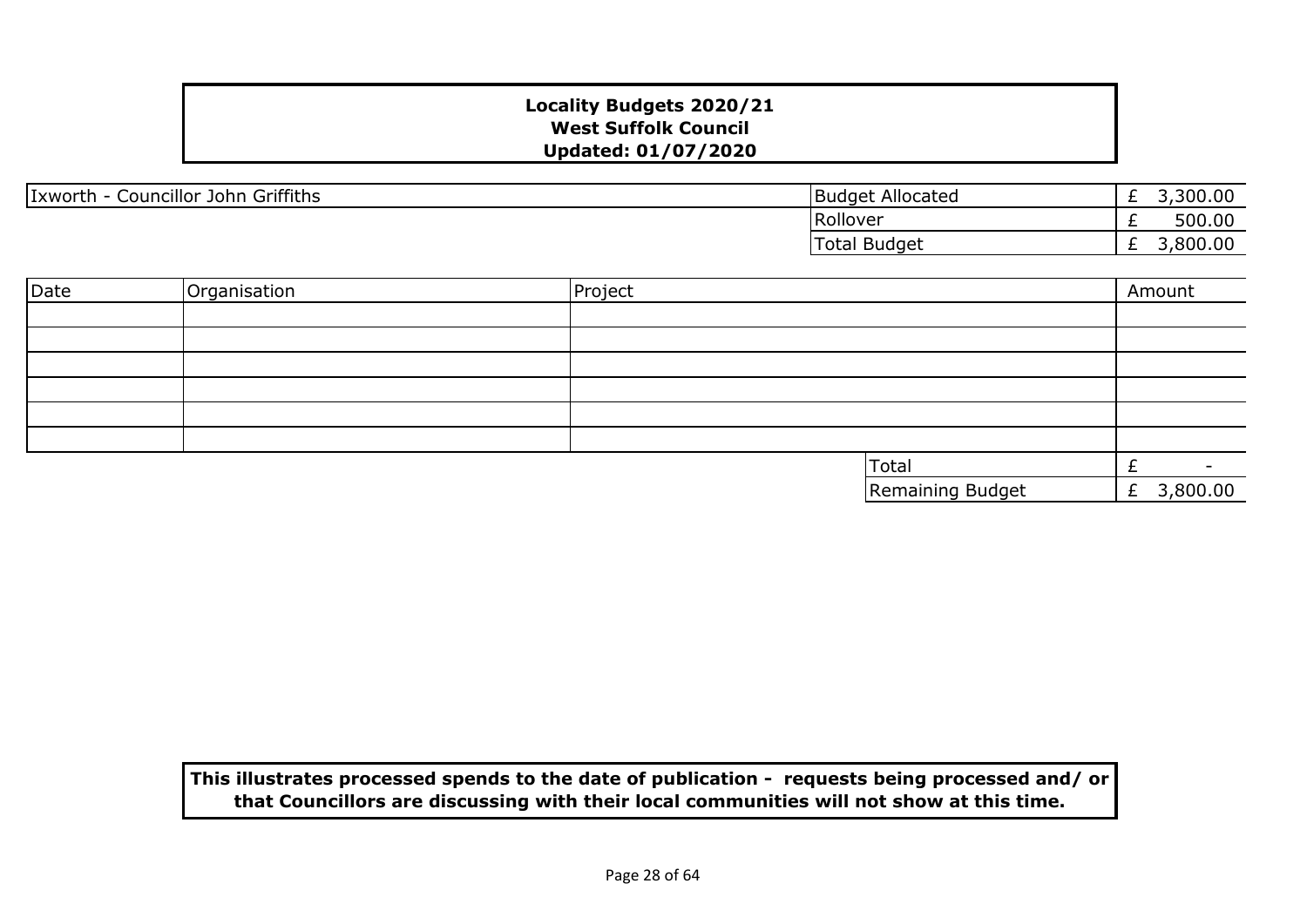**Locality Budgets 2020/21**
**West Suffolk Council**
**Updated: 01/07/2020**

| Ixworth - Councillor John Griffiths | |
|---|---|
| Budget Allocated | £ 3,300.00 |
| Rollover | £ 500.00 |
| Total Budget | £ 3,800.00 |

| Date | Organisation | Project | Amount |
|---|---|---|---|
| | | | |
| | | | |
| | | | |
| | | | |
| | | | |
| | | | |
| | | Total | £ - |
| | | Remaining Budget | £ 3,800.00 |

**This illustrates processed spends to the date of publication - requests being processed and/ or that Councillors are discussing with their local communities will not show at this time.**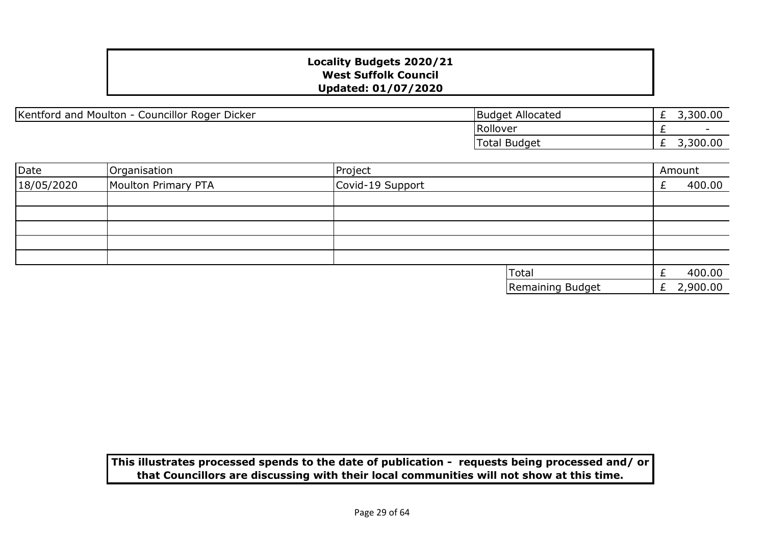**Locality Budgets 2020/21**
**West Suffolk Council**
**Updated: 01/07/2020**

| Kentford and Moulton - Councillor Roger Dicker | | |
|---|---|---|
| | Budget Allocated | £ 3,300.00 |
| | Rollover | £ - |
| | Total Budget | £ 3,300.00 |

| Date | Organisation | Project | Amount |
|---|---|---|---|
| 18/05/2020 | Moulton Primary PTA | Covid-19 Support | £ 400.00 |
| | | | |
| | | | |
| | | | |
| | | | |
| | | | |
| | | Total | £ 400.00 |
| | | Remaining Budget | £ 2,900.00 |

**This illustrates processed spends to the date of publication - requests being processed and/ or that Councillors are discussing with their local communities will not show at this time.**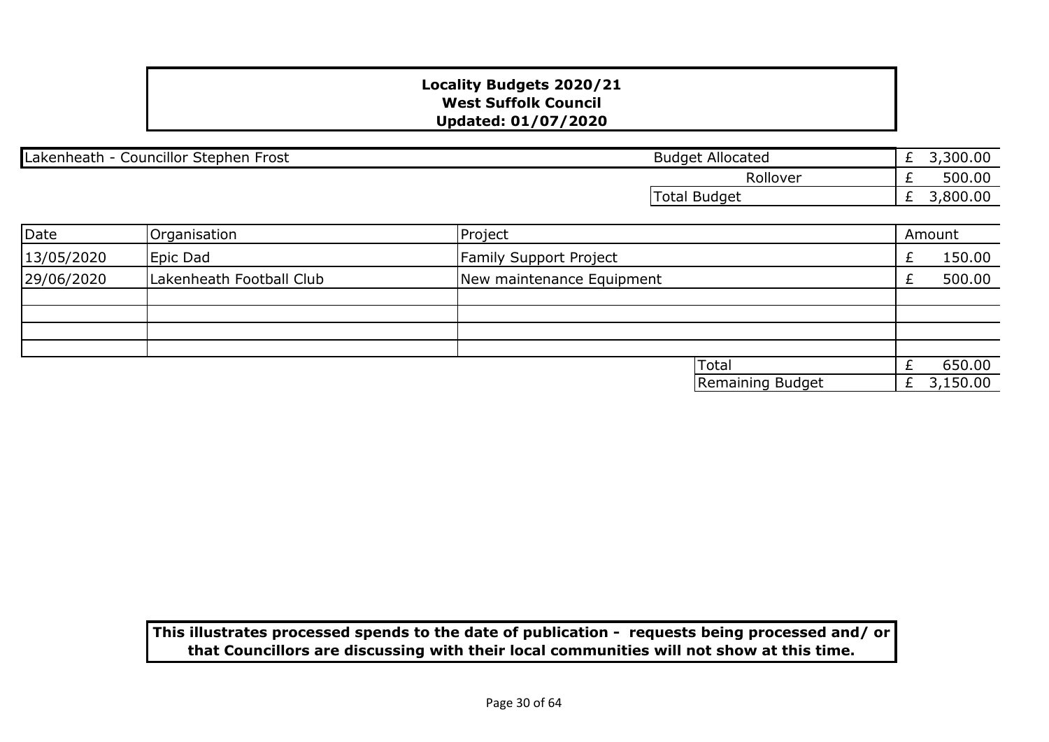**Locality Budgets 2020/21**
**West Suffolk Council**
**Updated: 01/07/2020**

| Lakenheath - Councillor Stephen Frost | | |
|---|---|---|
| | Budget Allocated | £ 3,300.00 |
| | Rollover | £ 500.00 |
| | Total Budget | £ 3,800.00 |

| Date | Organisation | Project | Amount |
|---|---|---|---|
| 13/05/2020 | Epic Dad | Family Support Project | £ 150.00 |
| 29/06/2020 | Lakenheath Football Club | New maintenance Equipment | £ 500.00 |
| | | | |
| | | | |
| | | | |
| | | | |
| | | Total | £ 650.00 |
| | | Remaining Budget | £ 3,150.00 |

**This illustrates processed spends to the date of publication - requests being processed and/ or that Councillors are discussing with their local communities will not show at this time.**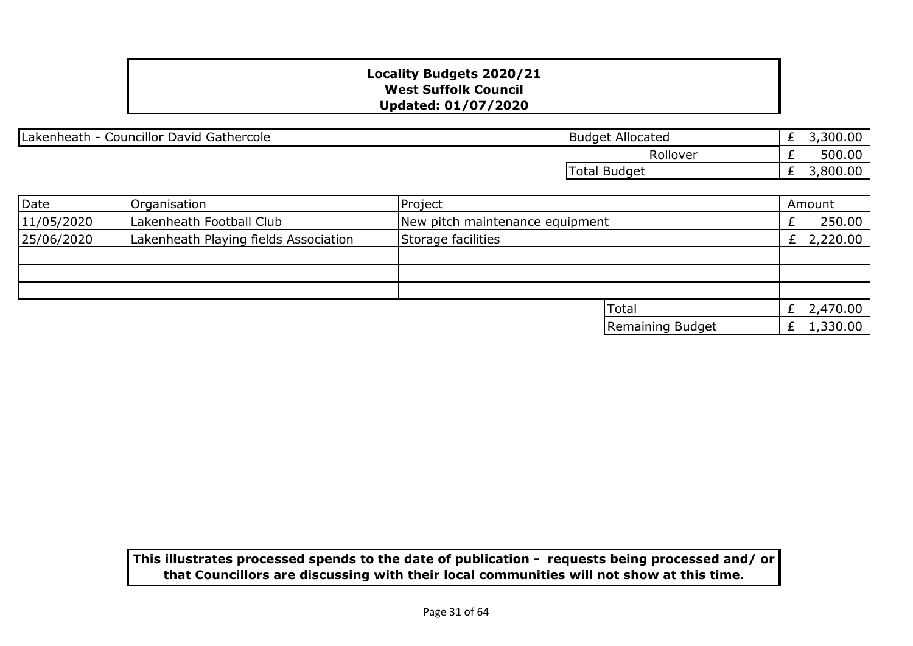**Locality Budgets 2020/21**
**West Suffolk Council**
**Updated: 01/07/2020**

| Lakenheath - Councillor David Gathercole | Budget Allocated | £ 3,300.00 |
|---|---|---|
| | Rollover | £ 500.00 |
| | Total Budget | £ 3,800.00 |

| Date | Organisation | Project | Amount |
|---|---|---|---|
| 11/05/2020 | Lakenheath Football Club | New pitch maintenance equipment | £ 250.00 |
| 25/06/2020 | Lakenheath Playing fields Association | Storage facilities | £ 2,220.00 |
| | | | |
| | | | |
| | | | |
| | | Total | £ 2,470.00 |
| | | Remaining Budget | £ 1,330.00 |

**This illustrates processed spends to the date of publication - requests being processed and/ or that Councillors are discussing with their local communities will not show at this time.**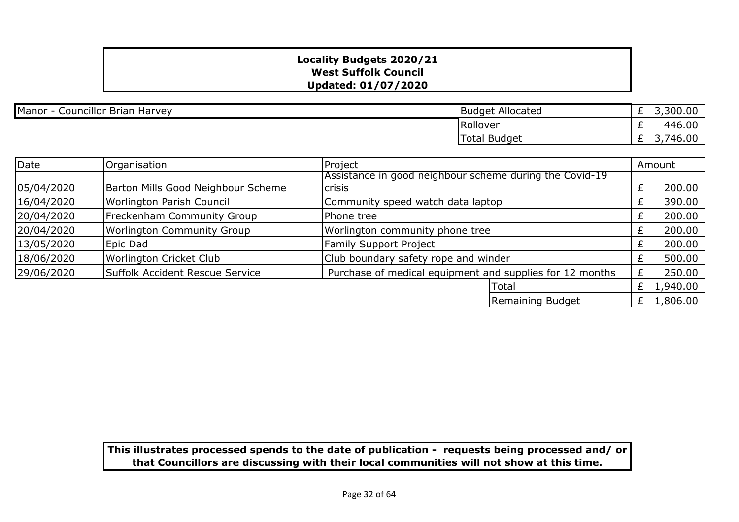**Locality Budgets 2020/21**
**West Suffolk Council**
**Updated: 01/07/2020**

| Manor - Councillor Brian Harvey | | |
|---|---|---|
| | Budget Allocated | £ 3,300.00 |
| | Rollover | £ 446.00 |
| | Total Budget | £ 3,746.00 |

| Date | Organisation | Project | Amount |
|---|---|---|---|
| 05/04/2020 | Barton Mills Good Neighbour Scheme | Assistance in good neighbour scheme during the Covid-19 crisis | £ 200.00 |
| 16/04/2020 | Worlington Parish Council | Community speed watch data laptop | £ 390.00 |
| 20/04/2020 | Freckenham Community Group | Phone tree | £ 200.00 |
| 20/04/2020 | Worlington Community Group | Worlington community phone tree | £ 200.00 |
| 13/05/2020 | Epic Dad | Family Support Project | £ 200.00 |
| 18/06/2020 | Worlington Cricket Club | Club boundary safety rope and winder | £ 500.00 |
| 29/06/2020 | Suffolk Accident Rescue Service | Purchase of medical equipment and supplies for 12 months | £ 250.00 |
| | | Total | £ 1,940.00 |
| | | Remaining Budget | £ 1,806.00 |

**This illustrates processed spends to the date of publication - requests being processed and/ or that Councillors are discussing with their local communities will not show at this time.**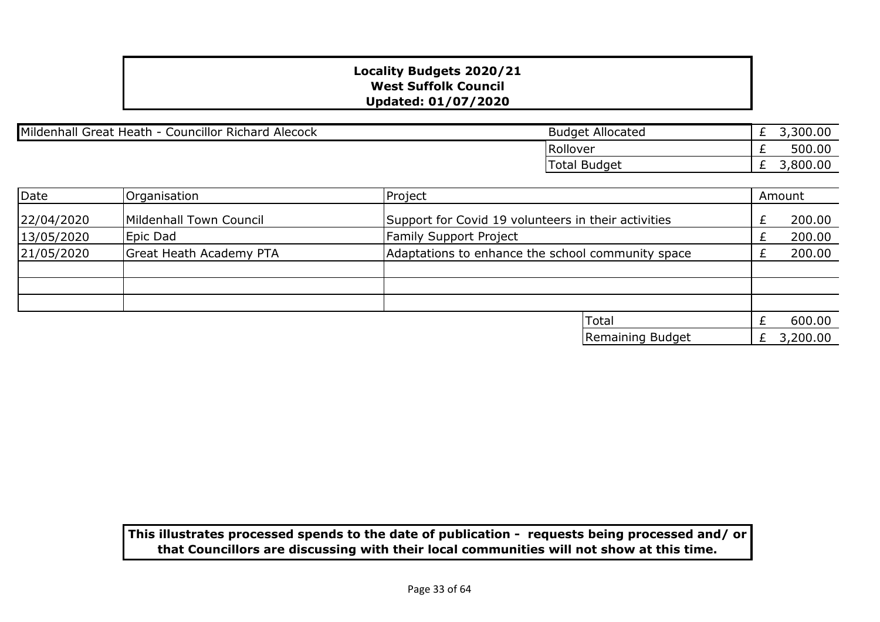**Locality Budgets 2020/21**
**West Suffolk Council**
**Updated: 01/07/2020**

| Mildenhall Great Heath - Councillor Richard Alecock | Budget Allocated | £ 3,300.00 |
|---|---|---|
| | Rollover | £ 500.00 |
| | Total Budget | £ 3,800.00 |

| Date | Organisation | Project | Amount |
|---|---|---|---|
| 22/04/2020 | Mildenhall Town Council | Support for Covid 19 volunteers in their activities | £ 200.00 |
| 13/05/2020 | Epic Dad | Family Support Project | £ 200.00 |
| 21/05/2020 | Great Heath Academy PTA | Adaptations to enhance the school community space | £ 200.00 |
| | | | |
| | | | |
| | | | |
| | | Total | £ 600.00 |
| | | Remaining Budget | £ 3,200.00 |

**This illustrates processed spends to the date of publication - requests being processed and/ or that Councillors are discussing with their local communities will not show at this time.**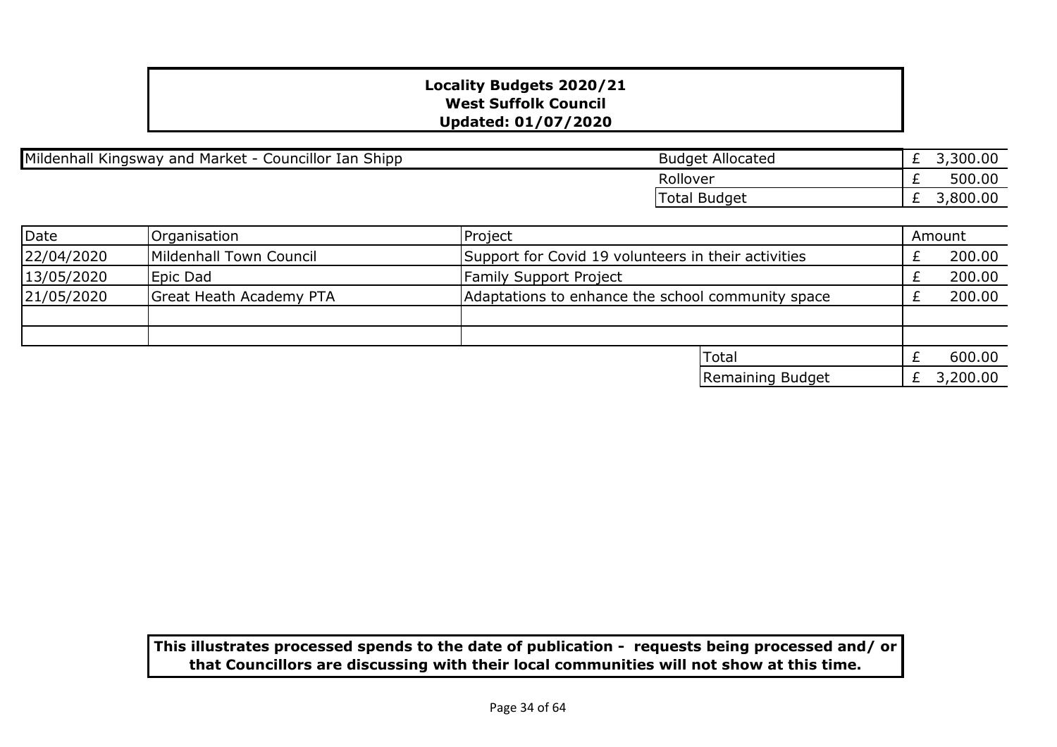**Locality Budgets 2020/21**
**West Suffolk Council**
**Updated: 01/07/2020**

| Mildenhall Kingsway and Market - Councillor Ian Shipp | | |
|---|---|---|
| | Budget Allocated | £ 3,300.00 |
| | Rollover | £ 500.00 |
| | Total Budget | £ 3,800.00 |

| Date | Organisation | Project | Amount |
|---|---|---|---|
| 22/04/2020 | Mildenhall Town Council | Support for Covid 19 volunteers in their activities | £ 200.00 |
| 13/05/2020 | Epic Dad | Family Support Project | £ 200.00 |
| 21/05/2020 | Great Heath Academy PTA | Adaptations to enhance the school community space | £ 200.00 |
| | | | |
| | | | |
| | | Total | £ 600.00 |
| | | Remaining Budget | £ 3,200.00 |

**This illustrates processed spends to the date of publication - requests being processed and/ or that Councillors are discussing with their local communities will not show at this time.**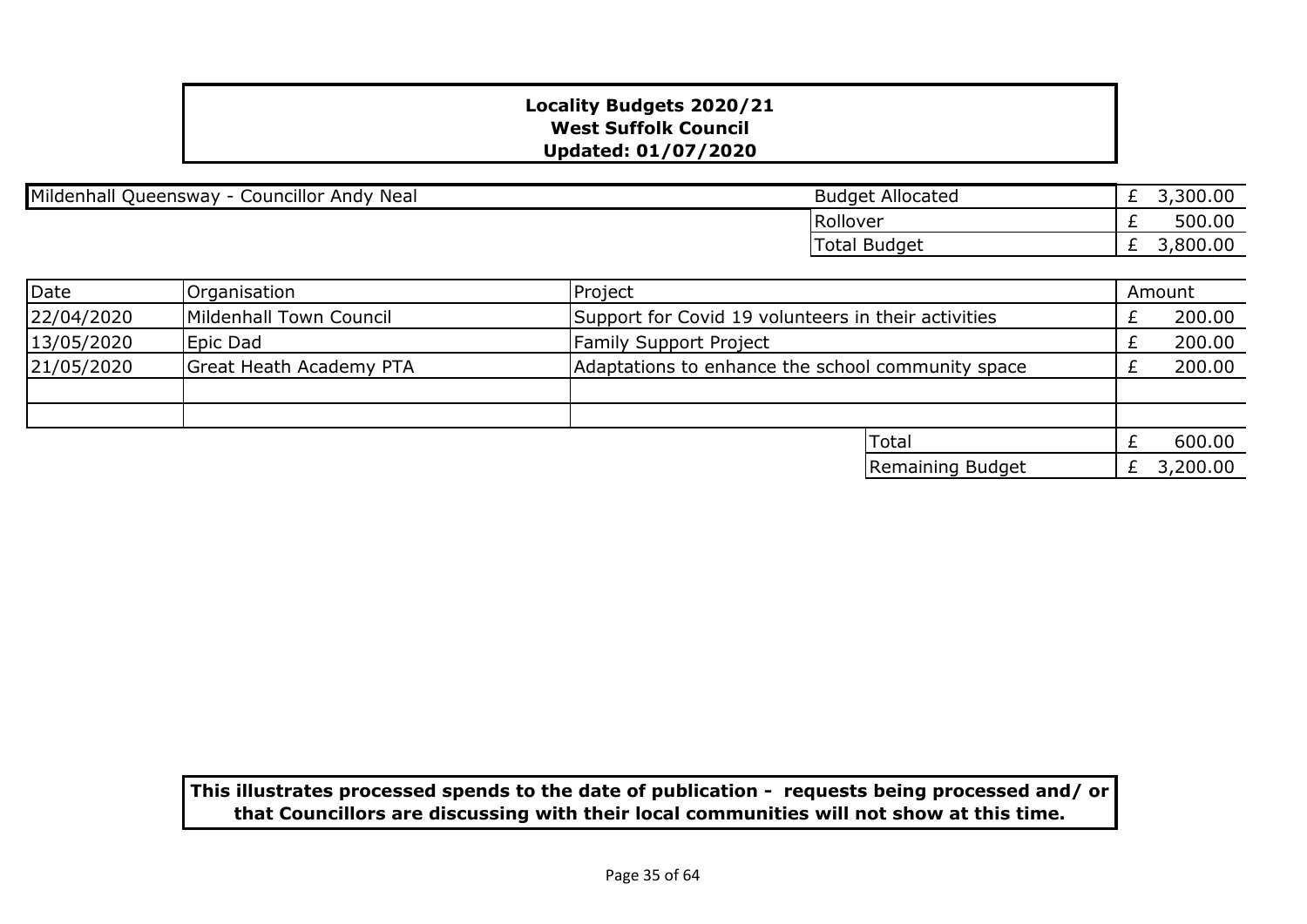**Locality Budgets 2020/21**
**West Suffolk Council**
**Updated: 01/07/2020**

| Mildenhall Queensway - Councillor Andy Neal | | |
|---|---|---|
| | Budget Allocated | £ 3,300.00 |
| | Rollover | £ 500.00 |
| | Total Budget | £ 3,800.00 |

| Date | Organisation | Project | Amount |
|---|---|---|---|
| 22/04/2020 | Mildenhall Town Council | Support for Covid 19 volunteers in their activities | £ 200.00 |
| 13/05/2020 | Epic Dad | Family Support Project | £ 200.00 |
| 21/05/2020 | Great Heath Academy PTA | Adaptations to enhance the school community space | £ 200.00 |
| | | | |
| | | | |
| | | Total | £ 600.00 |
| | | Remaining Budget | £ 3,200.00 |

**This illustrates processed spends to the date of publication - requests being processed and/ or that Councillors are discussing with their local communities will not show at this time.**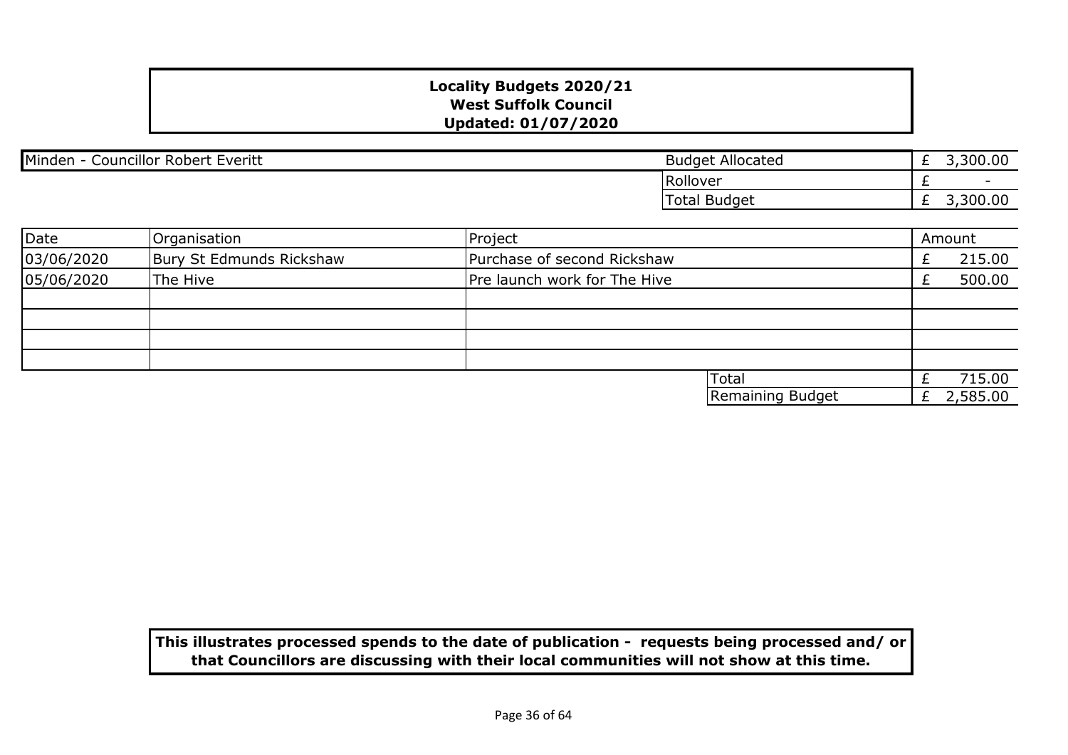**Locality Budgets 2020/21**
**West Suffolk Council**
**Updated: 01/07/2020**

| Minden - Councillor Robert Everitt | | |
|---|---|---|
| | Budget Allocated | £ 3,300.00 |
| | Rollover | £ - |
| | Total Budget | £ 3,300.00 |

| Date | Organisation | Project | Amount |
|---|---|---|---|
| 03/06/2020 | Bury St Edmunds Rickshaw | Purchase of second Rickshaw | £ 215.00 |
| 05/06/2020 | The Hive | Pre launch work for The Hive | £ 500.00 |
| | | | |
| | | | |
| | | | |
| | | | |
| | | Total | £ 715.00 |
| | | Remaining Budget | £ 2,585.00 |

**This illustrates processed spends to the date of publication - requests being processed and/ or that Councillors are discussing with their local communities will not show at this time.**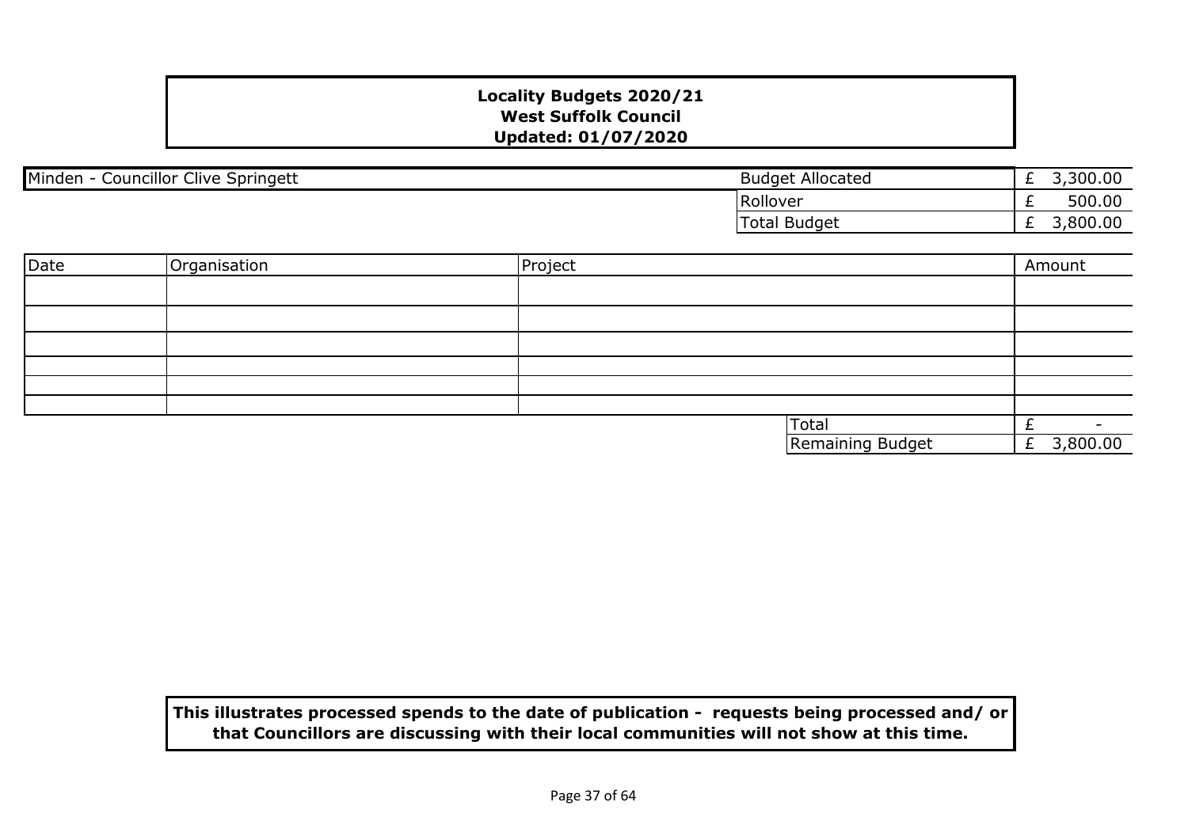**Locality Budgets 2020/21**
**West Suffolk Council**
**Updated: 01/07/2020**

| Minden - Councillor Clive Springett | | |
|---|---|---|
| | Budget Allocated | £ 3,300.00 |
| | Rollover | £ 500.00 |
| | Total Budget | £ 3,800.00 |

| Date | Organisation | Project | Amount |
|---|---|---|---|
| | | | |
| | | | |
| | | | |
| | | | |
| | | | |
| | | | |
| | | Total | £ - |
| | | Remaining Budget | £ 3,800.00 |

**This illustrates processed spends to the date of publication - requests being processed and/ or that Councillors are discussing with their local communities will not show at this time.**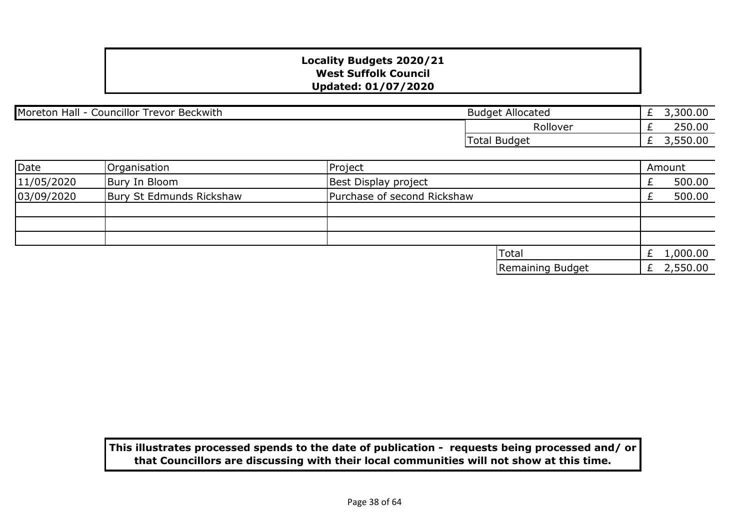**Locality Budgets 2020/21**
**West Suffolk Council**
**Updated: 01/07/2020**

| Moreton Hall - Councillor Trevor Beckwith | |
|---|---|
| Budget Allocated | £ 3,300.00 |
| Rollover | £ 250.00 |
| Total Budget | £ 3,550.00 |

| Date | Organisation | Project | Amount |
|---|---|---|---|
| 11/05/2020 | Bury In Bloom | Best Display project | £ 500.00 |
| 03/09/2020 | Bury St Edmunds Rickshaw | Purchase of second Rickshaw | £ 500.00 |
| | | | |
| | | | |
| | | | |
| | | Total | £ 1,000.00 |
| | | Remaining Budget | £ 2,550.00 |

**This illustrates processed spends to the date of publication - requests being processed and/ or that Councillors are discussing with their local communities will not show at this time.**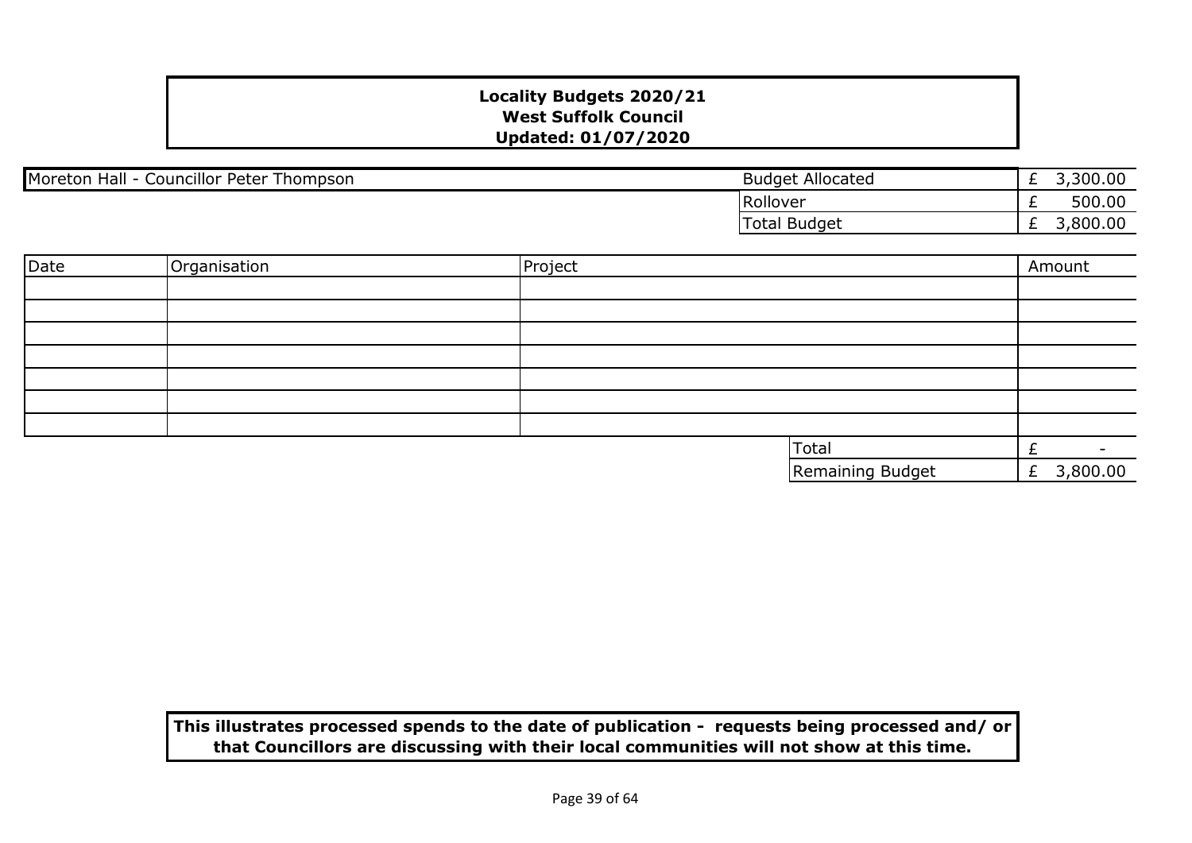**Locality Budgets 2020/21**
**West Suffolk Council**
**Updated: 01/07/2020**

| Moreton Hall - Councillor Peter Thompson | | |
|---|---|---|
| | Budget Allocated | £ 3,300.00 |
| | Rollover | £ 500.00 |
| | Total Budget | £ 3,800.00 |

| Date | Organisation | Project | Amount |
|---|---|---|---|
| | | | |
| | | | |
| | | | |
| | | | |
| | | | |
| | | | |
| | | | |
| | | Total | £ - |
| | | Remaining Budget | £ 3,800.00 |

**This illustrates processed spends to the date of publication - requests being processed and/ or that Councillors are discussing with their local communities will not show at this time.**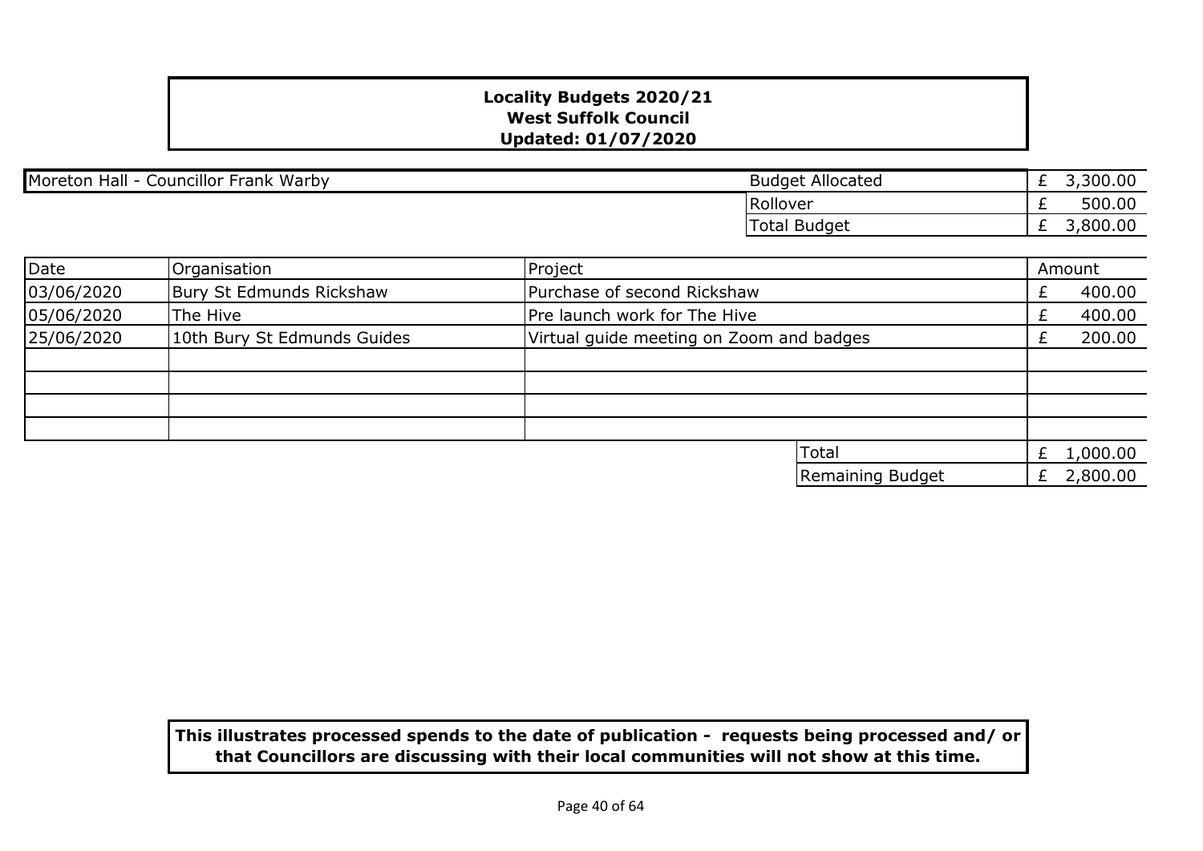**Locality Budgets 2020/21**
**West Suffolk Council**
**Updated: 01/07/2020**

| Moreton Hall - Councillor Frank Warby | | |
|---|---|---|
| | Budget Allocated | £ 3,300.00 |
| | Rollover | £ 500.00 |
| | Total Budget | £ 3,800.00 |

| Date | Organisation | Project | Amount |
|---|---|---|---|
| 03/06/2020 | Bury St Edmunds Rickshaw | Purchase of second Rickshaw | £ 400.00 |
| 05/06/2020 | The Hive | Pre launch work for The Hive | £ 400.00 |
| 25/06/2020 | 10th Bury St Edmunds Guides | Virtual guide meeting on Zoom and badges | £ 200.00 |
| | | | |
| | | | |
| | | | |
| | | | |
| | | Total | £ 1,000.00 |
| | | Remaining Budget | £ 2,800.00 |

**This illustrates processed spends to the date of publication - requests being processed and/ or that Councillors are discussing with their local communities will not show at this time.**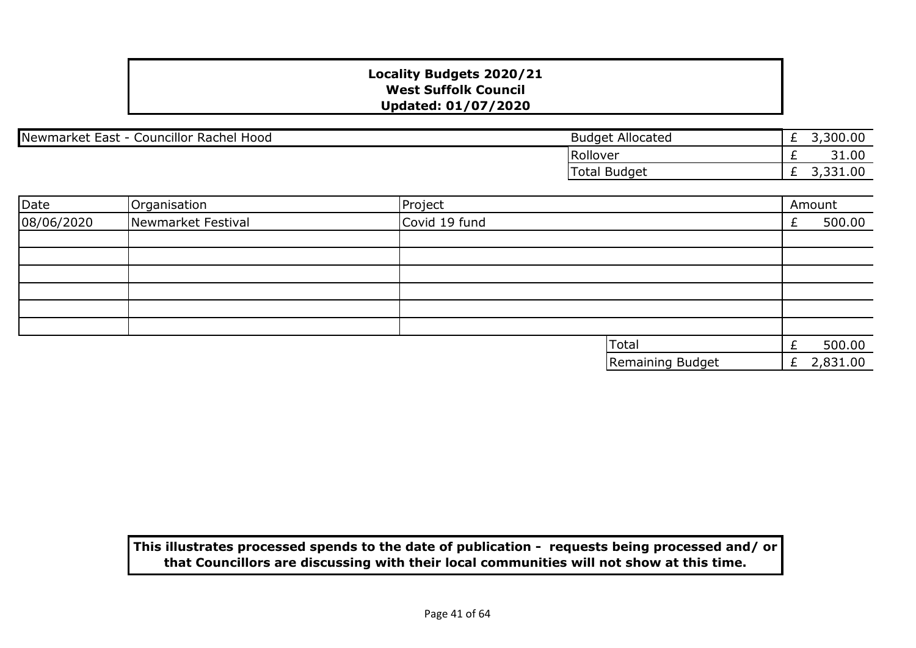**Locality Budgets 2020/21**
**West Suffolk Council**
**Updated: 01/07/2020**

| Newmarket East - Councillor Rachel Hood | Budget Allocated | £ 3,300.00 |
|---|---|---|
| | Rollover | £ 31.00 |
| | Total Budget | £ 3,331.00 |

| Date | Organisation | Project | Amount |
|---|---|---|---|
| 08/06/2020 | Newmarket Festival | Covid 19 fund | £ 500.00 |
| | | | |
| | | | |
| | | | |
| | | | |
| | | | |
| | | | |
| | | Total | £ 500.00 |
| | | Remaining Budget | £ 2,831.00 |

**This illustrates processed spends to the date of publication - requests being processed and/ or that Councillors are discussing with their local communities will not show at this time.**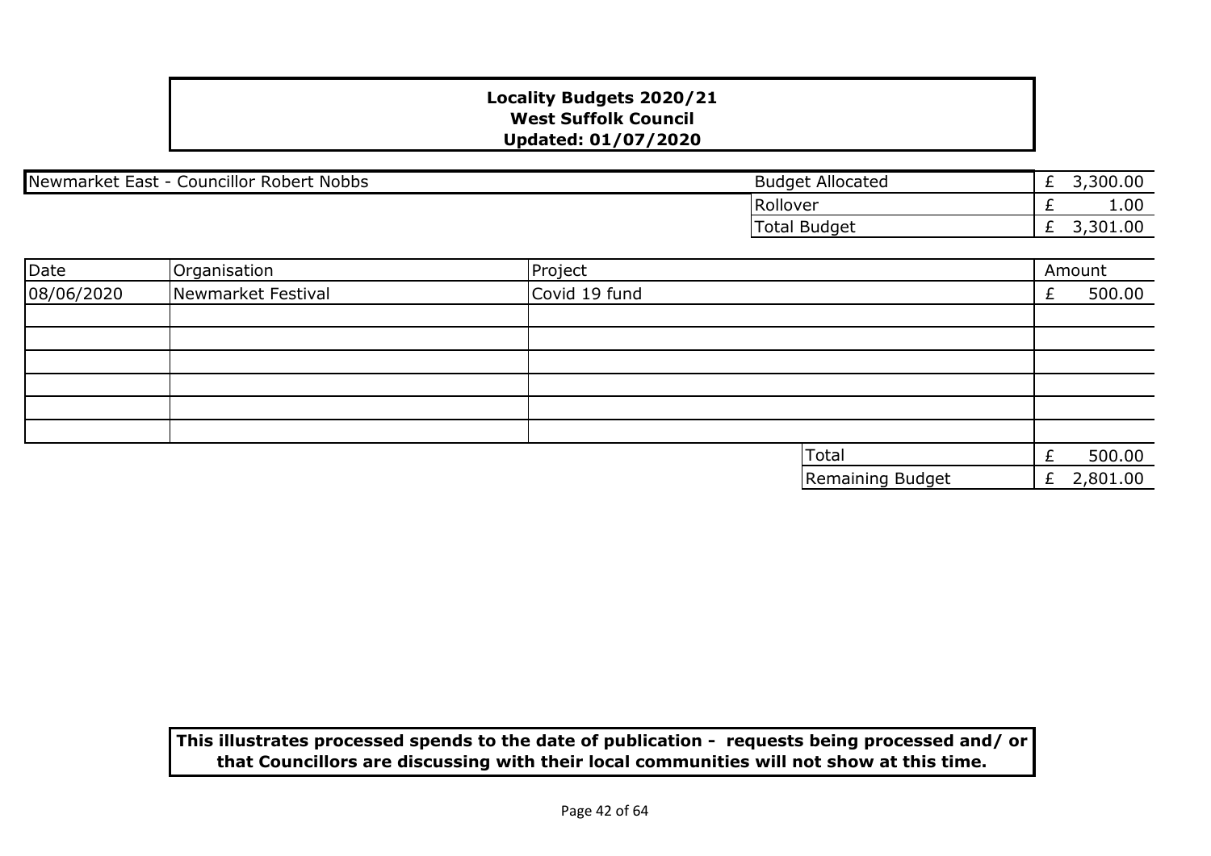**Locality Budgets 2020/21**
**West Suffolk Council**
**Updated: 01/07/2020**

| Newmarket East - Councillor Robert Nobbs | | |
|---|---|---|
| | Budget Allocated | £ 3,300.00 |
| | Rollover | £ 1.00 |
| | Total Budget | £ 3,301.00 |

| Date | Organisation | Project | Amount |
|---|---|---|---|
| 08/06/2020 | Newmarket Festival | Covid 19 fund | £ 500.00 |
| | | | |
| | | | |
| | | | |
| | | | |
| | | | |
| | | | |
| | | Total | £ 500.00 |
| | | Remaining Budget | £ 2,801.00 |

**This illustrates processed spends to the date of publication - requests being processed and/ or that Councillors are discussing with their local communities will not show at this time.**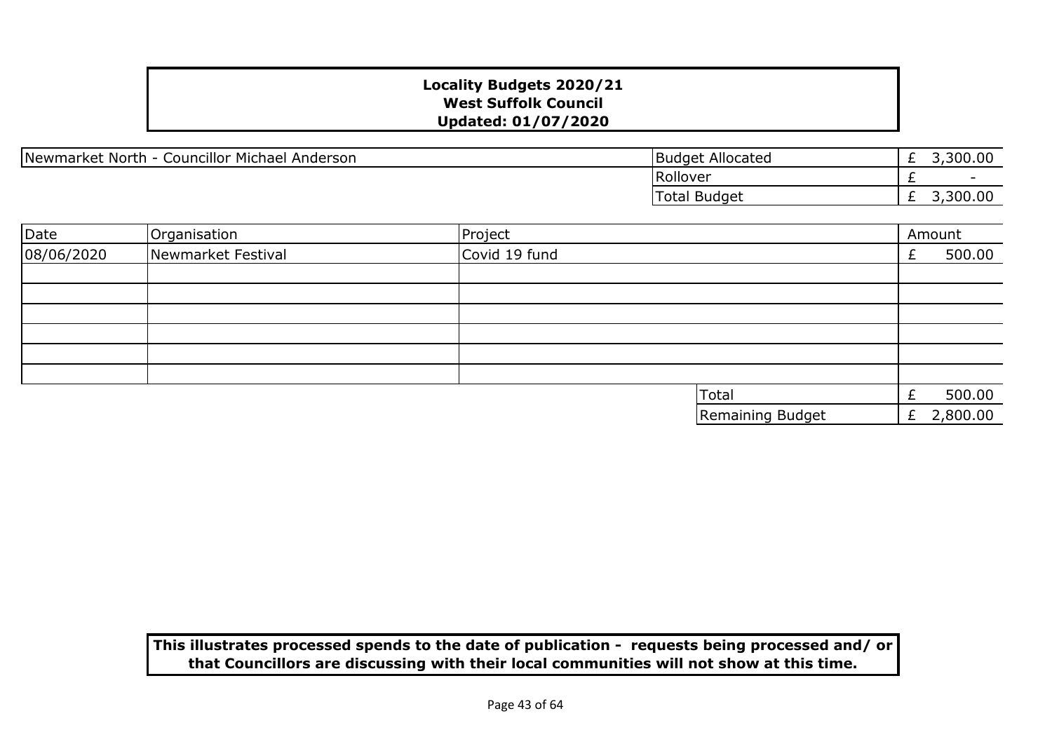**Locality Budgets 2020/21**
**West Suffolk Council**
**Updated: 01/07/2020**

| Newmarket North - Councillor Michael Anderson | | |
|---|---|---|
| | Budget Allocated | £ 3,300.00 |
| | Rollover | £ - |
| | Total Budget | £ 3,300.00 |

| Date | Organisation | Project | Amount |
|---|---|---|---|
| 08/06/2020 | Newmarket Festival | Covid 19 fund | £ 500.00 |
| | | | |
| | | | |
| | | | |
| | | | |
| | | | |
| | | | |
| | | Total | £ 500.00 |
| | | Remaining Budget | £ 2,800.00 |

**This illustrates processed spends to the date of publication - requests being processed and/ or that Councillors are discussing with their local communities will not show at this time.**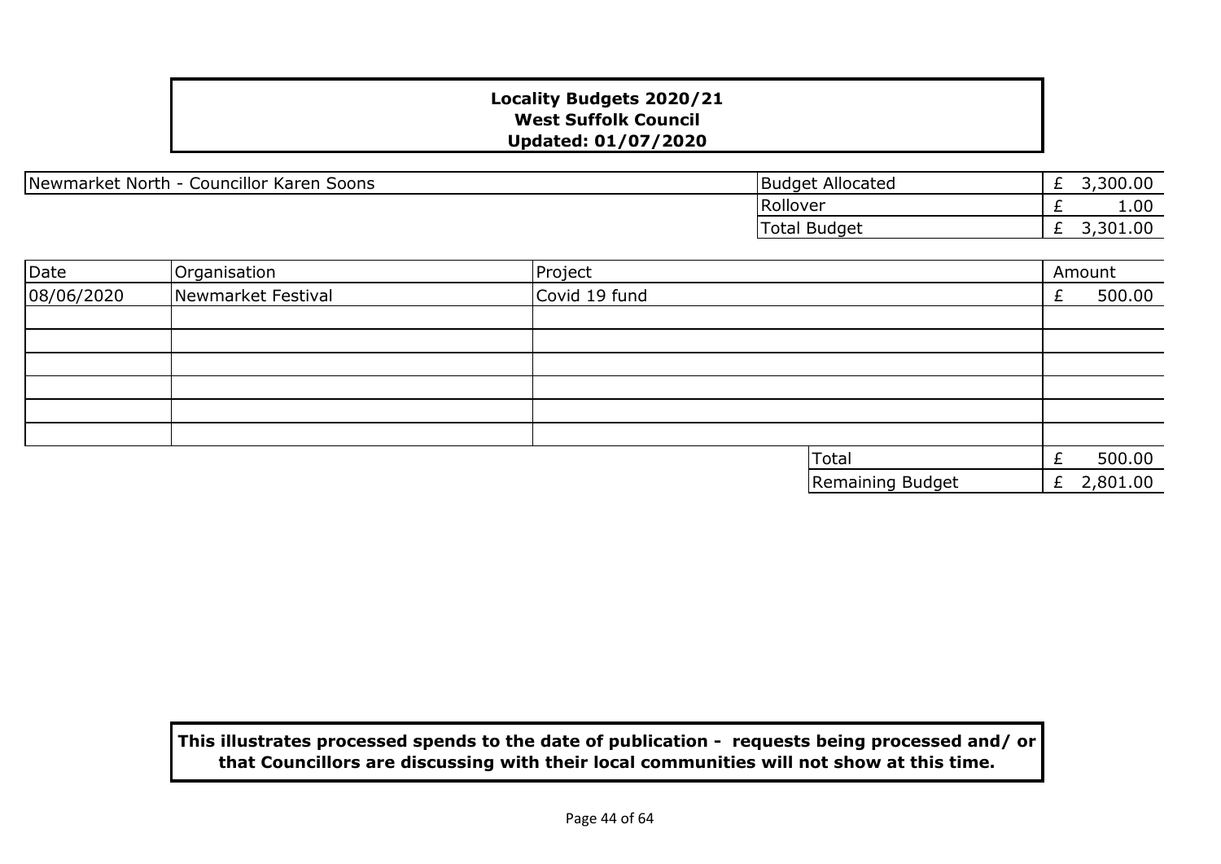**Locality Budgets 2020/21**
**West Suffolk Council**
**Updated: 01/07/2020**

| Newmarket North - Councillor Karen Soons | | |
|---|---|---|
| | Budget Allocated | £ 3,300.00 |
| | Rollover | £ 1.00 |
| | Total Budget | £ 3,301.00 |

| Date | Organisation | Project | Amount |
|---|---|---|---|
| 08/06/2020 | Newmarket Festival | Covid 19 fund | £ 500.00 |
| | | | |
| | | | |
| | | | |
| | | | |
| | | | |
| | | | |
| | | Total | £ 500.00 |
| | | Remaining Budget | £ 2,801.00 |

**This illustrates processed spends to the date of publication - requests being processed and/ or that Councillors are discussing with their local communities will not show at this time.**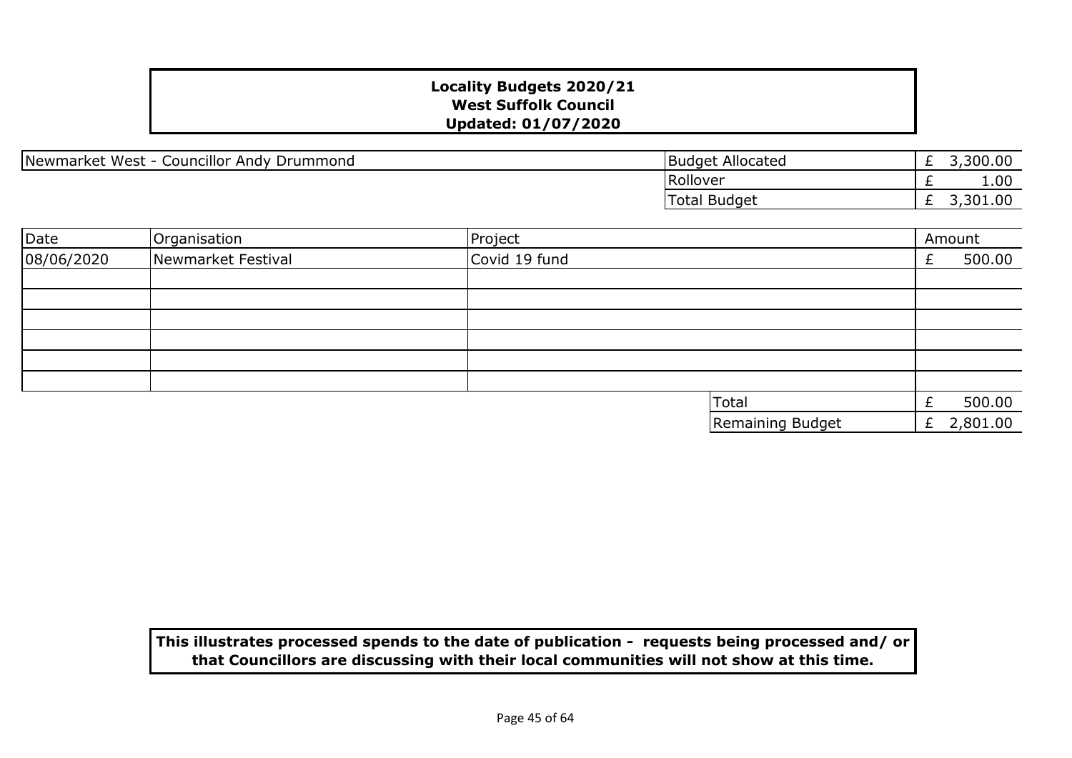**Locality Budgets 2020/21**
**West Suffolk Council**
**Updated: 01/07/2020**

| Newmarket West - Councillor Andy Drummond | Budget Allocated | £ 3,300.00 |
|---|---|---|
| | Rollover | £ 1.00 |
| | Total Budget | £ 3,301.00 |

| Date | Organisation | Project | | Amount |
|---|---|---|---|---|
| 08/06/2020 | Newmarket Festival | Covid 19 fund | | £ 500.00 |
| | | | | |
| | | | | |
| | | | | |
| | | | | |
| | | | | |
| | | | | |
| | | | Total | £ 500.00 |
| | | | Remaining Budget | £ 2,801.00 |

**This illustrates processed spends to the date of publication - requests being processed and/ or that Councillors are discussing with their local communities will not show at this time.**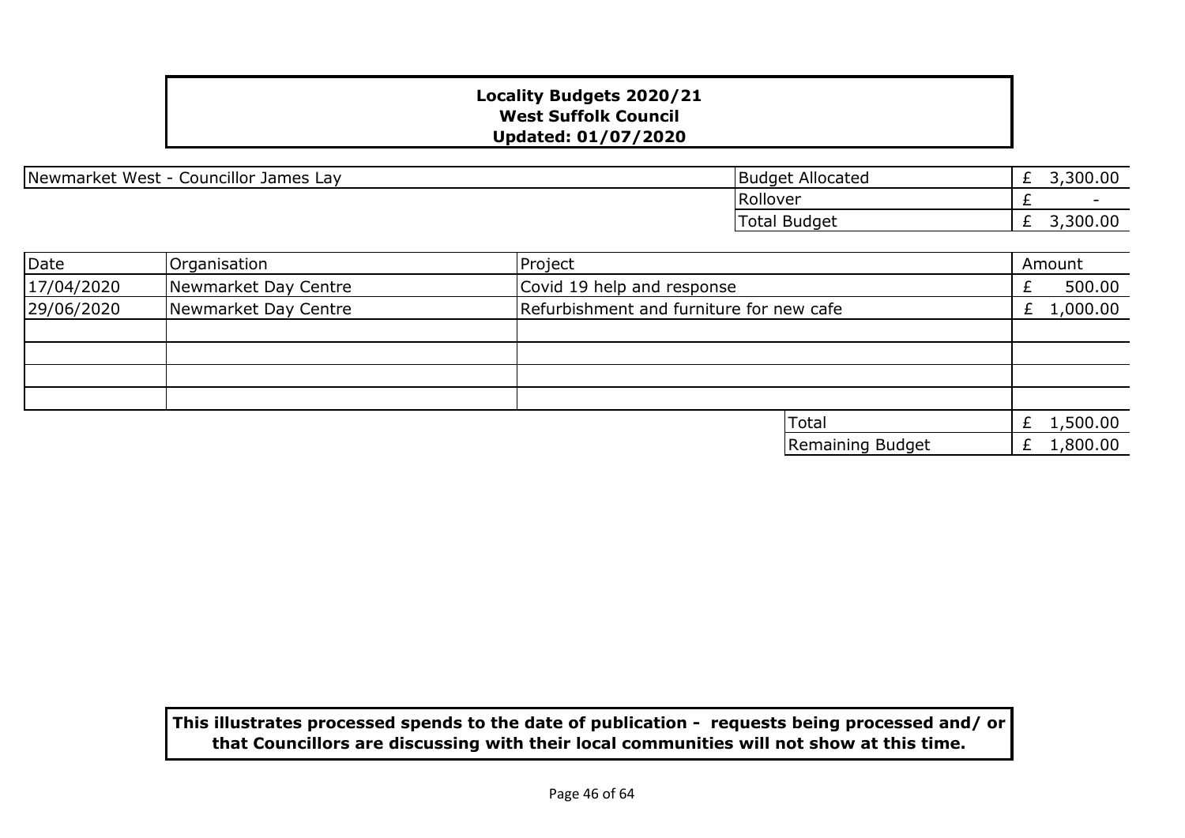**Locality Budgets 2020/21**
**West Suffolk Council**
**Updated: 01/07/2020**

| Newmarket West - Councillor James Lay | | |
|---|---|---|
| | Budget Allocated | £ 3,300.00 |
| | Rollover | £ - |
| | Total Budget | £ 3,300.00 |

| Date | Organisation | Project | Amount |
|---|---|---|---|
| 17/04/2020 | Newmarket Day Centre | Covid 19 help and response | £ 500.00 |
| 29/06/2020 | Newmarket Day Centre | Refurbishment and furniture for new cafe | £ 1,000.00 |
| | | | |
| | | | |
| | | | |
| | | | |
| | | Total | £ 1,500.00 |
| | | Remaining Budget | £ 1,800.00 |

**This illustrates processed spends to the date of publication - requests being processed and/ or that Councillors are discussing with their local communities will not show at this time.**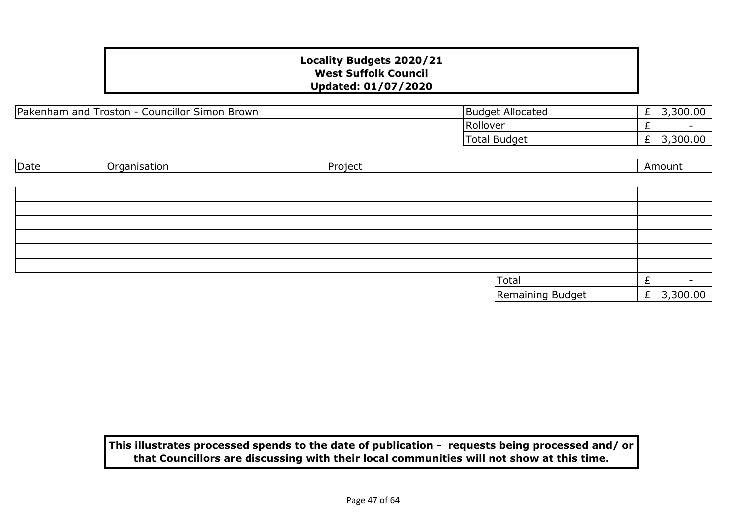**Locality Budgets 2020/21**
**West Suffolk Council**
**Updated: 01/07/2020**

| Pakenham and Troston - Councillor Simon Brown | Budget Allocated | £ 3,300.00 |
|---|---|---|
| | Rollover | £ - |
| | Total Budget | £ 3,300.00 |

| Date | Organisation | Project | Amount |
|---|---|---|---|
| | | | |
| | | | |
| | | | |
| | | | |
| | | | |
| | | | |
| | | Total | £ - |
| | | Remaining Budget | £ 3,300.00 |

**This illustrates processed spends to the date of publication - requests being processed and/ or that Councillors are discussing with their local communities will not show at this time.**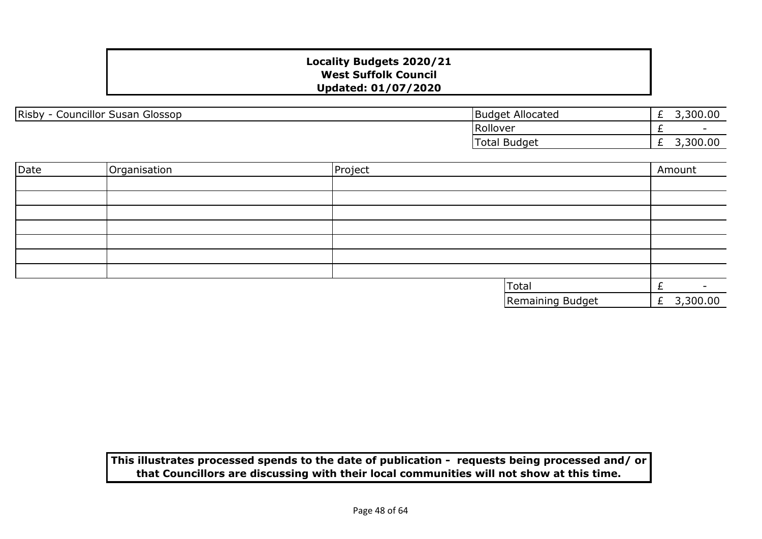**Locality Budgets 2020/21**
**West Suffolk Council**
**Updated: 01/07/2020**

| Risby - Councillor Susan Glossop | Budget Allocated | £ 3,300.00 |
|---|---|---|
| | Rollover | £ - |
| | Total Budget | £ 3,300.00 |

| Date | Organisation | Project | Amount |
|---|---|---|---|
| | | | |
| | | | |
| | | | |
| | | | |
| | | | |
| | | | |
| | | | |
| | | Total | £ - |
| | | Remaining Budget | £ 3,300.00 |

**This illustrates processed spends to the date of publication - requests being processed and/ or that Councillors are discussing with their local communities will not show at this time.**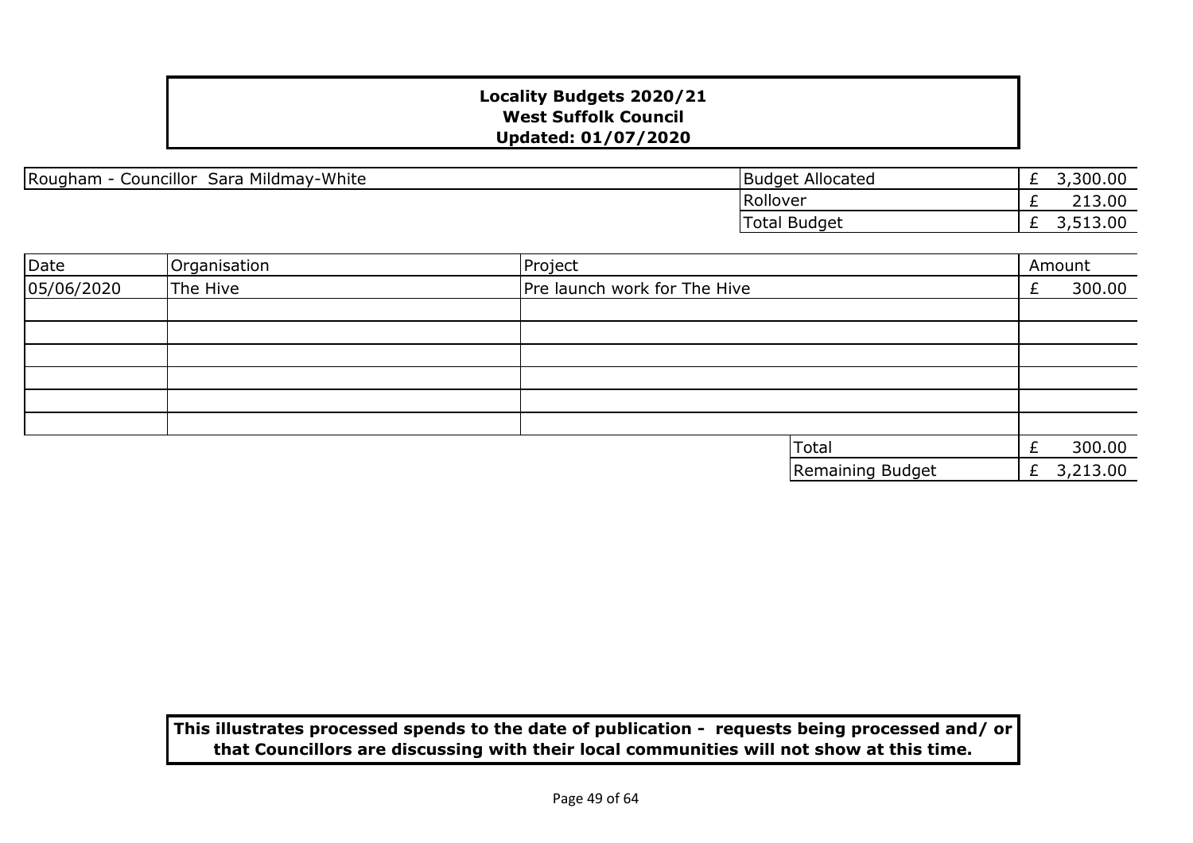**Locality Budgets 2020/21**
**West Suffolk Council**
**Updated: 01/07/2020**

| Rougham - Councillor Sara Mildmay-White | | |
|---|---|---|
| | Budget Allocated | £ 3,300.00 |
| | Rollover | £ 213.00 |
| | Total Budget | £ 3,513.00 |

| Date | Organisation | Project | Amount |
|---|---|---|---|
| 05/06/2020 | The Hive | Pre launch work for The Hive | £ 300.00 |
| | | | |
| | | | |
| | | | |
| | | | |
| | | | |
| | | | |
| | | Total | £ 300.00 |
| | | Remaining Budget | £ 3,213.00 |

**This illustrates processed spends to the date of publication - requests being processed and/ or that Councillors are discussing with their local communities will not show at this time.**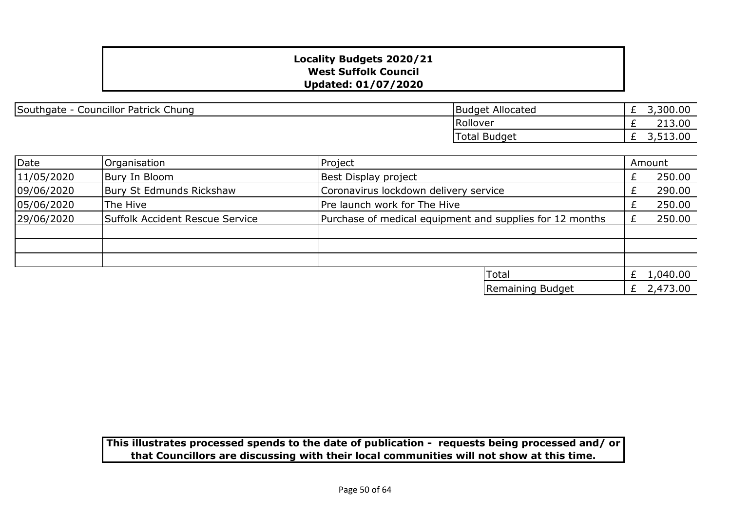**Locality Budgets 2020/21**
**West Suffolk Council**
**Updated: 01/07/2020**

| Southgate - Councillor Patrick Chung | | |
|---|---|---|
| | Budget Allocated | £ 3,300.00 |
| | Rollover | £ 213.00 |
| | Total Budget | £ 3,513.00 |

| Date | Organisation | Project | Amount |
|---|---|---|---|
| 11/05/2020 | Bury In Bloom | Best Display project | £ 250.00 |
| 09/06/2020 | Bury St Edmunds Rickshaw | Coronavirus lockdown delivery service | £ 290.00 |
| 05/06/2020 | The Hive | Pre launch work for The Hive | £ 250.00 |
| 29/06/2020 | Suffolk Accident Rescue Service | Purchase of medical equipment and supplies for 12 months | £ 250.00 |
| | | | |
| | | | |
| | | | |
| | | Total | £ 1,040.00 |
| | | Remaining Budget | £ 2,473.00 |

**This illustrates processed spends to the date of publication - requests being processed and/ or that Councillors are discussing with their local communities will not show at this time.**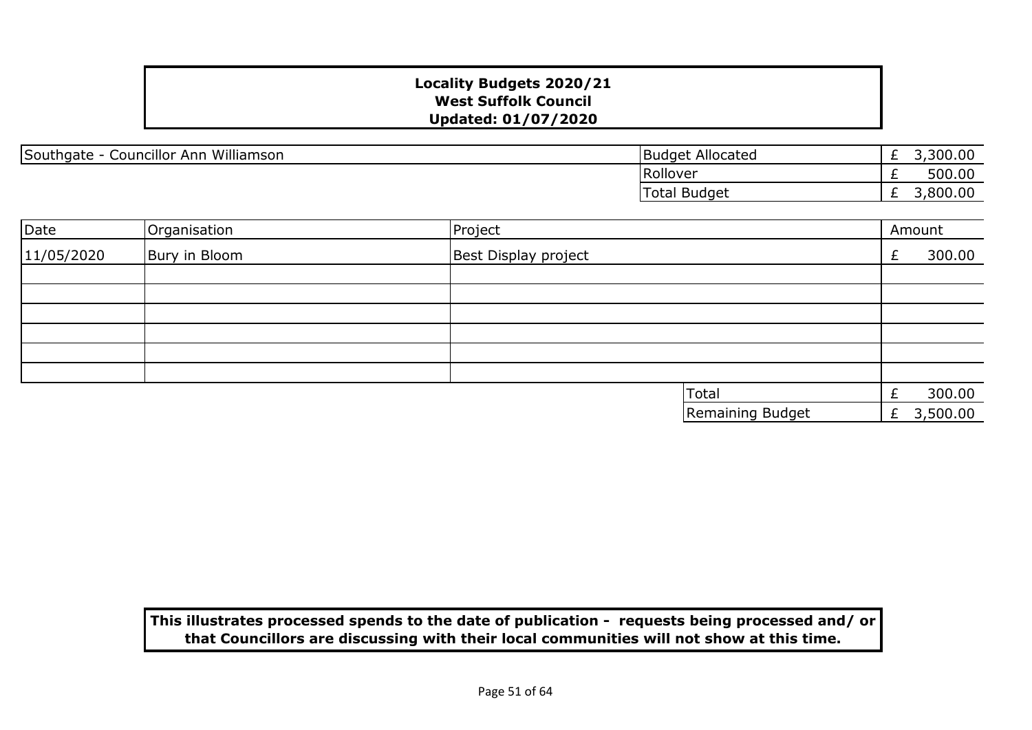**Locality Budgets 2020/21**
**West Suffolk Council**
**Updated: 01/07/2020**

| Southgate - Councillor Ann Williamson | | |
|---|---|---|
| | Budget Allocated | £ 3,300.00 |
| | Rollover | £ 500.00 |
| | Total Budget | £ 3,800.00 |

| Date | Organisation | Project | Amount |
|---|---|---|---|
| 11/05/2020 | Bury in Bloom | Best Display project | £ 300.00 |
| | | | |
| | | | |
| | | | |
| | | | |
| | | | |
| | | | |
| | | Total | £ 300.00 |
| | | Remaining Budget | £ 3,500.00 |

**This illustrates processed spends to the date of publication - requests being processed and/ or that Councillors are discussing with their local communities will not show at this time.**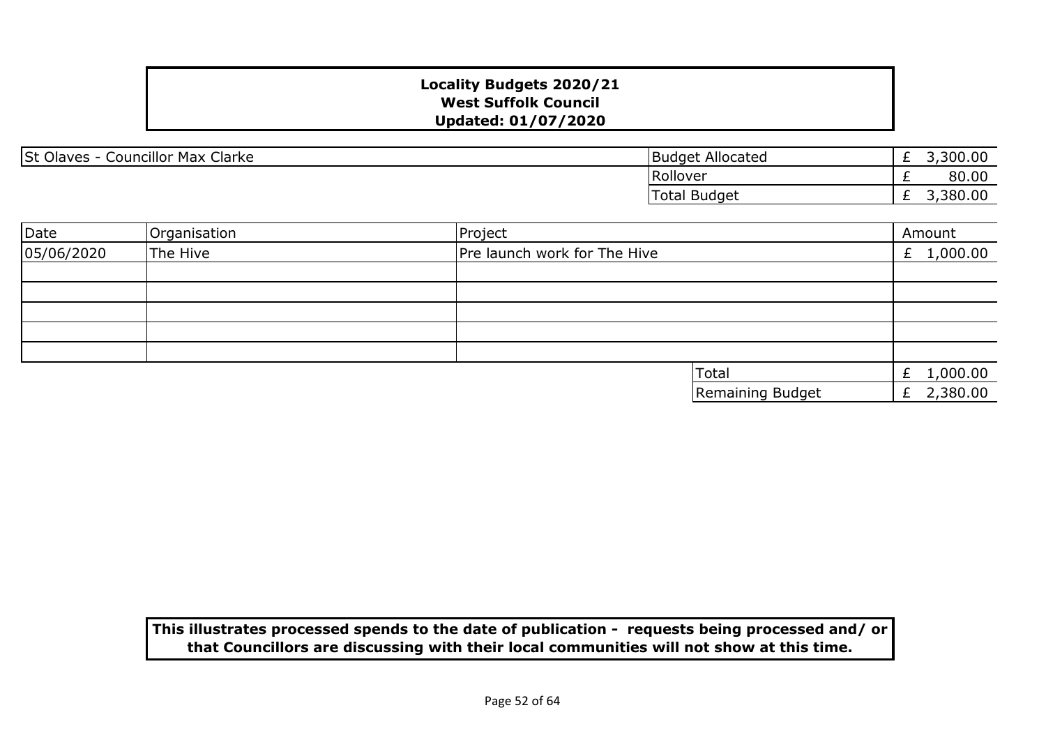**Locality Budgets 2020/21**
**West Suffolk Council**
**Updated: 01/07/2020**

| St Olaves - Councillor Max Clarke | | |
|---|---|---|
| | Budget Allocated | £ 3,300.00 |
| | Rollover | £ 80.00 |
| | Total Budget | £ 3,380.00 |

| Date | Organisation | Project | Amount |
|---|---|---|---|
| 05/06/2020 | The Hive | Pre launch work for The Hive | £ 1,000.00 |
| | | | |
| | | | |
| | | | |
| | | | |
| | | | |
| | | Total | £ 1,000.00 |
| | | Remaining Budget | £ 2,380.00 |

**This illustrates processed spends to the date of publication - requests being processed and/ or that Councillors are discussing with their local communities will not show at this time.**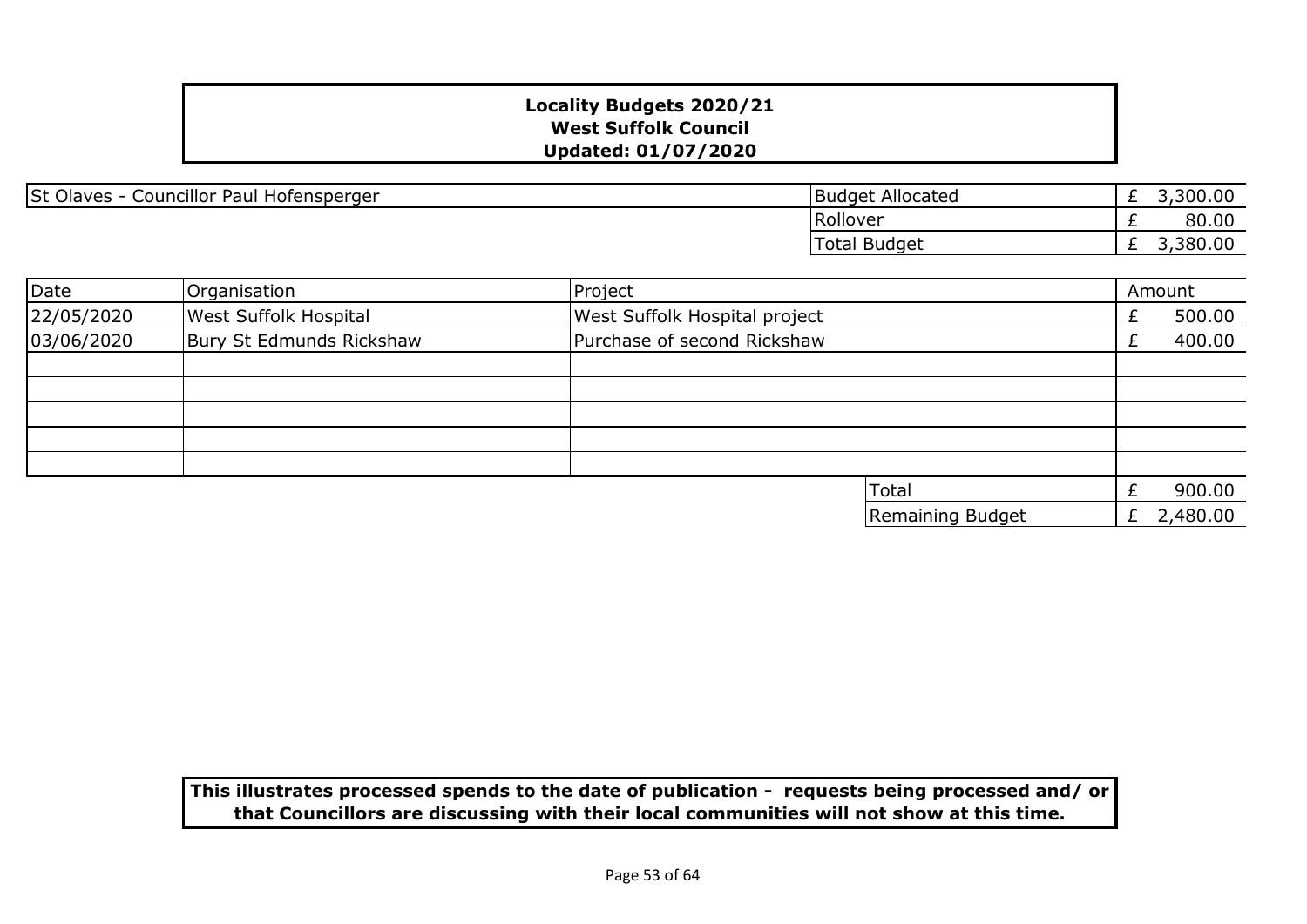**Locality Budgets 2020/21**
**West Suffolk Council**
**Updated: 01/07/2020**

| St Olaves - Councillor Paul Hofensperger | | |
|---|---|---|
| | Budget Allocated | £ 3,300.00 |
| | Rollover | £ 80.00 |
| | Total Budget | £ 3,380.00 |

| Date | Organisation | Project | Amount |
|---|---|---|---|
| 22/05/2020 | West Suffolk Hospital | West Suffolk Hospital project | £ 500.00 |
| 03/06/2020 | Bury St Edmunds Rickshaw | Purchase of second Rickshaw | £ 400.00 |
| | | | |
| | | | |
| | | | |
| | | | |
| | | | |
| | | Total | £ 900.00 |
| | | Remaining Budget | £ 2,480.00 |

**This illustrates processed spends to the date of publication - requests being processed and/ or that Councillors are discussing with their local communities will not show at this time.**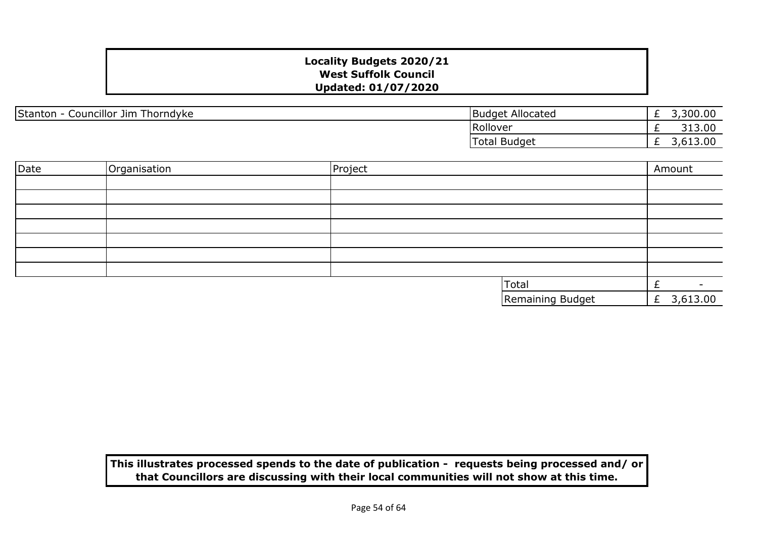**Locality Budgets 2020/21**
**West Suffolk Council**
**Updated: 01/07/2020**

| Stanton - Councillor Jim Thorndyke | Budget Allocated | £ 3,300.00 |
|---|---|---|
| | Rollover | £ 313.00 |
| | Total Budget | £ 3,613.00 |

| Date | Organisation | Project | | Amount |
|---|---|---|---|---|
| | | | | |
| | | | | |
| | | | | |
| | | | | |
| | | | | |
| | | | | |
| | | | | |
| | | | Total | £ - |
| | | | Remaining Budget | £ 3,613.00 |

**This illustrates processed spends to the date of publication - requests being processed and/ or that Councillors are discussing with their local communities will not show at this time.**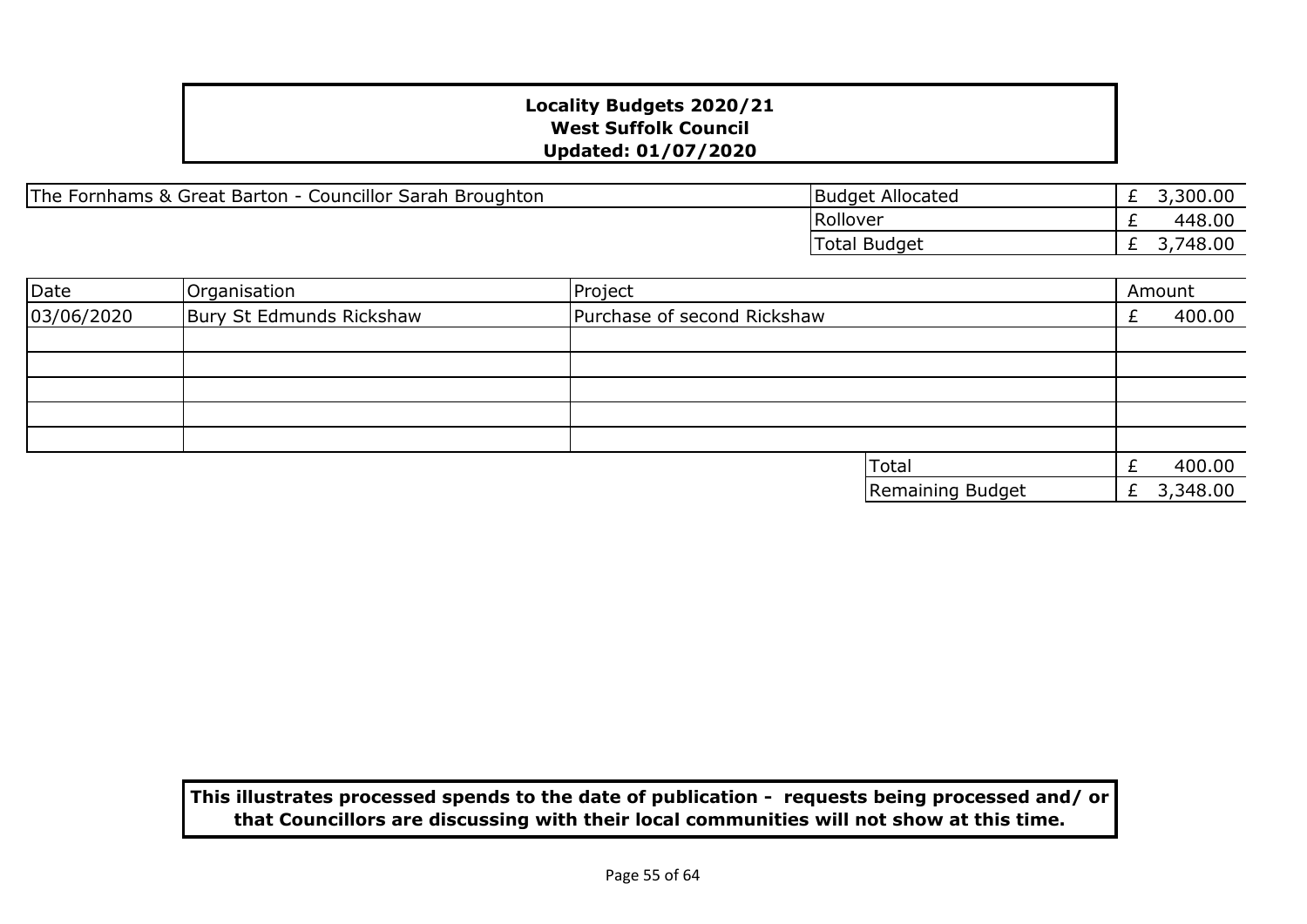**Locality Budgets 2020/21**
**West Suffolk Council**
**Updated: 01/07/2020**

The Fornhams & Great Barton - Councillor Sarah Broughton

| | |
|---|---|
| Budget Allocated | £ 3,300.00 |
| Rollover | £ 448.00 |
| Total Budget | £ 3,748.00 |

| Date | Organisation | Project | Amount |
|---|---|---|---|
| 03/06/2020 | Bury St Edmunds Rickshaw | Purchase of second Rickshaw | £ 400.00 |
| | | | |
| | | | |
| | | | |
| | | | |
| | | | |
| | | Total | £ 400.00 |
| | | Remaining Budget | £ 3,348.00 |

**This illustrates processed spends to the date of publication - requests being processed and/ or that Councillors are discussing with their local communities will not show at this time.**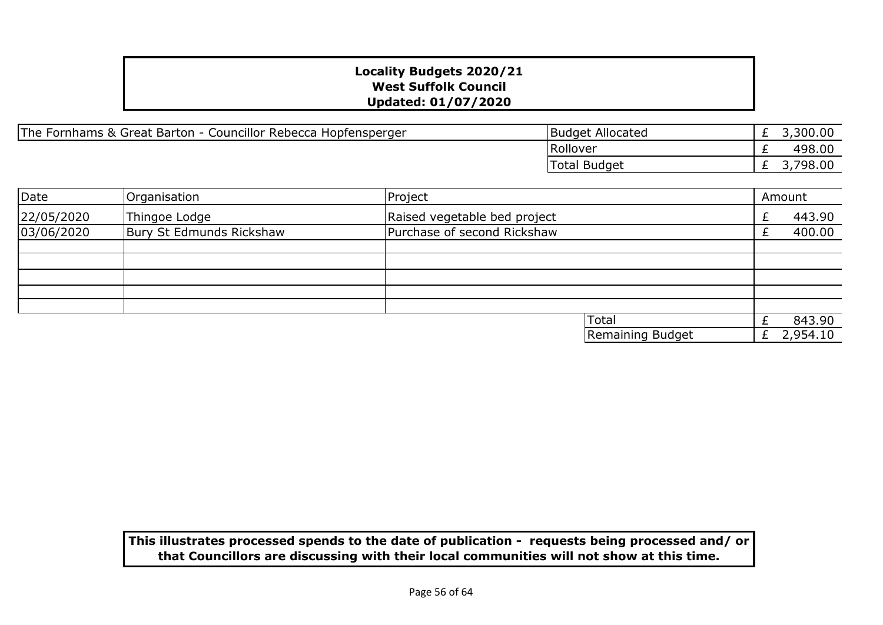# Locality Budgets 2020/21
## West Suffolk Council
### Updated: 01/07/2020

| The Fornhams & Great Barton - Councillor Rebecca Hopfensperger | | |
|---|---|---|
| | Budget Allocated | £ 3,300.00 |
| | Rollover | £ 498.00 |
| | Total Budget | £ 3,798.00 |

| Date | Organisation | Project | Amount |
|---|---|---|---|
| 22/05/2020 | Thingoe Lodge | Raised vegetable bed project | £ 443.90 |
| 03/06/2020 | Bury St Edmunds Rickshaw | Purchase of second Rickshaw | £ 400.00 |
| | | | |
| | | | |
| | | | |
| | | | |
| | | | |
| | | Total | £ 843.90 |
| | | Remaining Budget | £ 2,954.10 |

**This illustrates processed spends to the date of publication - requests being processed and/ or that Councillors are discussing with their local communities will not show at this time.**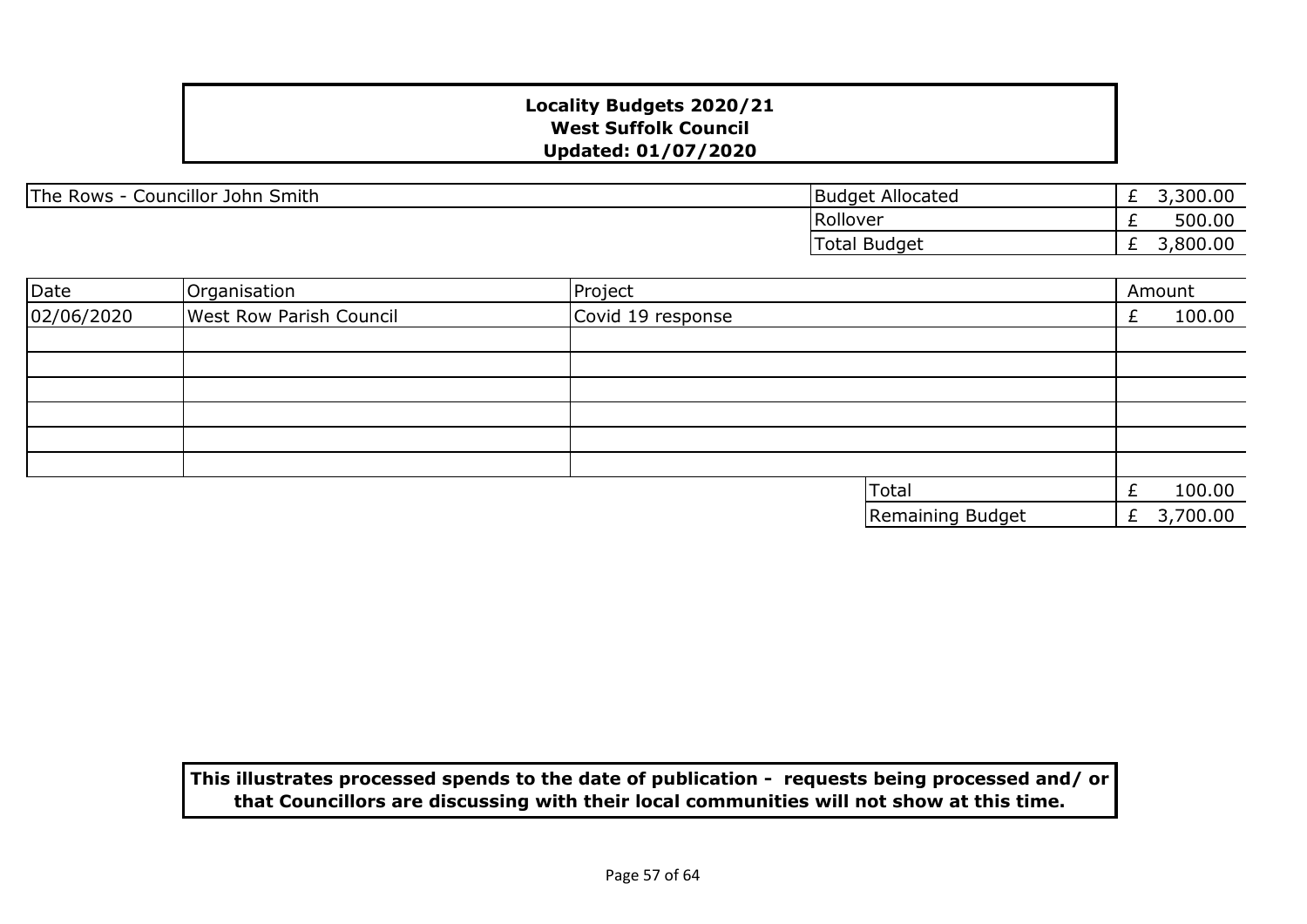**Locality Budgets 2020/21**
**West Suffolk Council**
**Updated: 01/07/2020**

The Rows - Councillor John Smith

| | |
|---|---|
| Budget Allocated | £ 3,300.00 |
| Rollover | £ 500.00 |
| Total Budget | £ 3,800.00 |

| Date | Organisation | Project | Amount |
|---|---|---|---|
| 02/06/2020 | West Row Parish Council | Covid 19 response | £ 100.00 |
| | | | |
| | | | |
| | | | |
| | | | |
| | | | |
| | | | |
| | | Total | £ 100.00 |
| | | Remaining Budget | £ 3,700.00 |

**This illustrates processed spends to the date of publication - requests being processed and/ or that Councillors are discussing with their local communities will not show at this time.**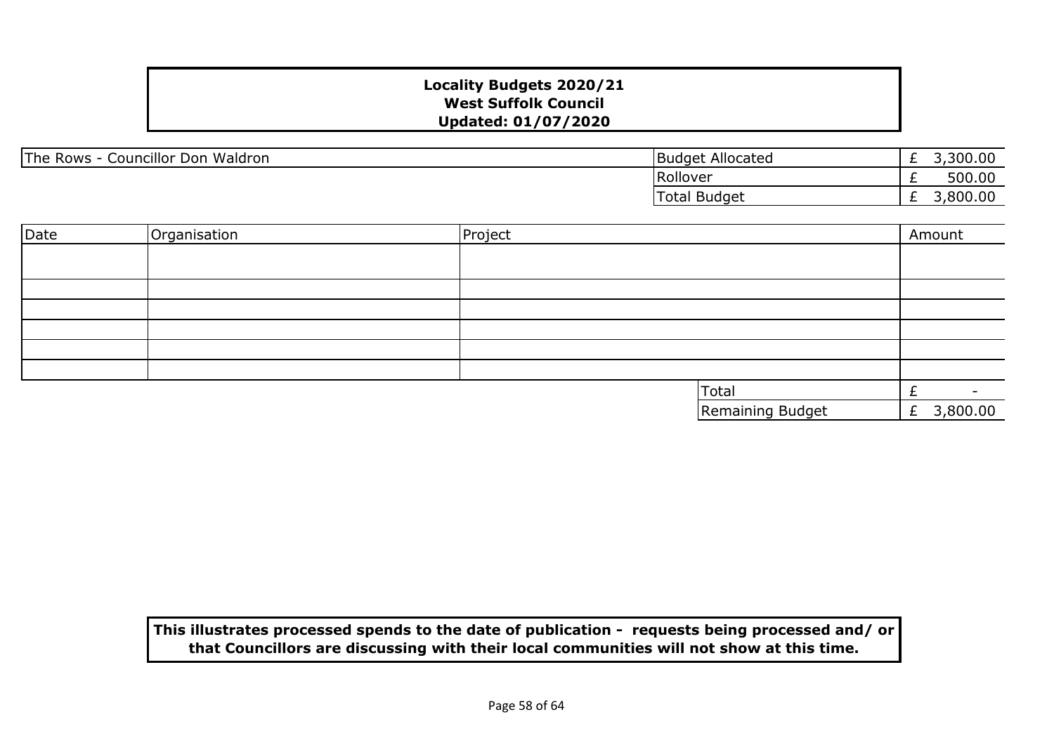**Locality Budgets 2020/21**
**West Suffolk Council**
**Updated: 01/07/2020**

| The Rows - Councillor Don Waldron | | |
|---|---|---|
| | Budget Allocated | £ 3,300.00 |
| | Rollover | £ 500.00 |
| | Total Budget | £ 3,800.00 |

| Date | Organisation | Project | Amount |
|---|---|---|---|
| | | | |
| | | | |
| | | | |
| | | | |
| | | | |
| | | | |
| | | Total | £ - |
| | | Remaining Budget | £ 3,800.00 |

**This illustrates processed spends to the date of publication - requests being processed and/ or that Councillors are discussing with their local communities will not show at this time.**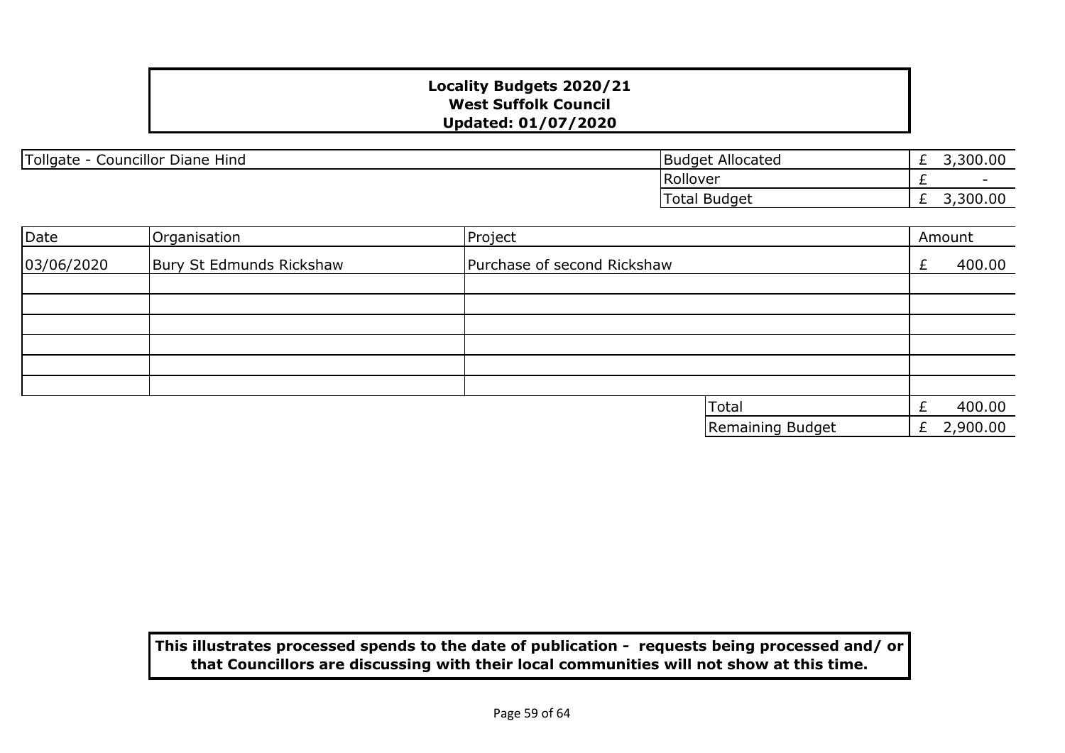**Locality Budgets 2020/21**
**West Suffolk Council**
**Updated: 01/07/2020**

| Tollgate - Councillor Diane Hind | | |
|---|---|---|
| | Budget Allocated | £ 3,300.00 |
| | Rollover | £ - |
| | Total Budget | £ 3,300.00 |

| Date | Organisation | Project | Amount |
|---|---|---|---|
| 03/06/2020 | Bury St Edmunds Rickshaw | Purchase of second Rickshaw | £ 400.00 |
| | | | |
| | | | |
| | | | |
| | | | |
| | | | |
| | | | |
| | | Total | £ 400.00 |
| | | Remaining Budget | £ 2,900.00 |

**This illustrates processed spends to the date of publication - requests being processed and/ or that Councillors are discussing with their local communities will not show at this time.**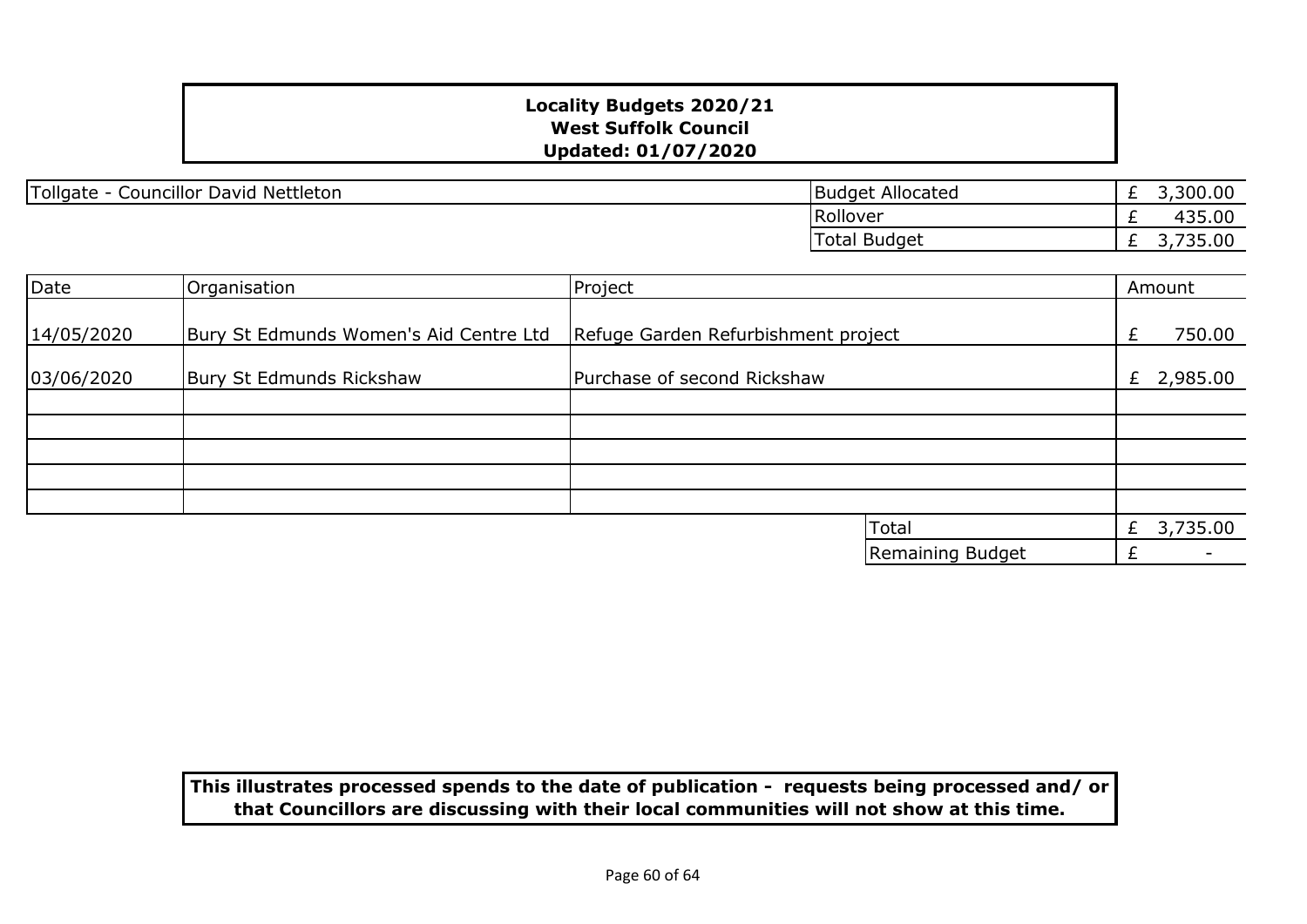**Locality Budgets 2020/21**
**West Suffolk Council**
**Updated: 01/07/2020**

Tollgate - Councillor David Nettleton

| | |
|---|---|
| Budget Allocated | £ 3,300.00 |
| Rollover | £ 435.00 |
| Total Budget | £ 3,735.00 |

| Date | Organisation | Project | Amount |
|---|---|---|---|
| 14/05/2020 | Bury St Edmunds Women's Aid Centre Ltd | Refuge Garden Refurbishment project | £ 750.00 |
| 03/06/2020 | Bury St Edmunds Rickshaw | Purchase of second Rickshaw | £ 2,985.00 |
| | | | |
| | | | |
| | | | |
| | | | |
| | | | |
| | | Total | £ 3,735.00 |
| | | Remaining Budget | £ - |

**This illustrates processed spends to the date of publication - requests being processed and/ or that Councillors are discussing with their local communities will not show at this time.**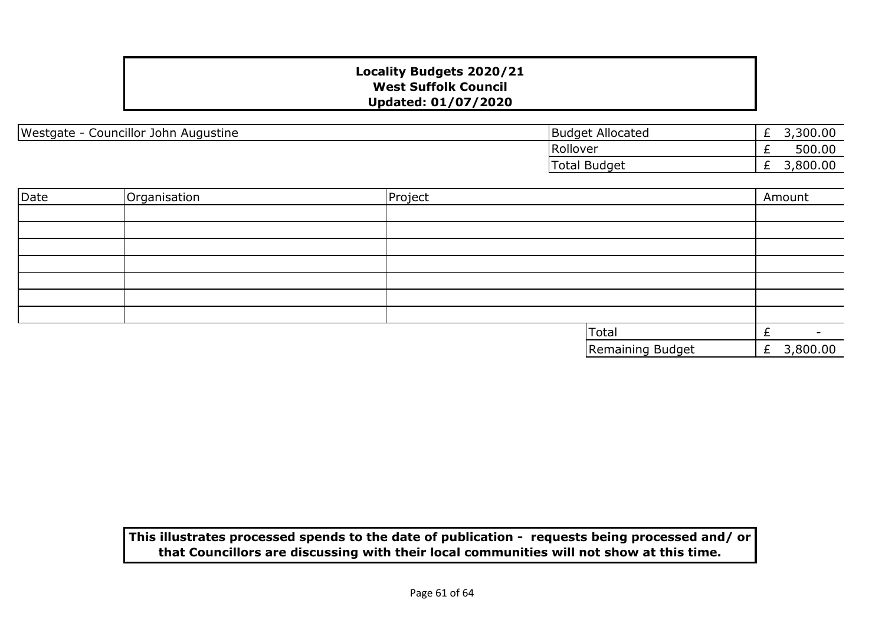**Locality Budgets 2020/21**
**West Suffolk Council**
**Updated: 01/07/2020**

| Westgate - Councillor John Augustine | | |
|---|---|---|
| | Budget Allocated | £ 3,300.00 |
| | Rollover | £ 500.00 |
| | Total Budget | £ 3,800.00 |

| Date | Organisation | Project | Amount |
|---|---|---|---|
| | | | |
| | | | |
| | | | |
| | | | |
| | | | |
| | | | |
| | | | |
| | | Total | £ - |
| | | Remaining Budget | £ 3,800.00 |

**This illustrates processed spends to the date of publication - requests being processed and/ or that Councillors are discussing with their local communities will not show at this time.**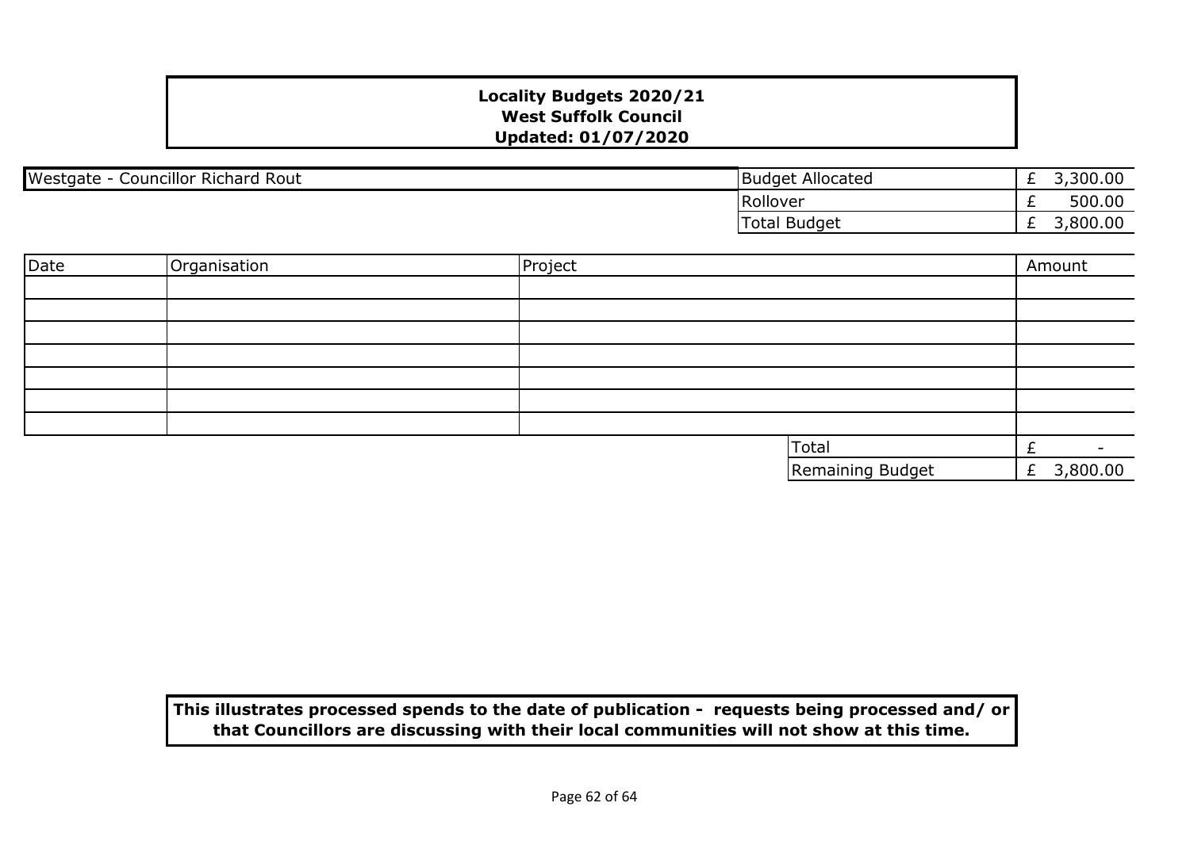**Locality Budgets 2020/21**
**West Suffolk Council**
**Updated: 01/07/2020**

| Westgate - Councillor Richard Rout | | |
|---|---|---|
| | Budget Allocated | £ 3,300.00 |
| | Rollover | £ 500.00 |
| | Total Budget | £ 3,800.00 |

| Date | Organisation | Project | Amount |
|---|---|---|---|
| | | | |
| | | | |
| | | | |
| | | | |
| | | | |
| | | | |
| | | | |
| | | Total | £ - |
| | | Remaining Budget | £ 3,800.00 |

**This illustrates processed spends to the date of publication - requests being processed and/ or that Councillors are discussing with their local communities will not show at this time.**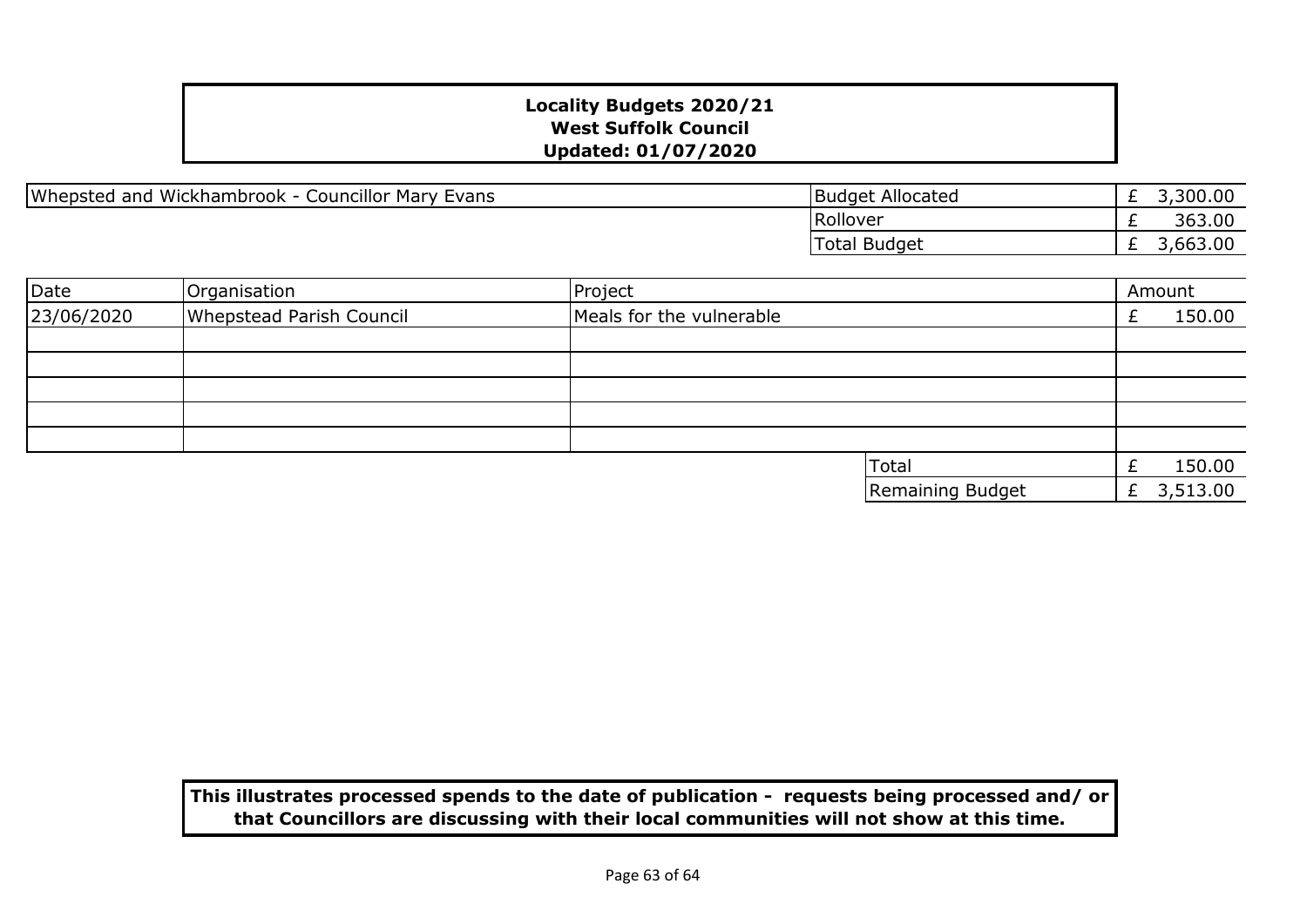**Locality Budgets 2020/21**
**West Suffolk Council**
**Updated: 01/07/2020**

| Whepsted and Wickhambrook - Councillor Mary Evans | Budget Allocated | £ 3,300.00 |
|---|---|---|
| | Rollover | £ 363.00 |
| | Total Budget | £ 3,663.00 |

| Date | Organisation | Project | Amount |
|---|---|---|---|
| 23/06/2020 | Whepstead Parish Council | Meals for the vulnerable | £ 150.00 |
| | | | |
| | | | |
| | | | |
| | | | |
| | | | |
| | | Total | £ 150.00 |
| | | Remaining Budget | £ 3,513.00 |

**This illustrates processed spends to the date of publication - requests being processed and/ or that Councillors are discussing with their local communities will not show at this time.**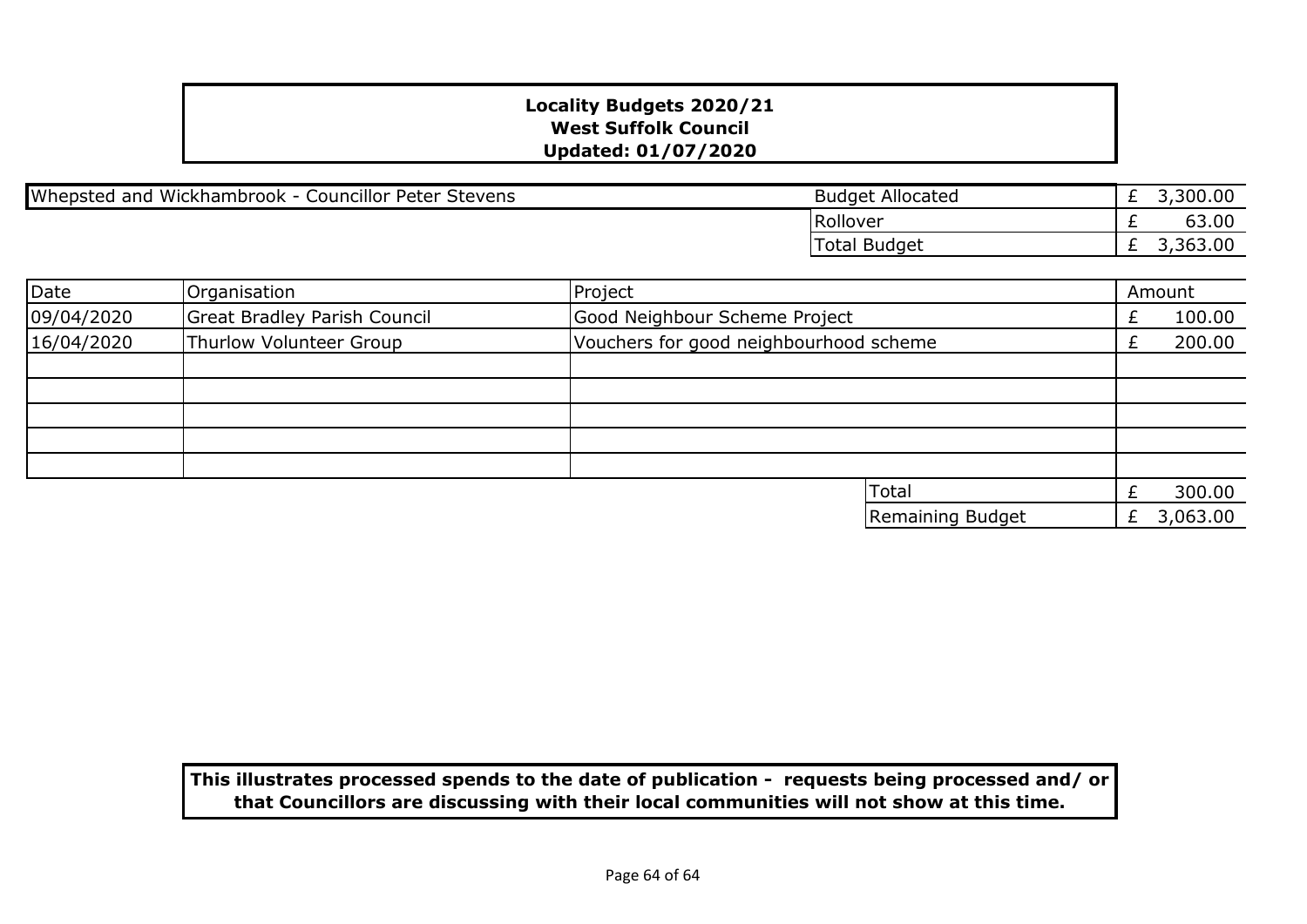**Locality Budgets 2020/21**
**West Suffolk Council**
**Updated: 01/07/2020**

| | | |
|---|---|---|
| Whepsted and Wickhambrook - Councillor Peter Stevens | Budget Allocated | £ 3,300.00 |
| | Rollover | £ 63.00 |
| | Total Budget | £ 3,363.00 |

| Date | Organisation | Project | Amount |
|---|---|---|---|
| 09/04/2020 | Great Bradley Parish Council | Good Neighbour Scheme Project | £ 100.00 |
| 16/04/2020 | Thurlow Volunteer Group | Vouchers for good neighbourhood scheme | £ 200.00 |
| | | | |
| | | | |
| | | | |
| | | | |
| | | | |
| | | Total | £ 300.00 |
| | | Remaining Budget | £ 3,063.00 |

**This illustrates processed spends to the date of publication - requests being processed and/ or that Councillors are discussing with their local communities will not show at this time.**